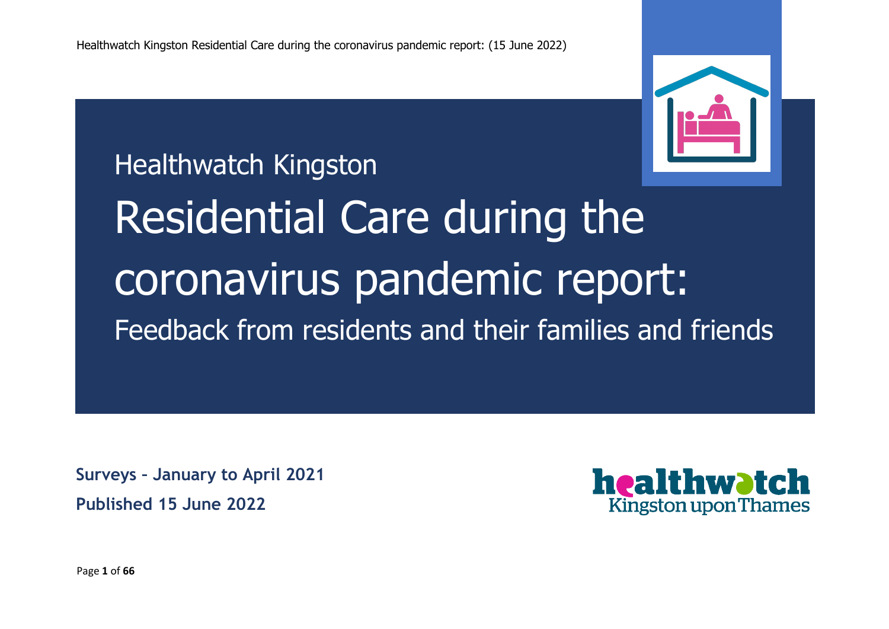Healthwatch Kingston

# Residential Care during the coronavirus pandemic report:

## Feedback from residents and their families and friends

**Surveys – January to April 2021**

**Published 15 June 2022**

healthwatch Kingston upon Thames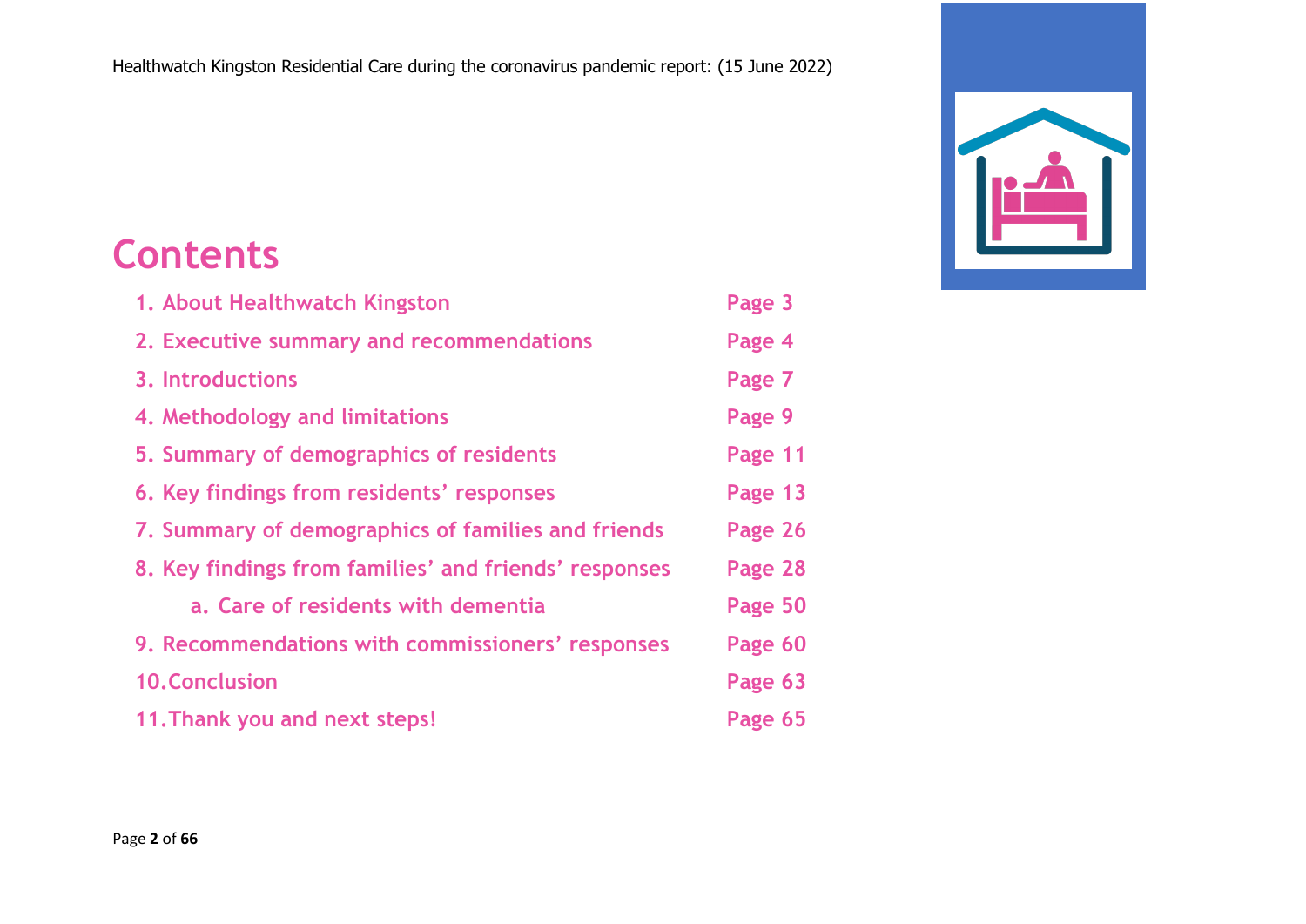# Contents

1. About Healthwatch Kingston — Page 3
2. Executive summary and recommendations — Page 4
3. Introductions — Page 7
4. Methodology and limitations — Page 9
5. Summary of demographics of residents — Page 11
6. Key findings from residents' responses — Page 13
7. Summary of demographics of families and friends — Page 26
8. Key findings from families' and friends' responses — Page 28
    a. Care of residents with dementia — Page 50
9. Recommendations with commissioners' responses — Page 60
10. Conclusion — Page 63
11. Thank you and next steps! — Page 65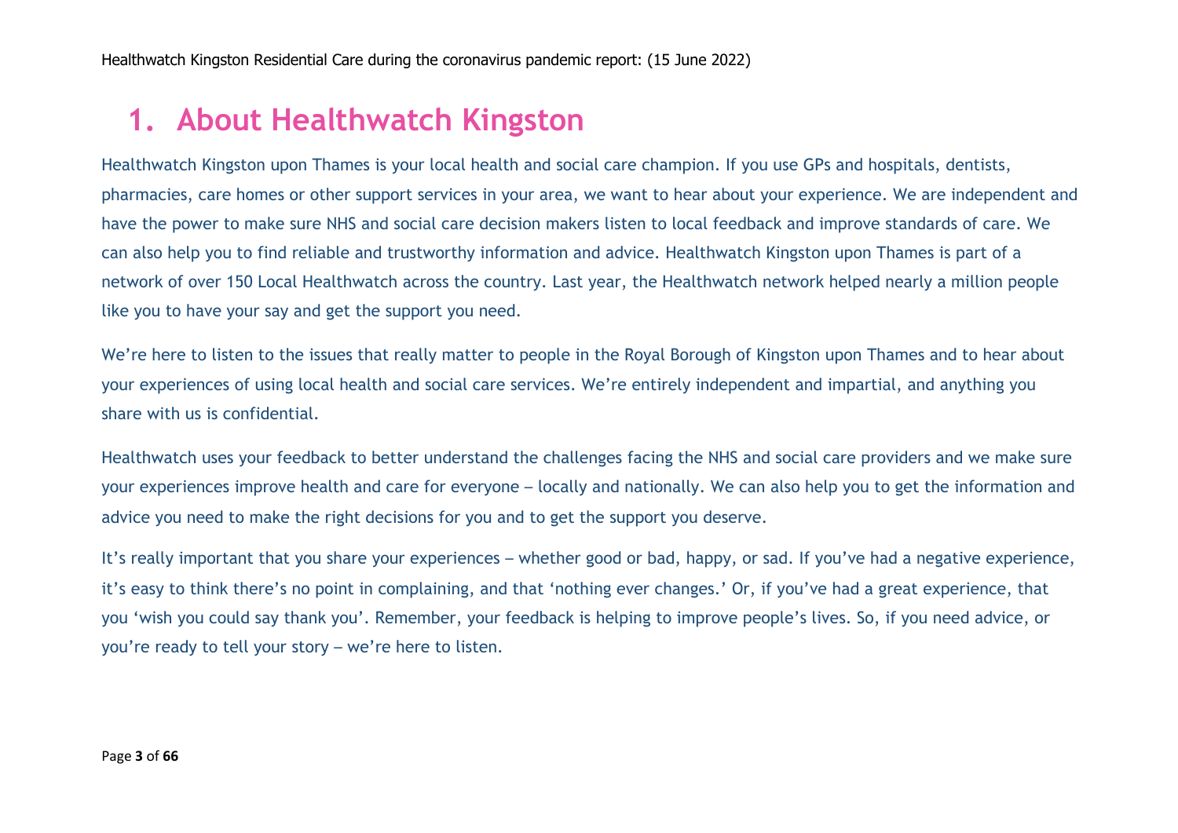# 1. About Healthwatch Kingston

Healthwatch Kingston upon Thames is your local health and social care champion. If you use GPs and hospitals, dentists, pharmacies, care homes or other support services in your area, we want to hear about your experience. We are independent and have the power to make sure NHS and social care decision makers listen to local feedback and improve standards of care. We can also help you to find reliable and trustworthy information and advice. Healthwatch Kingston upon Thames is part of a network of over 150 Local Healthwatch across the country. Last year, the Healthwatch network helped nearly a million people like you to have your say and get the support you need.

We're here to listen to the issues that really matter to people in the Royal Borough of Kingston upon Thames and to hear about your experiences of using local health and social care services. We're entirely independent and impartial, and anything you share with us is confidential.

Healthwatch uses your feedback to better understand the challenges facing the NHS and social care providers and we make sure your experiences improve health and care for everyone – locally and nationally. We can also help you to get the information and advice you need to make the right decisions for you and to get the support you deserve.

It's really important that you share your experiences – whether good or bad, happy, or sad. If you've had a negative experience, it's easy to think there's no point in complaining, and that 'nothing ever changes.' Or, if you've had a great experience, that you 'wish you could say thank you'. Remember, your feedback is helping to improve people's lives. So, if you need advice, or you're ready to tell your story – we're here to listen.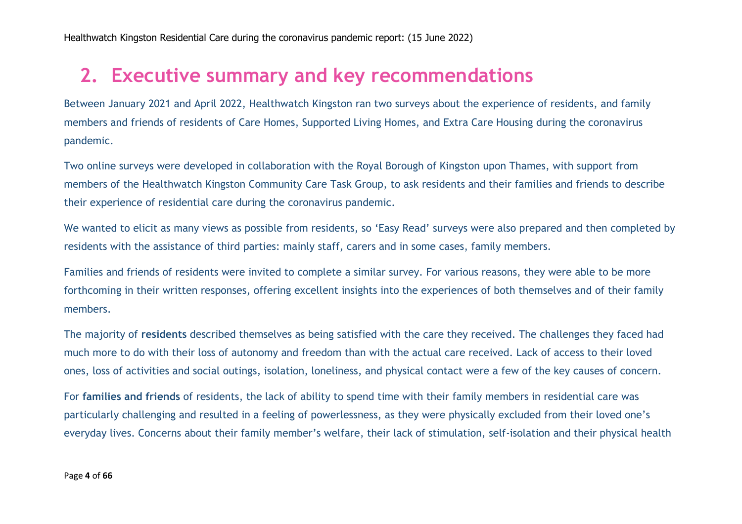## 2. Executive summary and key recommendations

Between January 2021 and April 2022, Healthwatch Kingston ran two surveys about the experience of residents, and family members and friends of residents of Care Homes, Supported Living Homes, and Extra Care Housing during the coronavirus pandemic.

Two online surveys were developed in collaboration with the Royal Borough of Kingston upon Thames, with support from members of the Healthwatch Kingston Community Care Task Group, to ask residents and their families and friends to describe their experience of residential care during the coronavirus pandemic.

We wanted to elicit as many views as possible from residents, so 'Easy Read' surveys were also prepared and then completed by residents with the assistance of third parties: mainly staff, carers and in some cases, family members.

Families and friends of residents were invited to complete a similar survey. For various reasons, they were able to be more forthcoming in their written responses, offering excellent insights into the experiences of both themselves and of their family members.

The majority of **residents** described themselves as being satisfied with the care they received. The challenges they faced had much more to do with their loss of autonomy and freedom than with the actual care received. Lack of access to their loved ones, loss of activities and social outings, isolation, loneliness, and physical contact were a few of the key causes of concern.

For **families and friends** of residents, the lack of ability to spend time with their family members in residential care was particularly challenging and resulted in a feeling of powerlessness, as they were physically excluded from their loved one's everyday lives. Concerns about their family member's welfare, their lack of stimulation, self-isolation and their physical health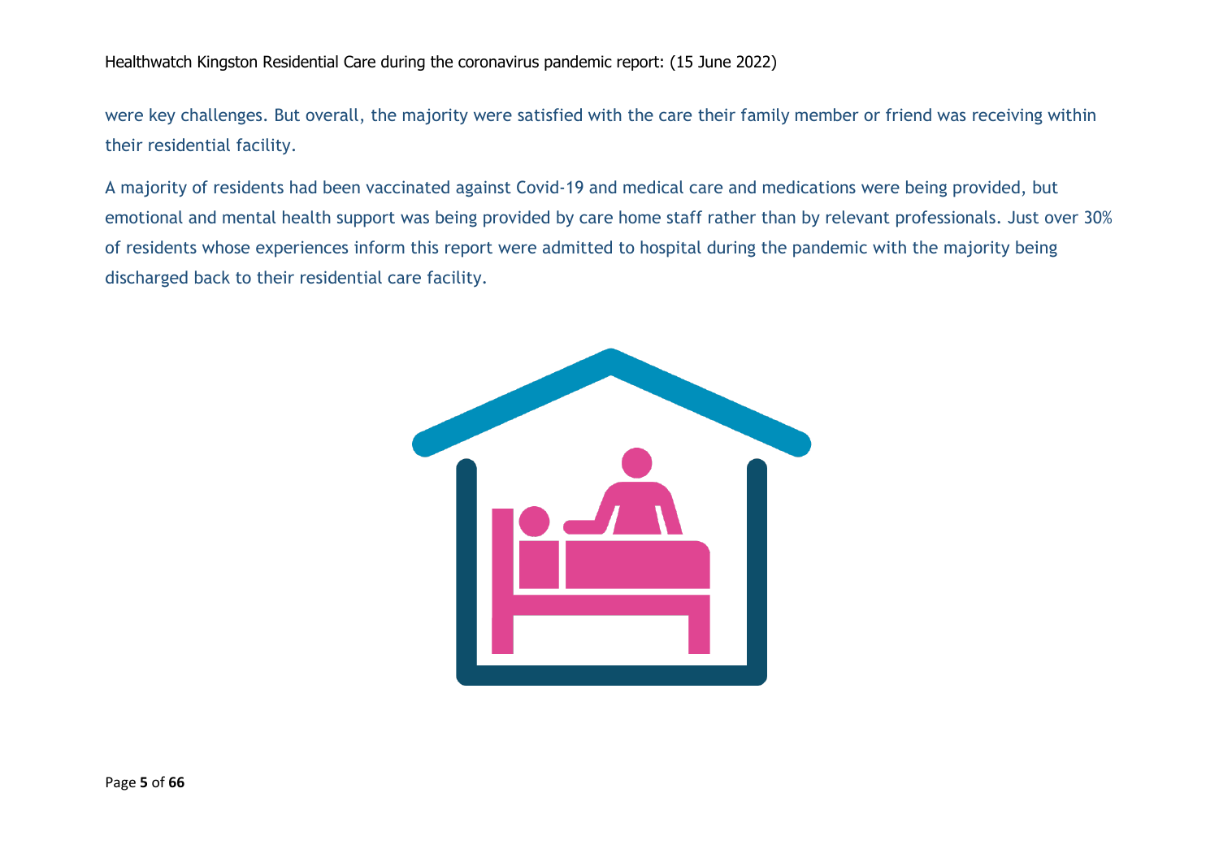were key challenges. But overall, the majority were satisfied with the care their family member or friend was receiving within their residential facility.

A majority of residents had been vaccinated against Covid-19 and medical care and medications were being provided, but emotional and mental health support was being provided by care home staff rather than by relevant professionals. Just over 30% of residents whose experiences inform this report were admitted to hospital during the pandemic with the majority being discharged back to their residential care facility.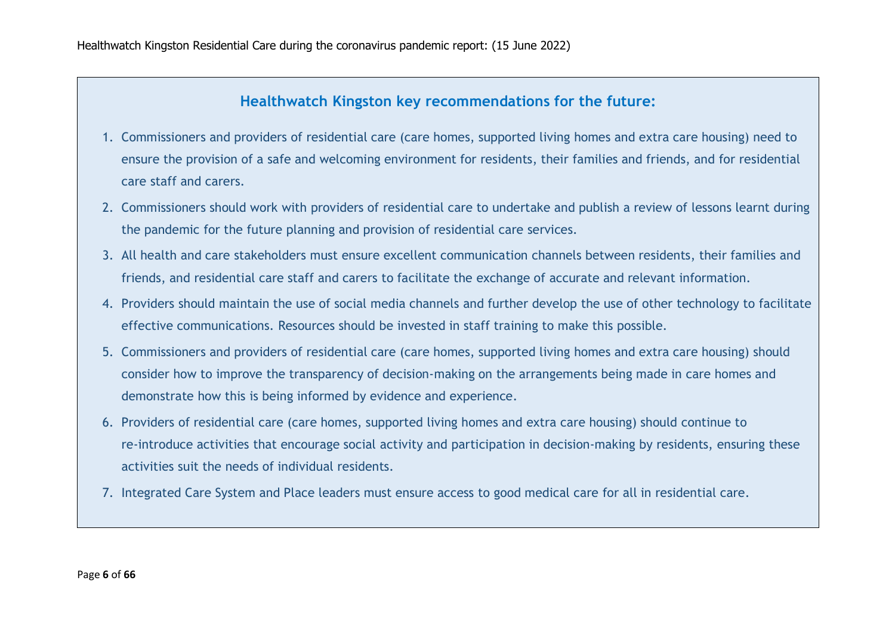## Healthwatch Kingston key recommendations for the future:

1. Commissioners and providers of residential care (care homes, supported living homes and extra care housing) need to ensure the provision of a safe and welcoming environment for residents, their families and friends, and for residential care staff and carers.
2. Commissioners should work with providers of residential care to undertake and publish a review of lessons learnt during the pandemic for the future planning and provision of residential care services.
3. All health and care stakeholders must ensure excellent communication channels between residents, their families and friends, and residential care staff and carers to facilitate the exchange of accurate and relevant information.
4. Providers should maintain the use of social media channels and further develop the use of other technology to facilitate effective communications. Resources should be invested in staff training to make this possible.
5. Commissioners and providers of residential care (care homes, supported living homes and extra care housing) should consider how to improve the transparency of decision-making on the arrangements being made in care homes and demonstrate how this is being informed by evidence and experience.
6. Providers of residential care (care homes, supported living homes and extra care housing) should continue to re-introduce activities that encourage social activity and participation in decision-making by residents, ensuring these activities suit the needs of individual residents.
7. Integrated Care System and Place leaders must ensure access to good medical care for all in residential care.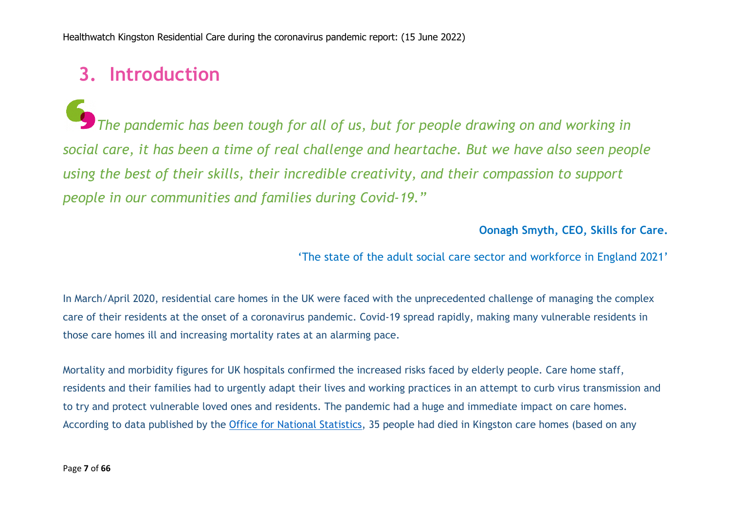# 3. Introduction

> *"The pandemic has been tough for all of us, but for people drawing on and working in social care, it has been a time of real challenge and heartache. But we have also seen people using the best of their skills, their incredible creativity, and their compassion to support people in our communities and families during Covid-19."*
>
> **Oonagh Smyth, CEO, Skills for Care.**
>
> 'The state of the adult social care sector and workforce in England 2021'

In March/April 2020, residential care homes in the UK were faced with the unprecedented challenge of managing the complex care of their residents at the onset of a coronavirus pandemic. Covid-19 spread rapidly, making many vulnerable residents in those care homes ill and increasing mortality rates at an alarming pace.

Mortality and morbidity figures for UK hospitals confirmed the increased risks faced by elderly people. Care home staff, residents and their families had to urgently adapt their lives and working practices in an attempt to curb virus transmission and to try and protect vulnerable loved ones and residents. The pandemic had a huge and immediate impact on care homes. According to data published by the Office for National Statistics, 35 people had died in Kingston care homes (based on any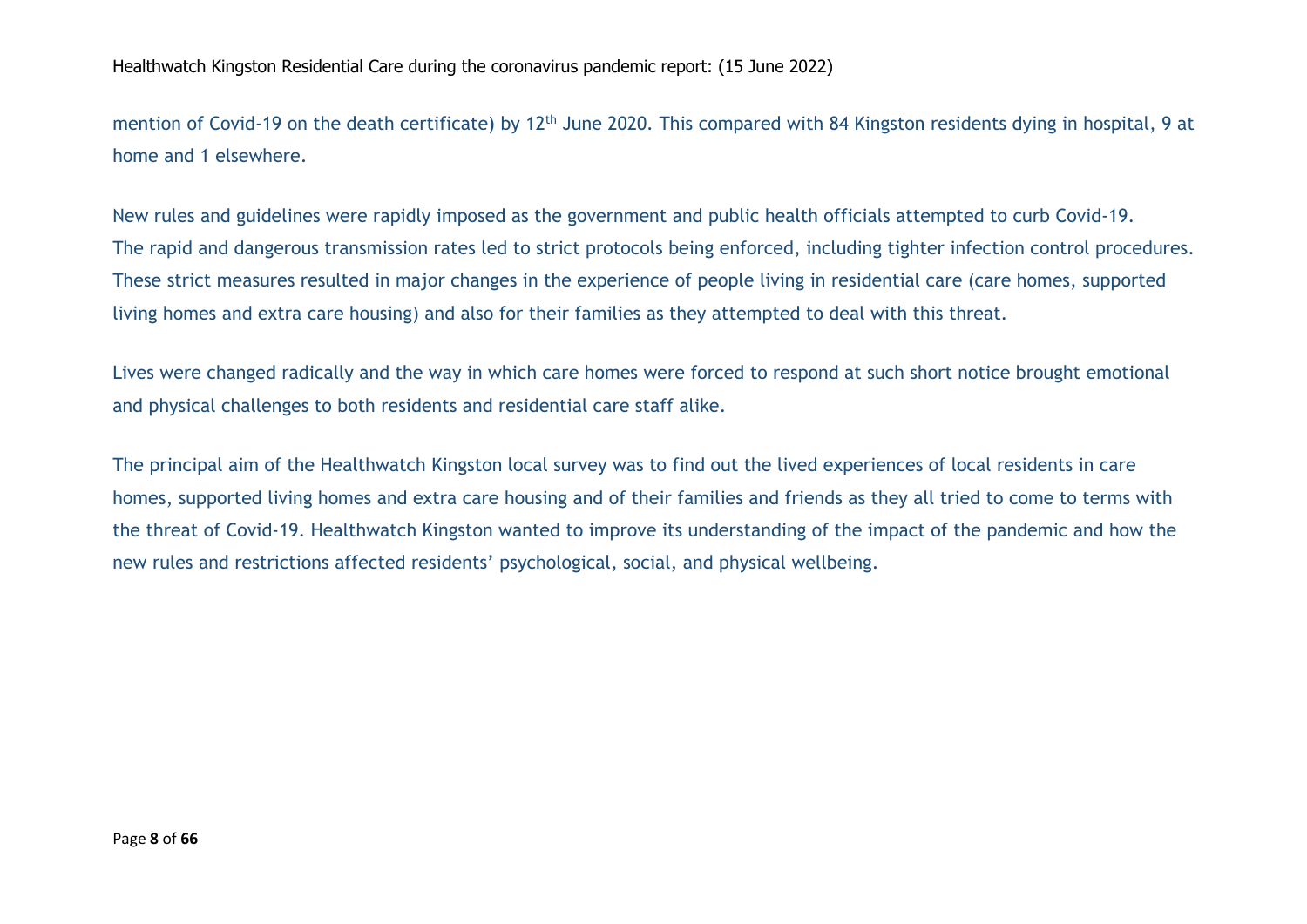mention of Covid-19 on the death certificate) by 12th June 2020. This compared with 84 Kingston residents dying in hospital, 9 at home and 1 elsewhere.

New rules and guidelines were rapidly imposed as the government and public health officials attempted to curb Covid-19. The rapid and dangerous transmission rates led to strict protocols being enforced, including tighter infection control procedures. These strict measures resulted in major changes in the experience of people living in residential care (care homes, supported living homes and extra care housing) and also for their families as they attempted to deal with this threat.

Lives were changed radically and the way in which care homes were forced to respond at such short notice brought emotional and physical challenges to both residents and residential care staff alike.

The principal aim of the Healthwatch Kingston local survey was to find out the lived experiences of local residents in care homes, supported living homes and extra care housing and of their families and friends as they all tried to come to terms with the threat of Covid-19. Healthwatch Kingston wanted to improve its understanding of the impact of the pandemic and how the new rules and restrictions affected residents' psychological, social, and physical wellbeing.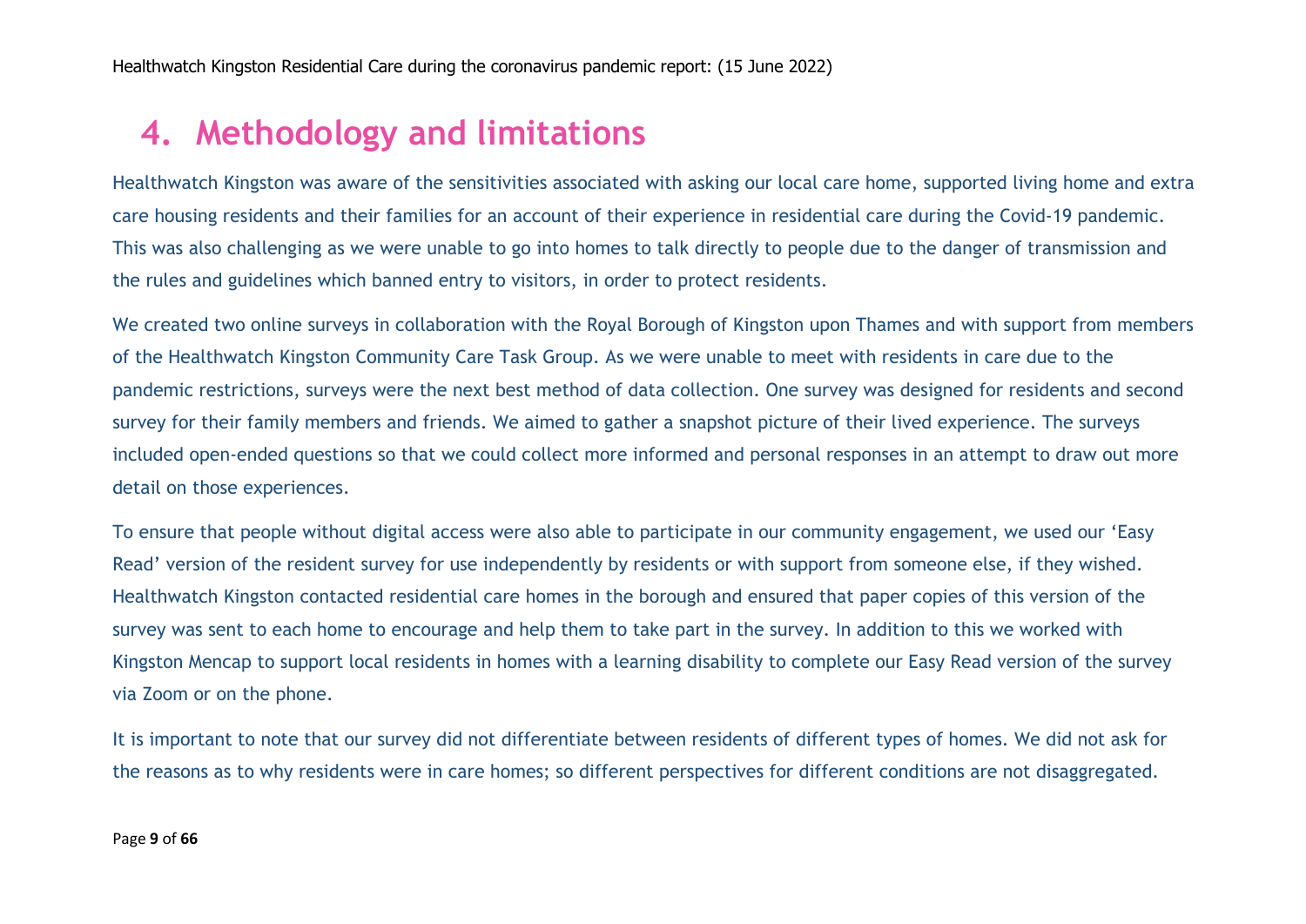# 4. Methodology and limitations

Healthwatch Kingston was aware of the sensitivities associated with asking our local care home, supported living home and extra care housing residents and their families for an account of their experience in residential care during the Covid-19 pandemic. This was also challenging as we were unable to go into homes to talk directly to people due to the danger of transmission and the rules and guidelines which banned entry to visitors, in order to protect residents.

We created two online surveys in collaboration with the Royal Borough of Kingston upon Thames and with support from members of the Healthwatch Kingston Community Care Task Group. As we were unable to meet with residents in care due to the pandemic restrictions, surveys were the next best method of data collection. One survey was designed for residents and second survey for their family members and friends. We aimed to gather a snapshot picture of their lived experience. The surveys included open-ended questions so that we could collect more informed and personal responses in an attempt to draw out more detail on those experiences.

To ensure that people without digital access were also able to participate in our community engagement, we used our 'Easy Read' version of the resident survey for use independently by residents or with support from someone else, if they wished. Healthwatch Kingston contacted residential care homes in the borough and ensured that paper copies of this version of the survey was sent to each home to encourage and help them to take part in the survey. In addition to this we worked with Kingston Mencap to support local residents in homes with a learning disability to complete our Easy Read version of the survey via Zoom or on the phone.

It is important to note that our survey did not differentiate between residents of different types of homes. We did not ask for the reasons as to why residents were in care homes; so different perspectives for different conditions are not disaggregated.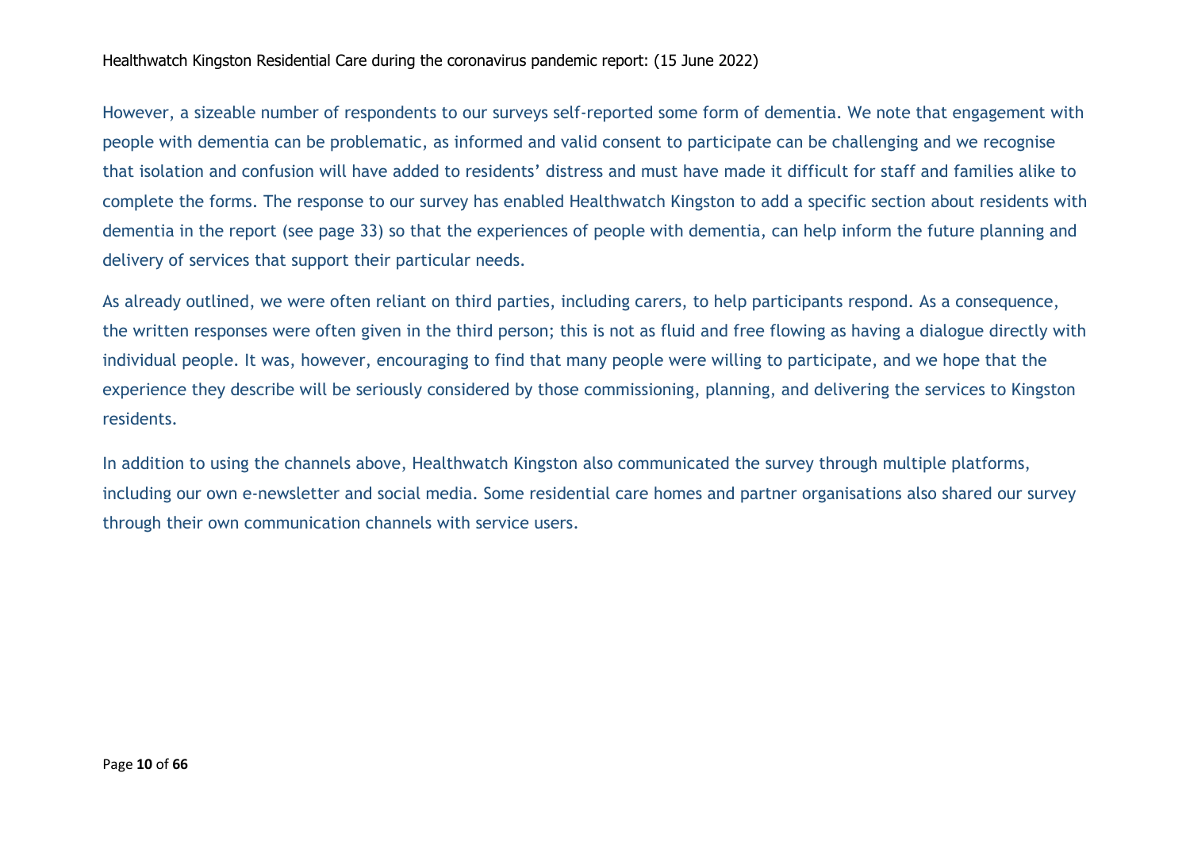However, a sizeable number of respondents to our surveys self-reported some form of dementia. We note that engagement with people with dementia can be problematic, as informed and valid consent to participate can be challenging and we recognise that isolation and confusion will have added to residents' distress and must have made it difficult for staff and families alike to complete the forms. The response to our survey has enabled Healthwatch Kingston to add a specific section about residents with dementia in the report (see page 33) so that the experiences of people with dementia, can help inform the future planning and delivery of services that support their particular needs.

As already outlined, we were often reliant on third parties, including carers, to help participants respond. As a consequence, the written responses were often given in the third person; this is not as fluid and free flowing as having a dialogue directly with individual people. It was, however, encouraging to find that many people were willing to participate, and we hope that the experience they describe will be seriously considered by those commissioning, planning, and delivering the services to Kingston residents.

In addition to using the channels above, Healthwatch Kingston also communicated the survey through multiple platforms, including our own e-newsletter and social media. Some residential care homes and partner organisations also shared our survey through their own communication channels with service users.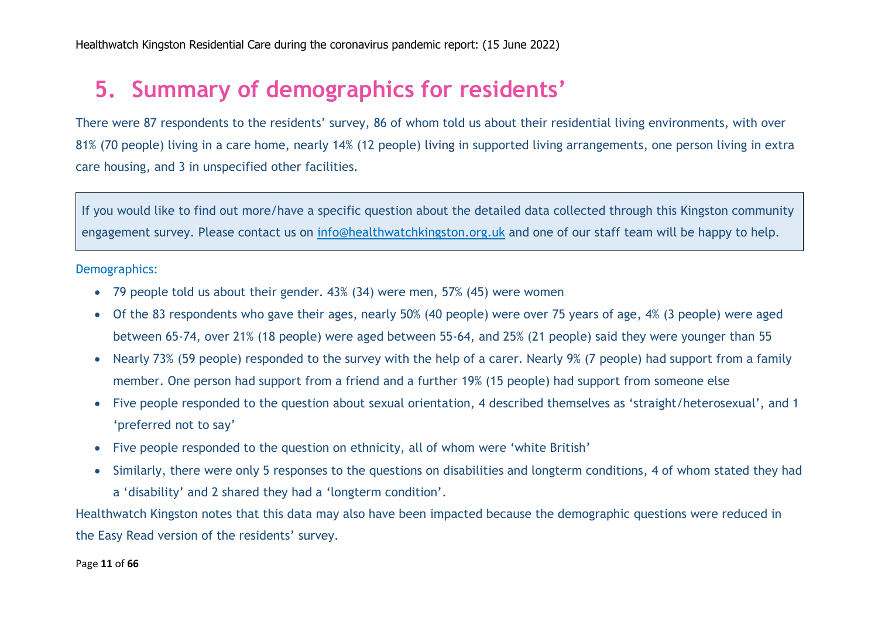# 5. Summary of demographics for residents'

There were 87 respondents to the residents' survey, 86 of whom told us about their residential living environments, with over 81% (70 people) living in a care home, nearly 14% (12 people) living in supported living arrangements, one person living in extra care housing, and 3 in unspecified other facilities.

> If you would like to find out more/have a specific question about the detailed data collected through this Kingston community engagement survey. Please contact us on [info@healthwatchkingston.org.uk](mailto:info@healthwatchkingston.org.uk) and one of our staff team will be happy to help.

Demographics:

- 79 people told us about their gender. 43% (34) were men, 57% (45) were women
- Of the 83 respondents who gave their ages, nearly 50% (40 people) were over 75 years of age, 4% (3 people) were aged between 65-74, over 21% (18 people) were aged between 55-64, and 25% (21 people) said they were younger than 55
- Nearly 73% (59 people) responded to the survey with the help of a carer. Nearly 9% (7 people) had support from a family member. One person had support from a friend and a further 19% (15 people) had support from someone else
- Five people responded to the question about sexual orientation, 4 described themselves as 'straight/heterosexual', and 1 'preferred not to say'
- Five people responded to the question on ethnicity, all of whom were 'white British'
- Similarly, there were only 5 responses to the questions on disabilities and longterm conditions, 4 of whom stated they had a 'disability' and 2 shared they had a 'longterm condition'.

Healthwatch Kingston notes that this data may also have been impacted because the demographic questions were reduced in the Easy Read version of the residents' survey.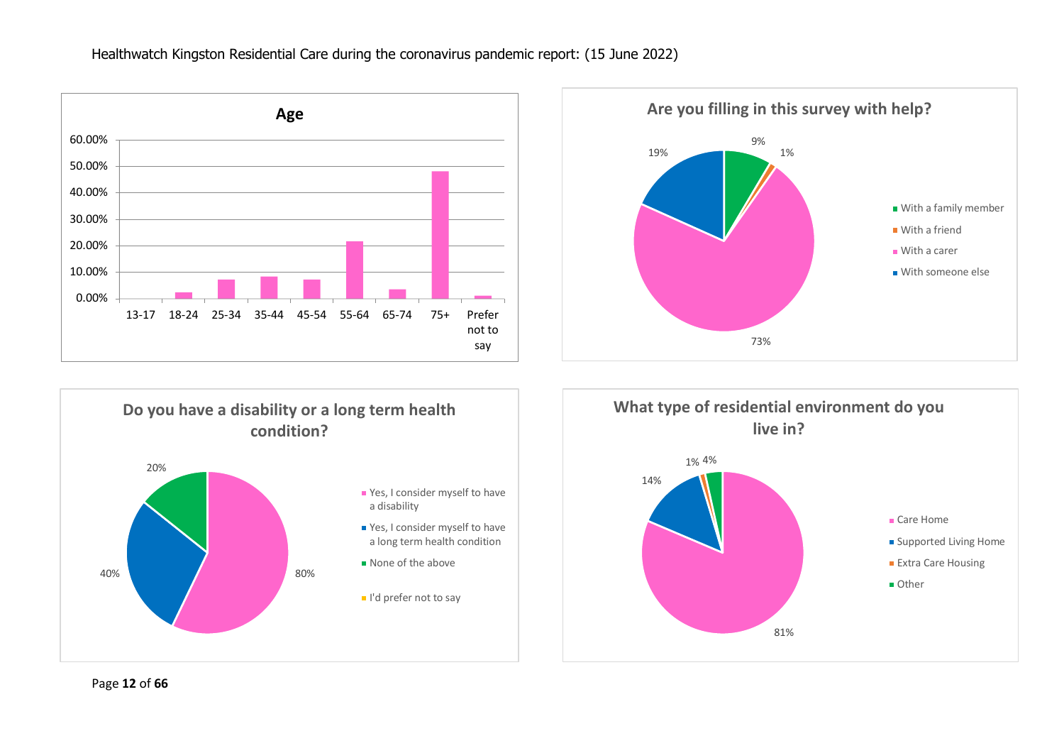## Age

| Age | Percentage |
|---|---|
| 13-17 | 0.00% |
| 18-24 | ~2.5% |
| 25-34 | ~7% |
| 35-44 | ~8% |
| 45-54 | ~7% |
| 55-64 | ~21.5% |
| 65-74 | ~3.5% |
| 75+ | ~48% |
| Prefer not to say | ~1% |

## Are you filling in this survey with help?

| Response | Percentage |
|---|---|
| With a family member | 9% |
| With a friend | 1% |
| With a carer | 73% |
| With someone else | 19% |

## Do you have a disability or a long term health condition?

| Response | Percentage |
|---|---|
| Yes, I consider myself to have a disability | 80% |
| Yes, I consider myself to have a long term health condition | 40% |
| None of the above | 20% |
| I'd prefer not to say | |

## What type of residential environment do you live in?

| Response | Percentage |
|---|---|
| Care Home | 81% |
| Supported Living Home | 14% |
| Extra Care Housing | 1% |
| Other | 4% |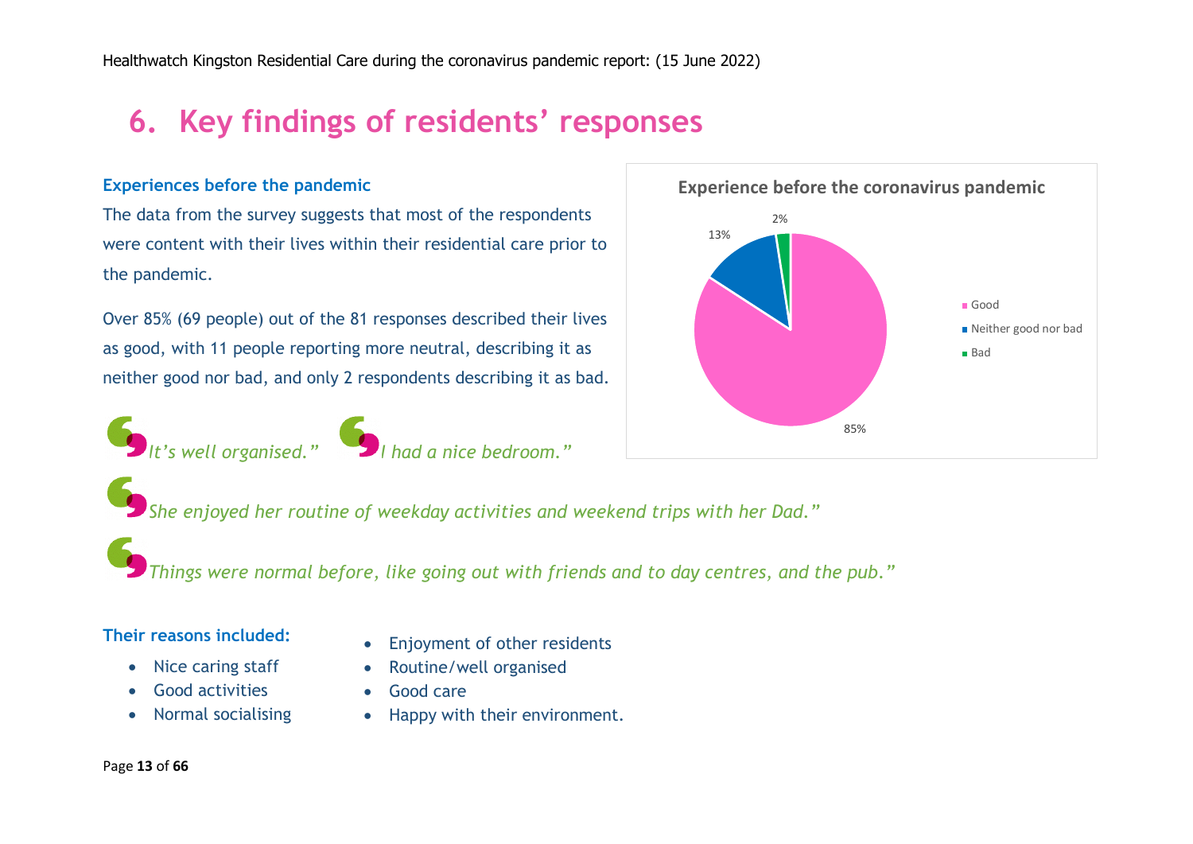# 6. Key findings of residents' responses

### Experiences before the pandemic

The data from the survey suggests that most of the respondents were content with their lives within their residential care prior to the pandemic.

Over 85% (69 people) out of the 81 responses described their lives as good, with 11 people reporting more neutral, describing it as neither good nor bad, and only 2 respondents describing it as bad.

**Experience before the coronavirus pandemic**

| Response | Percentage |
|---|---|
| Good | 85% |
| Neither good nor bad | 13% |
| Bad | 2% |

*"It's well organised."*

*"I had a nice bedroom."*

*"She enjoyed her routine of weekday activities and weekend trips with her Dad."*

*"Things were normal before, like going out with friends and to day centres, and the pub."*

**Their reasons included:**

- Nice caring staff
- Good activities
- Normal socialising
- Enjoyment of other residents
- Routine/well organised
- Good care
- Happy with their environment.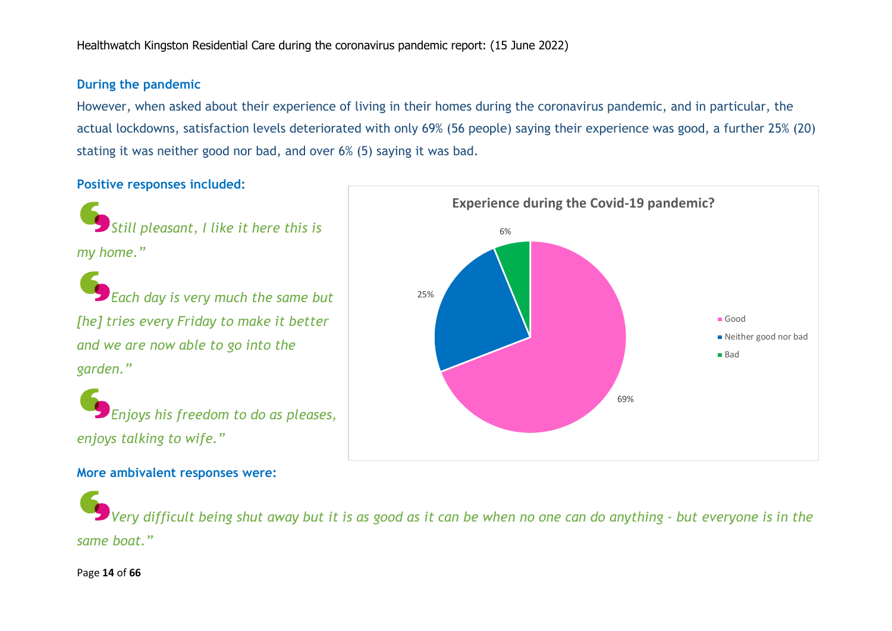## During the pandemic

However, when asked about their experience of living in their homes during the coronavirus pandemic, and in particular, the actual lockdowns, satisfaction levels deteriorated with only 69% (56 people) saying their experience was good, a further 25% (20) stating it was neither good nor bad, and over 6% (5) saying it was bad.

### Positive responses included:

*"Still pleasant, I like it here this is my home."*

*"Each day is very much the same but [he] tries every Friday to make it better and we are now able to go into the garden."*

*"Enjoys his freedom to do as pleases, enjoys talking to wife."*

**Experience during the Covid-19 pandemic?**

| Response | Percentage |
|---|---|
| Good | 69% |
| Neither good nor bad | 25% |
| Bad | 6% |

### More ambivalent responses were:

*"Very difficult being shut away but it is as good as it can be when no one can do anything - but everyone is in the same boat."*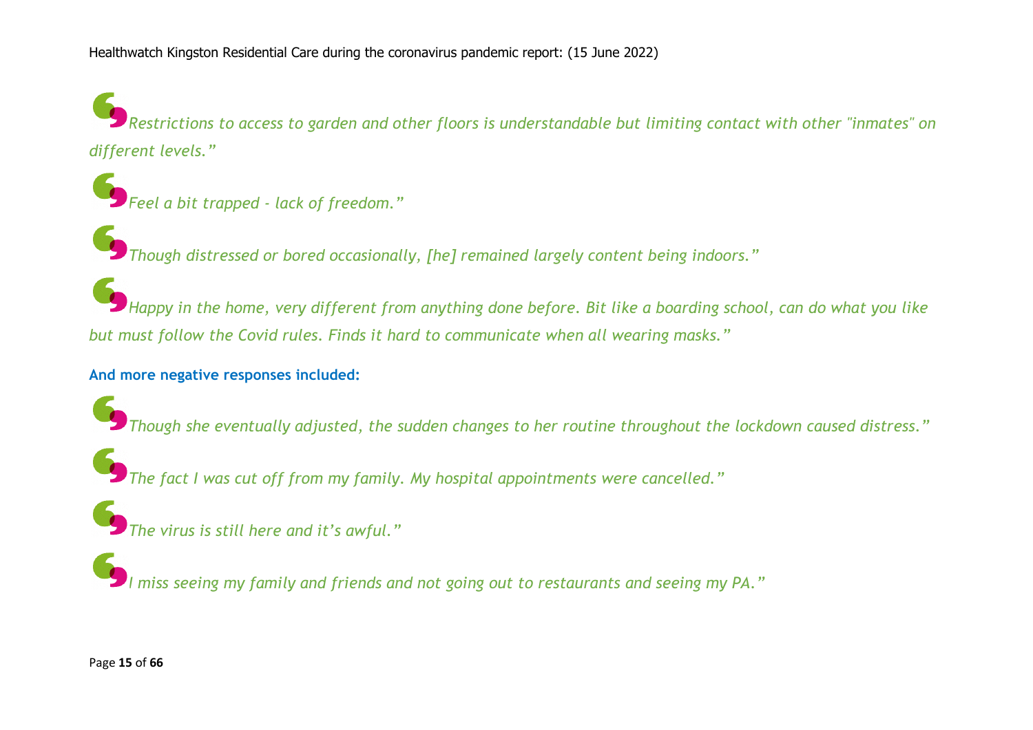*"Restrictions to access to garden and other floors is understandable but limiting contact with other "inmates" on different levels."*

*"Feel a bit trapped - lack of freedom."*

*"Though distressed or bored occasionally, [he] remained largely content being indoors."*

*"Happy in the home, very different from anything done before. Bit like a boarding school, can do what you like but must follow the Covid rules. Finds it hard to communicate when all wearing masks."*

**And more negative responses included:**

*"Though she eventually adjusted, the sudden changes to her routine throughout the lockdown caused distress."*

*"The fact I was cut off from my family. My hospital appointments were cancelled."*

*"The virus is still here and it's awful."*

*"I miss seeing my family and friends and not going out to restaurants and seeing my PA."*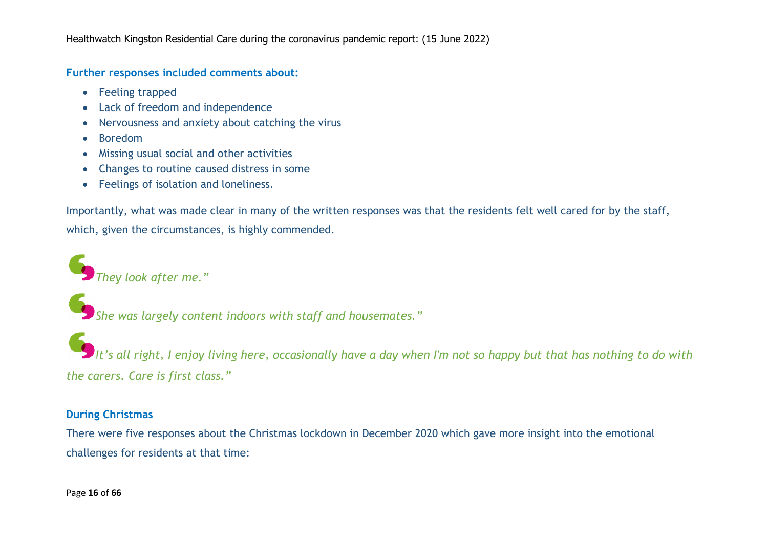### Further responses included comments about:

- Feeling trapped
- Lack of freedom and independence
- Nervousness and anxiety about catching the virus
- Boredom
- Missing usual social and other activities
- Changes to routine caused distress in some
- Feelings of isolation and loneliness.

Importantly, what was made clear in many of the written responses was that the residents felt well cared for by the staff, which, given the circumstances, is highly commended.

*They look after me."*

*She was largely content indoors with staff and housemates."*

*It's all right, I enjoy living here, occasionally have a day when I'm not so happy but that has nothing to do with the carers. Care is first class."*

### During Christmas

There were five responses about the Christmas lockdown in December 2020 which gave more insight into the emotional challenges for residents at that time: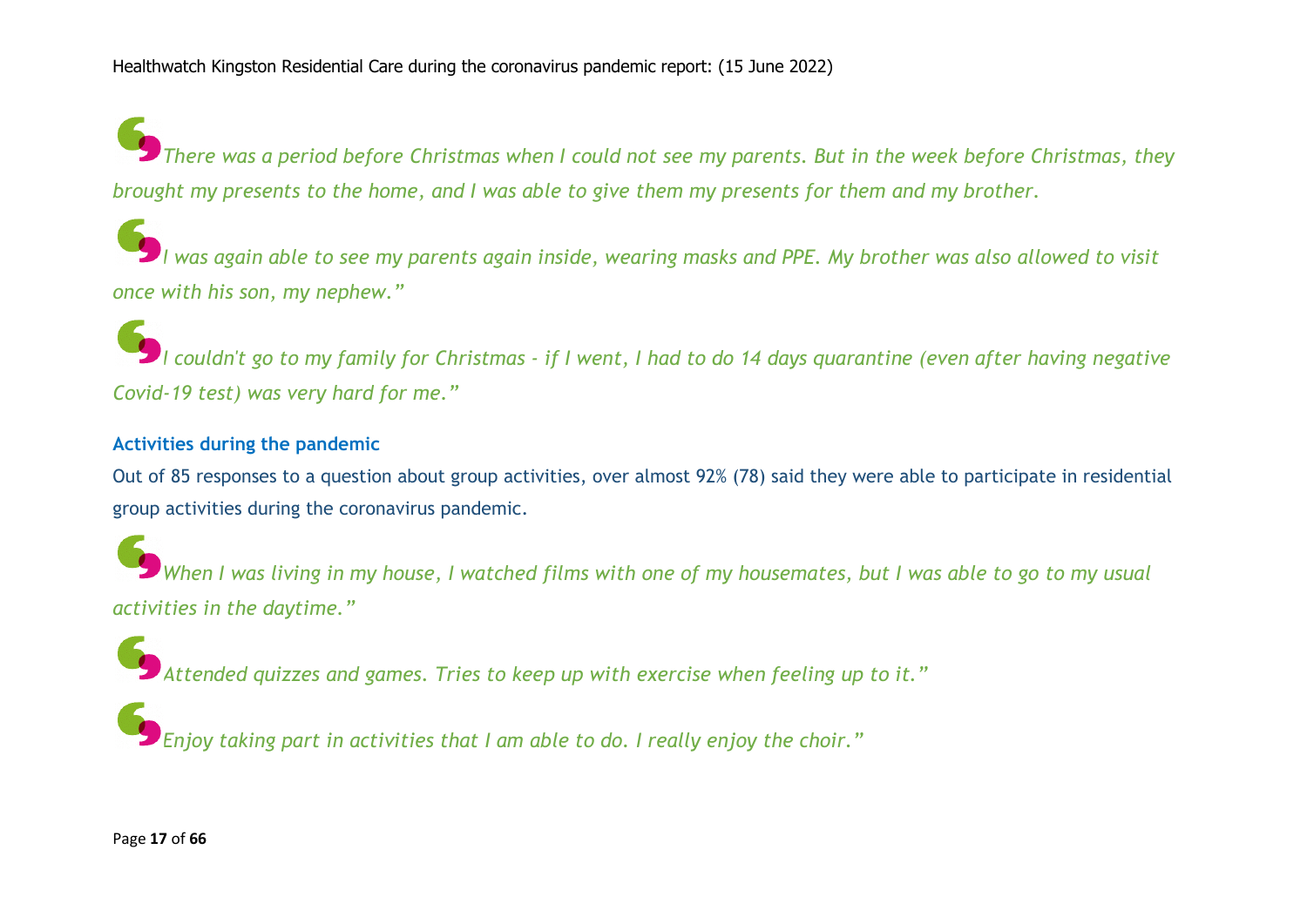*There was a period before Christmas when I could not see my parents. But in the week before Christmas, they brought my presents to the home, and I was able to give them my presents for them and my brother.*

*I was again able to see my parents again inside, wearing masks and PPE. My brother was also allowed to visit once with his son, my nephew."*

*I couldn't go to my family for Christmas - if I went, I had to do 14 days quarantine (even after having negative Covid-19 test) was very hard for me."*

### Activities during the pandemic

Out of 85 responses to a question about group activities, over almost 92% (78) said they were able to participate in residential group activities during the coronavirus pandemic.

*When I was living in my house, I watched films with one of my housemates, but I was able to go to my usual activities in the daytime."*

*Attended quizzes and games. Tries to keep up with exercise when feeling up to it."*

*Enjoy taking part in activities that I am able to do. I really enjoy the choir."*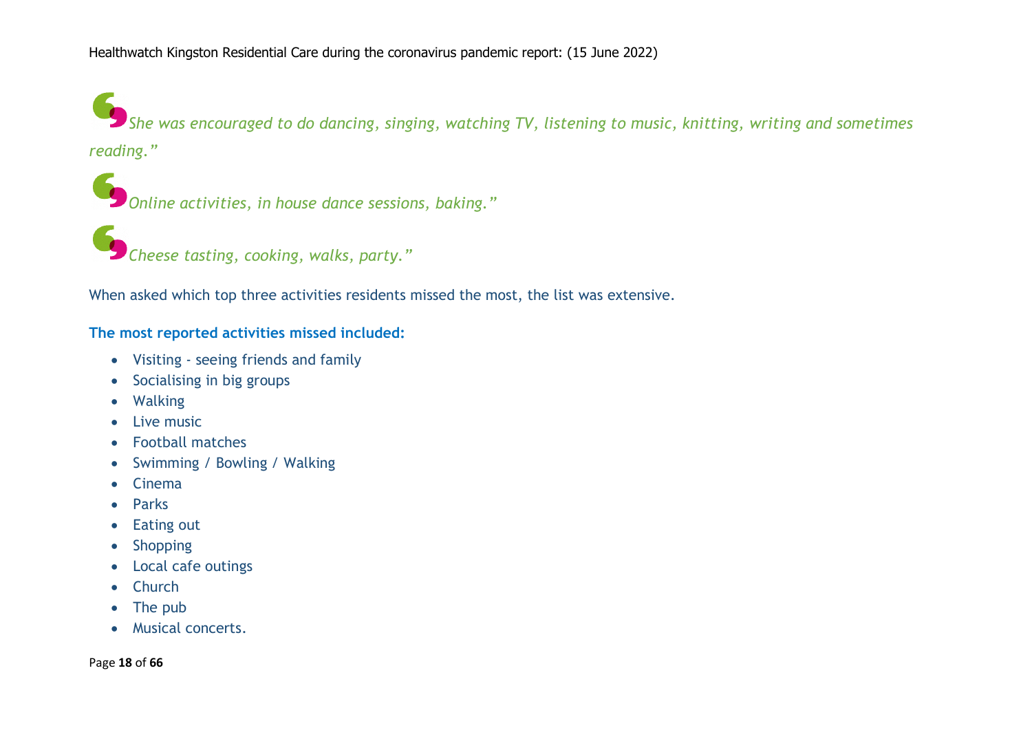*"She was encouraged to do dancing, singing, watching TV, listening to music, knitting, writing and sometimes reading."*

*"Online activities, in house dance sessions, baking."*

*"Cheese tasting, cooking, walks, party."*

When asked which top three activities residents missed the most, the list was extensive.

**The most reported activities missed included:**

- Visiting - seeing friends and family
- Socialising in big groups
- Walking
- Live music
- Football matches
- Swimming / Bowling / Walking
- Cinema
- Parks
- Eating out
- Shopping
- Local cafe outings
- Church
- The pub
- Musical concerts.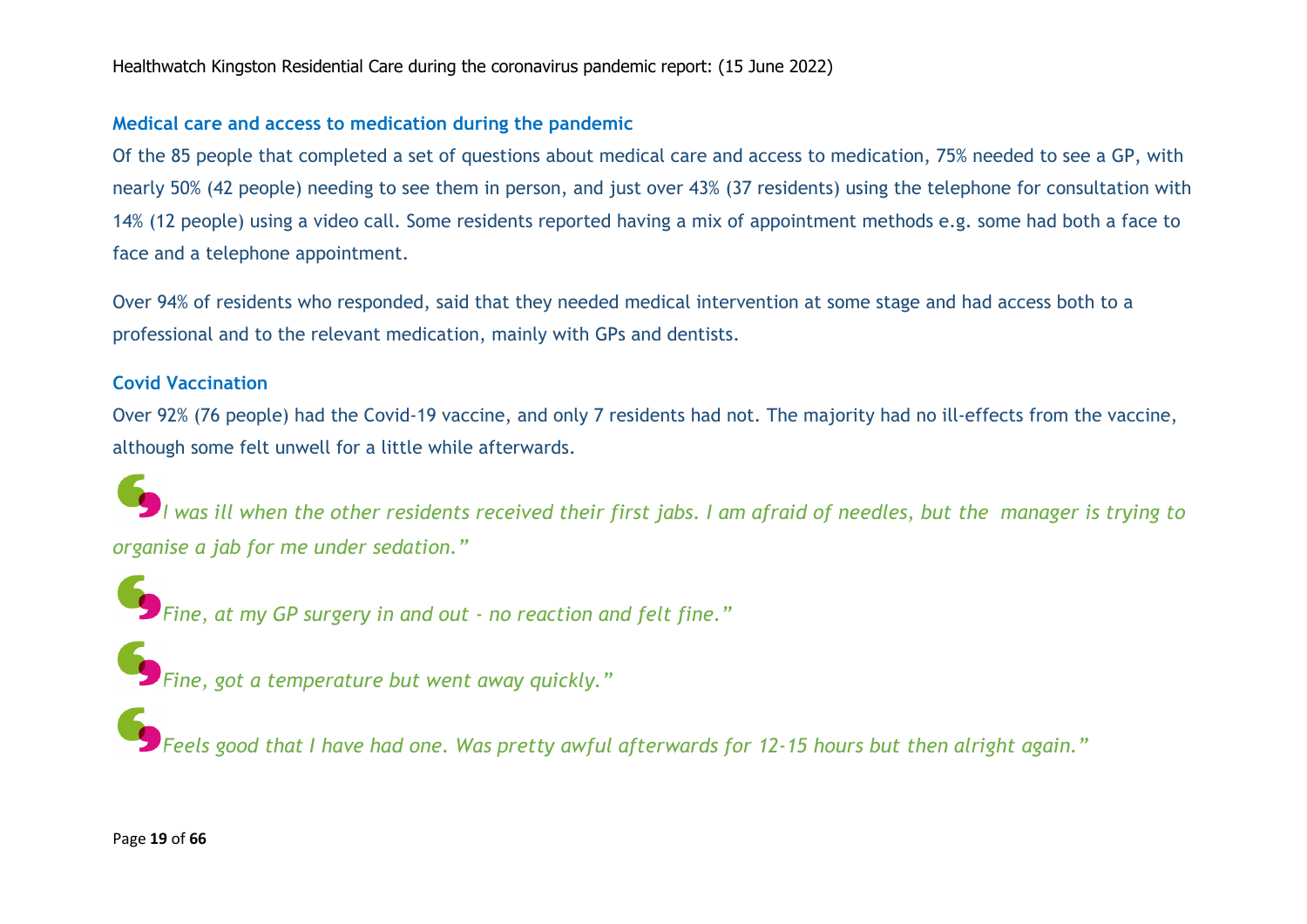### Medical care and access to medication during the pandemic

Of the 85 people that completed a set of questions about medical care and access to medication, 75% needed to see a GP, with nearly 50% (42 people) needing to see them in person, and just over 43% (37 residents) using the telephone for consultation with 14% (12 people) using a video call. Some residents reported having a mix of appointment methods e.g. some had both a face to face and a telephone appointment.

Over 94% of residents who responded, said that they needed medical intervention at some stage and had access both to a professional and to the relevant medication, mainly with GPs and dentists.

### Covid Vaccination

Over 92% (76 people) had the Covid-19 vaccine, and only 7 residents had not. The majority had no ill-effects from the vaccine, although some felt unwell for a little while afterwards.

> *"I was ill when the other residents received their first jabs. I am afraid of needles, but the manager is trying to organise a jab for me under sedation."*

> *"Fine, at my GP surgery in and out - no reaction and felt fine."*

> *"Fine, got a temperature but went away quickly."*

> *"Feels good that I have had one. Was pretty awful afterwards for 12-15 hours but then alright again."*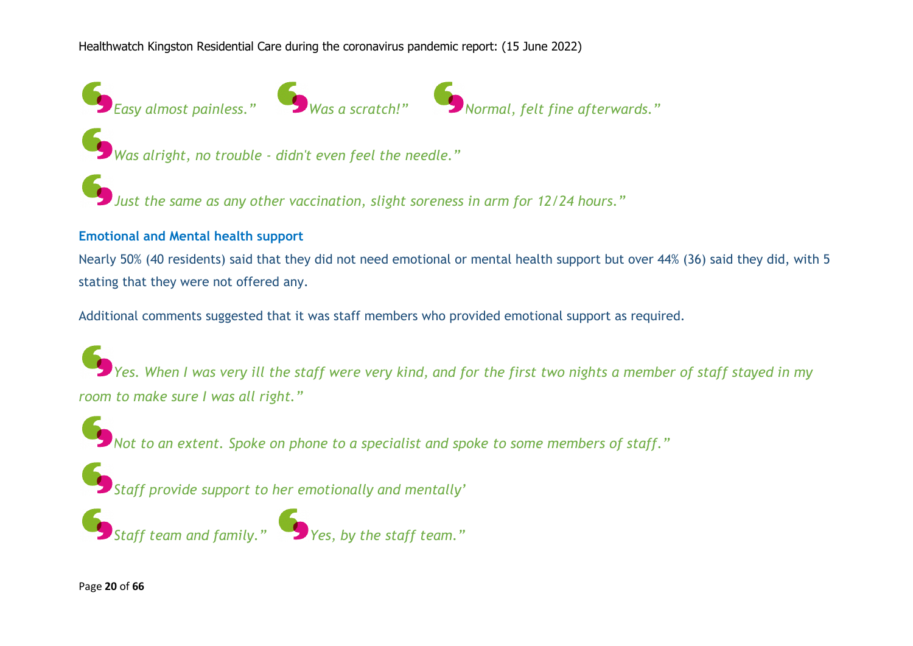*Easy almost painless."* *Was a scratch!"* *Normal, felt fine afterwards."*

*Was alright, no trouble - didn't even feel the needle."*

*Just the same as any other vaccination, slight soreness in arm for 12/24 hours."*

### Emotional and Mental health support

Nearly 50% (40 residents) said that they did not need emotional or mental health support but over 44% (36) said they did, with 5 stating that they were not offered any.

Additional comments suggested that it was staff members who provided emotional support as required.

*Yes. When I was very ill the staff were very kind, and for the first two nights a member of staff stayed in my room to make sure I was all right."*

*Not to an extent. Spoke on phone to a specialist and spoke to some members of staff."*

*Staff provide support to her emotionally and mentally'*

*Staff team and family."* *Yes, by the staff team."*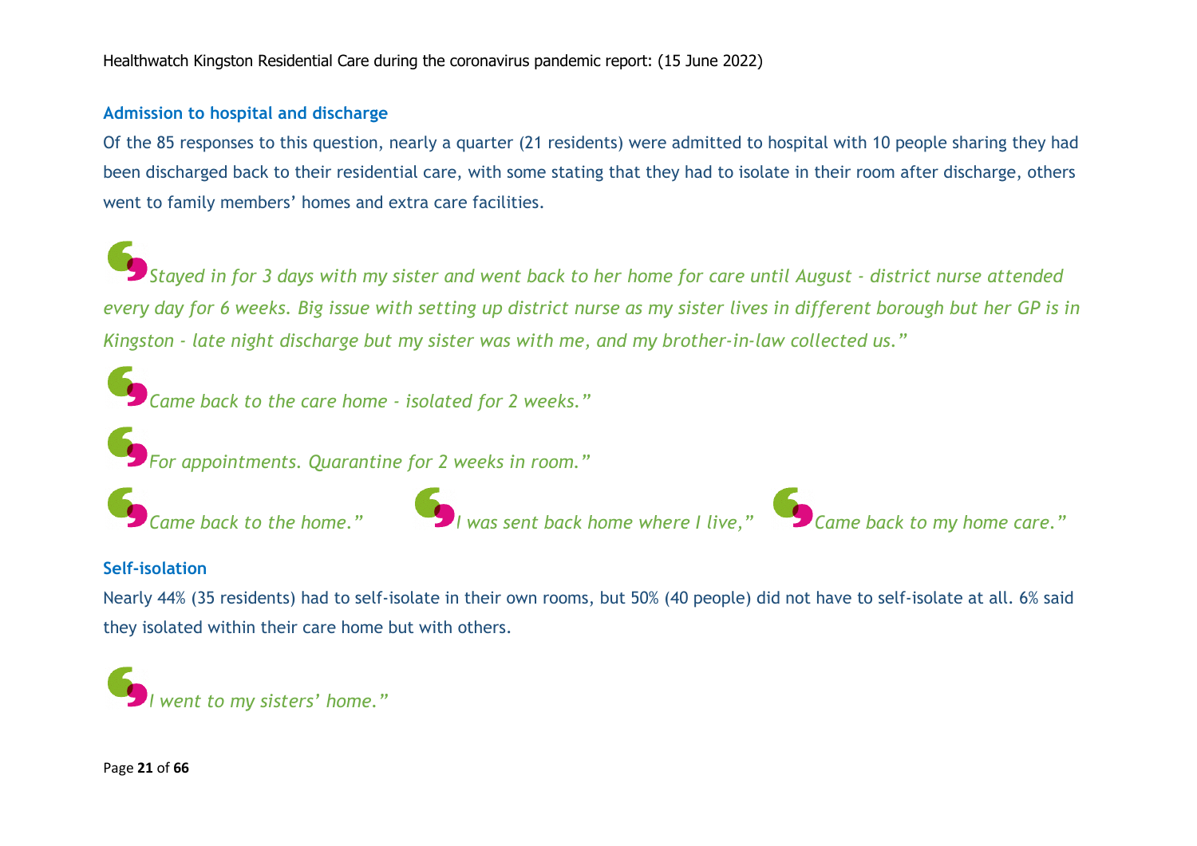### Admission to hospital and discharge

Of the 85 responses to this question, nearly a quarter (21 residents) were admitted to hospital with 10 people sharing they had been discharged back to their residential care, with some stating that they had to isolate in their room after discharge, others went to family members' homes and extra care facilities.

> *Stayed in for 3 days with my sister and went back to her home for care until August - district nurse attended every day for 6 weeks. Big issue with setting up district nurse as my sister lives in different borough but her GP is in Kingston - late night discharge but my sister was with me, and my brother-in-law collected us."*

> *Came back to the care home - isolated for 2 weeks."*

> *For appointments. Quarantine for 2 weeks in room."*

> *Came back to the home."*

> *I was sent back home where I live,"*

> *Came back to my home care."*

### Self-isolation

Nearly 44% (35 residents) had to self-isolate in their own rooms, but 50% (40 people) did not have to self-isolate at all. 6% said they isolated within their care home but with others.

> *I went to my sisters' home."*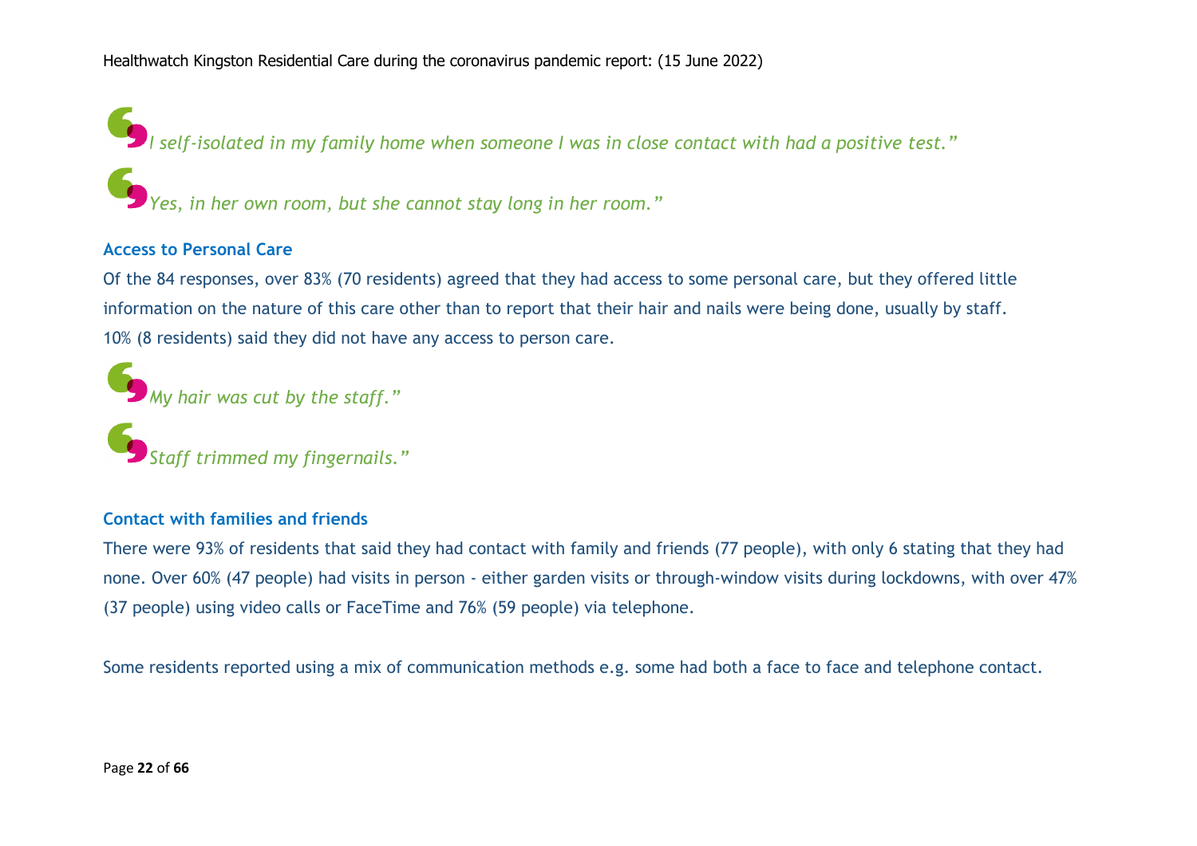*I self-isolated in my family home when someone I was in close contact with had a positive test."*

*Yes, in her own room, but she cannot stay long in her room."*

### Access to Personal Care

Of the 84 responses, over 83% (70 residents) agreed that they had access to some personal care, but they offered little information on the nature of this care other than to report that their hair and nails were being done, usually by staff. 10% (8 residents) said they did not have any access to person care.

*My hair was cut by the staff."*

*Staff trimmed my fingernails."*

### Contact with families and friends

There were 93% of residents that said they had contact with family and friends (77 people), with only 6 stating that they had none. Over 60% (47 people) had visits in person - either garden visits or through-window visits during lockdowns, with over 47% (37 people) using video calls or FaceTime and 76% (59 people) via telephone.

Some residents reported using a mix of communication methods e.g. some had both a face to face and telephone contact.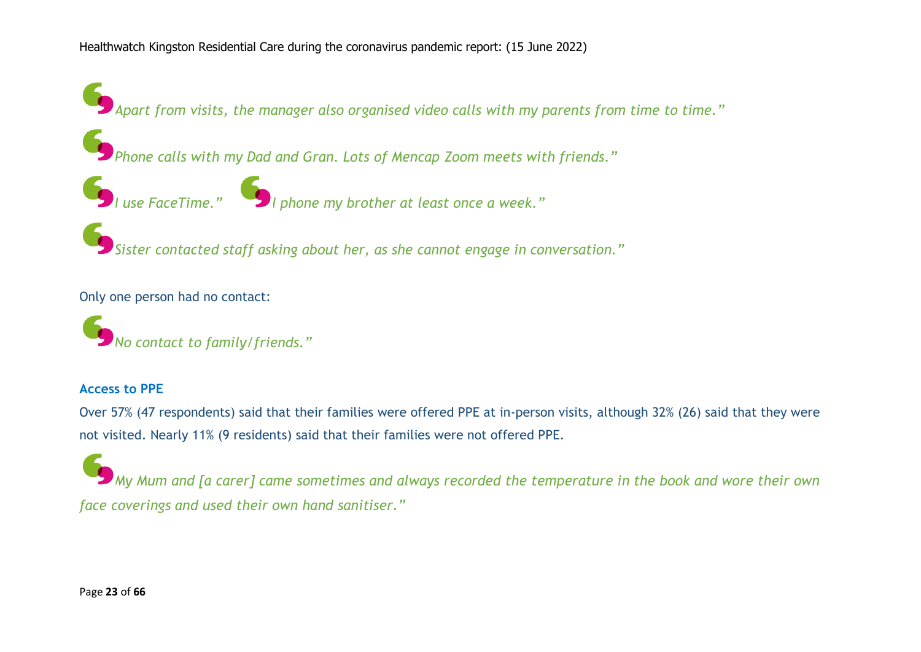*Apart from visits, the manager also organised video calls with my parents from time to time."*

*Phone calls with my Dad and Gran. Lots of Mencap Zoom meets with friends."*

*I use FaceTime."*

*I phone my brother at least once a week."*

*Sister contacted staff asking about her, as she cannot engage in conversation."*

Only one person had no contact:

*No contact to family/friends."*

### Access to PPE

Over 57% (47 respondents) said that their families were offered PPE at in-person visits, although 32% (26) said that they were not visited. Nearly 11% (9 residents) said that their families were not offered PPE.

*My Mum and [a carer] came sometimes and always recorded the temperature in the book and wore their own face coverings and used their own hand sanitiser."*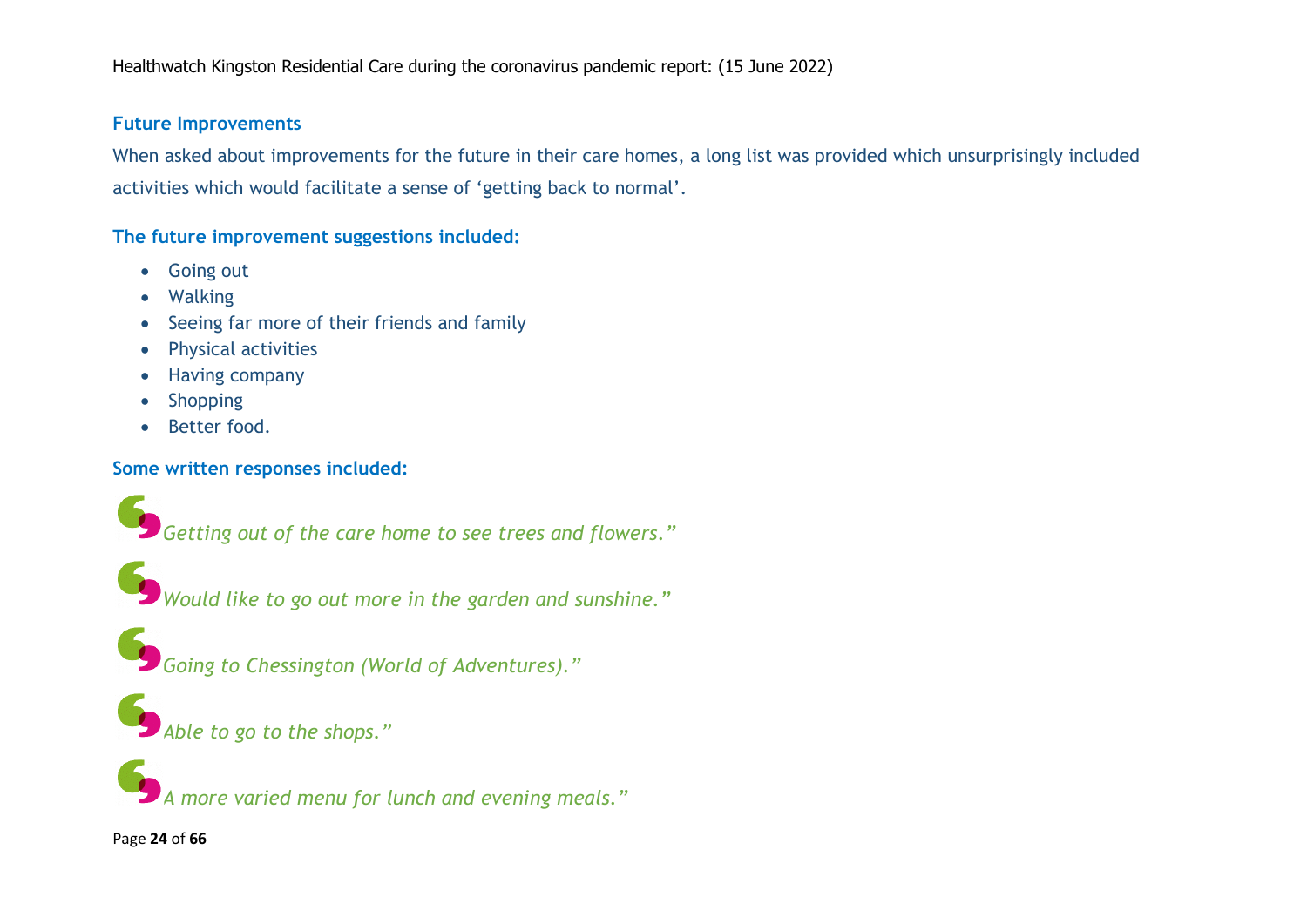### Future Improvements

When asked about improvements for the future in their care homes, a long list was provided which unsurprisingly included activities which would facilitate a sense of 'getting back to normal'.

### The future improvement suggestions included:

- Going out
- Walking
- Seeing far more of their friends and family
- Physical activities
- Having company
- Shopping
- Better food.

### Some written responses included:

*"Getting out of the care home to see trees and flowers."*

*"Would like to go out more in the garden and sunshine."*

*"Going to Chessington (World of Adventures)."*

*"Able to go to the shops."*

*"A more varied menu for lunch and evening meals."*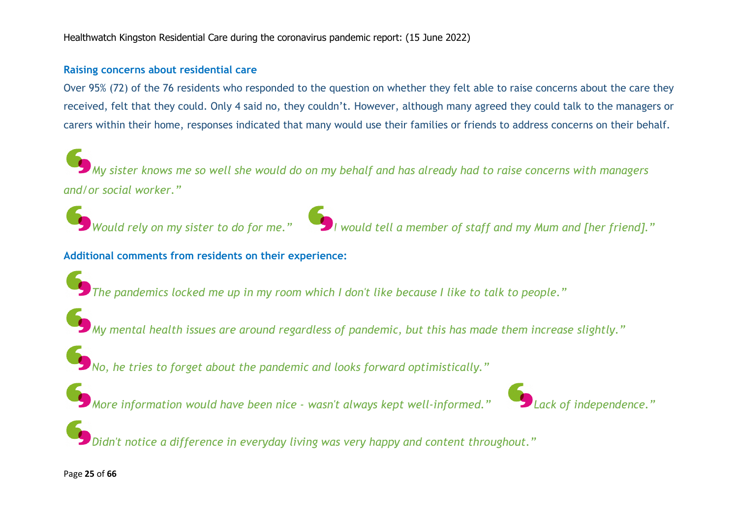### Raising concerns about residential care

Over 95% (72) of the 76 residents who responded to the question on whether they felt able to raise concerns about the care they received, felt that they could. Only 4 said no, they couldn't. However, although many agreed they could talk to the managers or carers within their home, responses indicated that many would use their families or friends to address concerns on their behalf.

*"My sister knows me so well she would do on my behalf and has already had to raise concerns with managers and/or social worker."*

*"Would rely on my sister to do for me."*

*"I would tell a member of staff and my Mum and [her friend]."*

### Additional comments from residents on their experience:

*"The pandemics locked me up in my room which I don't like because I like to talk to people."*

*"My mental health issues are around regardless of pandemic, but this has made them increase slightly."*

*"No, he tries to forget about the pandemic and looks forward optimistically."*

*"More information would have been nice - wasn't always kept well-informed."*

*"Lack of independence."*

*"Didn't notice a difference in everyday living was very happy and content throughout."*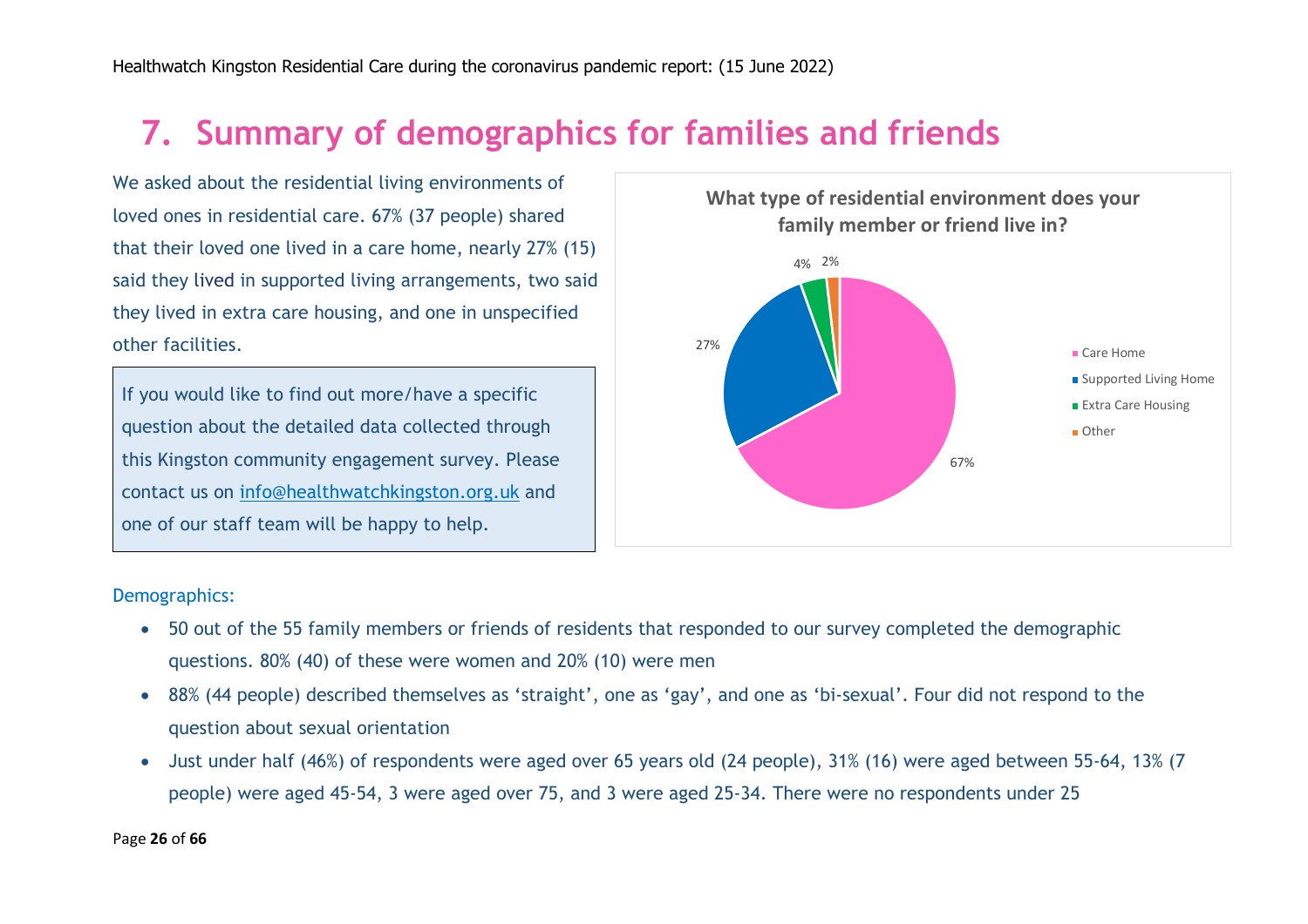## 7. Summary of demographics for families and friends

We asked about the residential living environments of loved ones in residential care. 67% (37 people) shared that their loved one lived in a care home, nearly 27% (15) said they lived in supported living arrangements, two said they lived in extra care housing, and one in unspecified other facilities.

> If you would like to find out more/have a specific question about the detailed data collected through this Kingston community engagement survey. Please contact us on info@healthwatchkingston.org.uk and one of our staff team will be happy to help.

**What type of residential environment does your family member or friend live in?**

| Residential environment | Percentage |
|---|---|
| Care Home | 67% |
| Supported Living Home | 27% |
| Extra Care Housing | 4% |
| Other | 2% |

Demographics:

- 50 out of the 55 family members or friends of residents that responded to our survey completed the demographic questions. 80% (40) of these were women and 20% (10) were men
- 88% (44 people) described themselves as 'straight', one as 'gay', and one as 'bi-sexual'. Four did not respond to the question about sexual orientation
- Just under half (46%) of respondents were aged over 65 years old (24 people), 31% (16) were aged between 55-64, 13% (7 people) were aged 45-54, 3 were aged over 75, and 3 were aged 25-34. There were no respondents under 25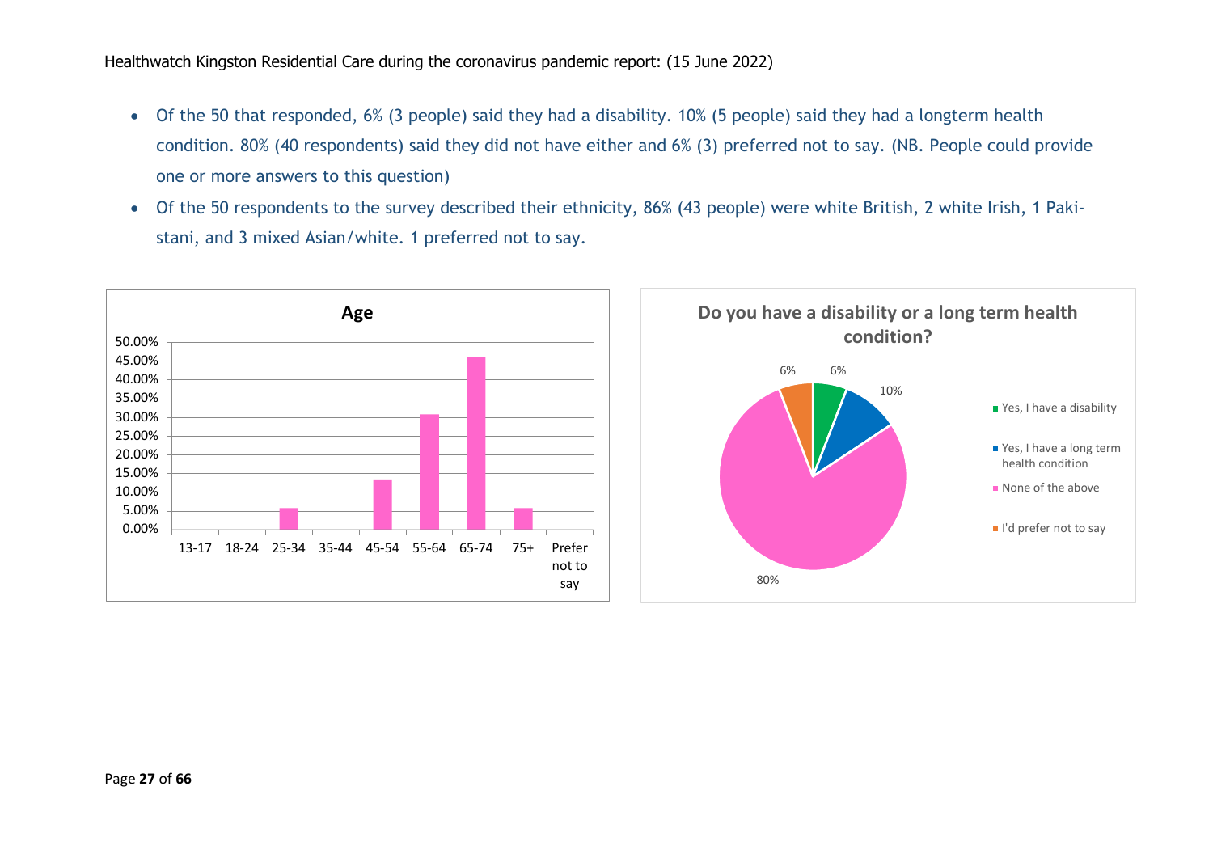- Of the 50 that responded, 6% (3 people) said they had a disability. 10% (5 people) said they had a longterm health condition. 80% (40 respondents) said they did not have either and 6% (3) preferred not to say. (NB. People could provide one or more answers to this question)
- Of the 50 respondents to the survey described their ethnicity, 86% (43 people) were white British, 2 white Irish, 1 Pakistani, and 3 mixed Asian/white. 1 preferred not to say.

**Age**

| Age group | 13-17 | 18-24 | 25-34 | 35-44 | 45-54 | 55-64 | 65-74 | 75+ | Prefer not to say |
|---|---|---|---|---|---|---|---|---|---|

**Do you have a disability or a long term health condition?**

| Response | % |
|---|---|
| Yes, I have a disability | 6% |
| Yes, I have a long term health condition | 10% |
| None of the above | 80% |
| I'd prefer not to say | 6% |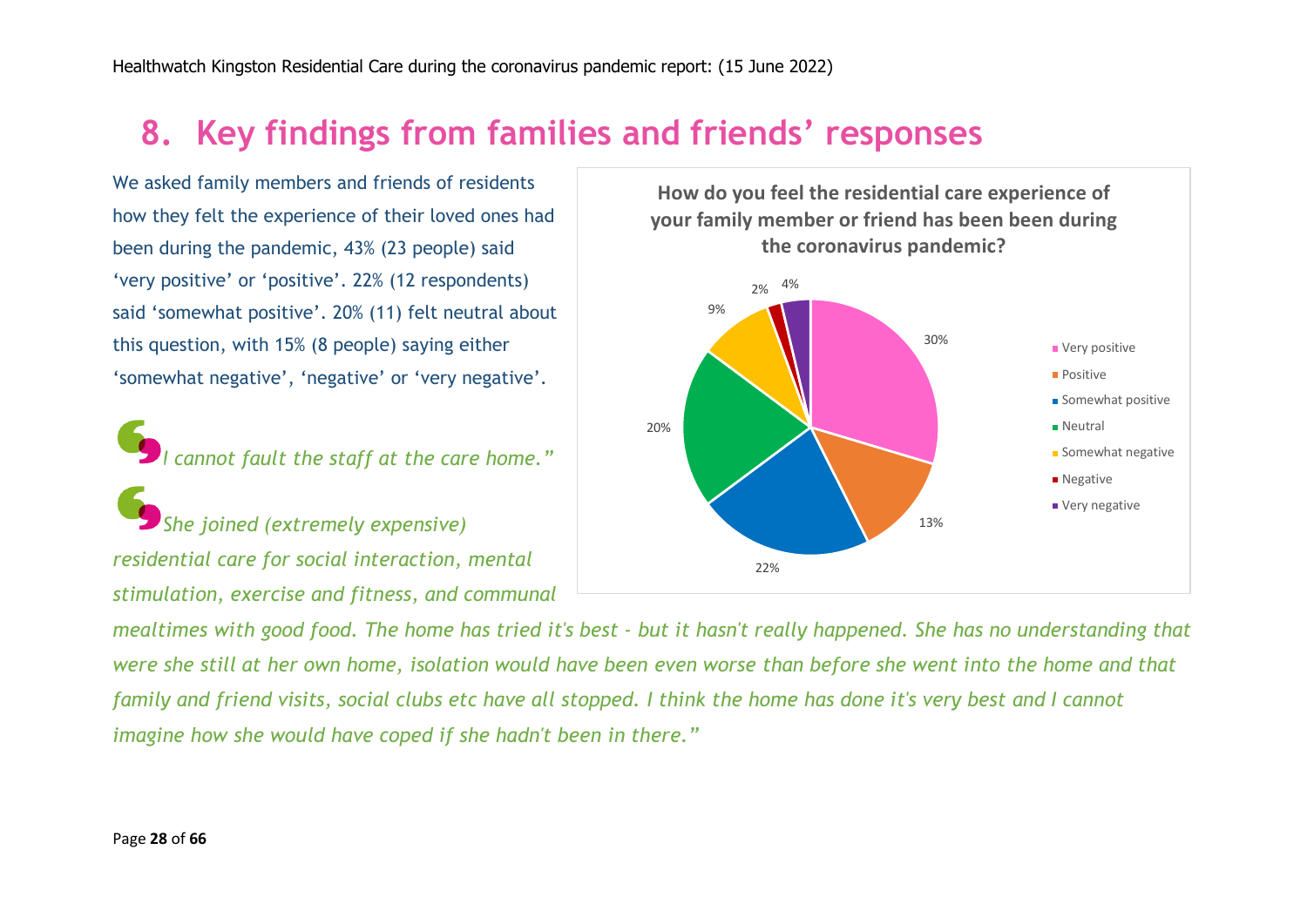# 8. Key findings from families and friends' responses

We asked family members and friends of residents how they felt the experience of their loved ones had been during the pandemic, 43% (23 people) said 'very positive' or 'positive'. 22% (12 respondents) said 'somewhat positive'. 20% (11) felt neutral about this question, with 15% (8 people) saying either 'somewhat negative', 'negative' or 'very negative'.

**How do you feel the residential care experience of your family member or friend has been been during the coronavirus pandemic?**

| Response | Percentage |
|---|---|
| Very positive | 30% |
| Positive | 13% |
| Somewhat positive | 22% |
| Neutral | 20% |
| Somewhat negative | 9% |
| Negative | 2% |
| Very negative | 4% |

*I cannot fault the staff at the care home."*

*She joined (extremely expensive) residential care for social interaction, mental stimulation, exercise and fitness, and communal mealtimes with good food. The home has tried it's best - but it hasn't really happened. She has no understanding that were she still at her own home, isolation would have been even worse than before she went into the home and that family and friend visits, social clubs etc have all stopped. I think the home has done it's very best and I cannot imagine how she would have coped if she hadn't been in there."*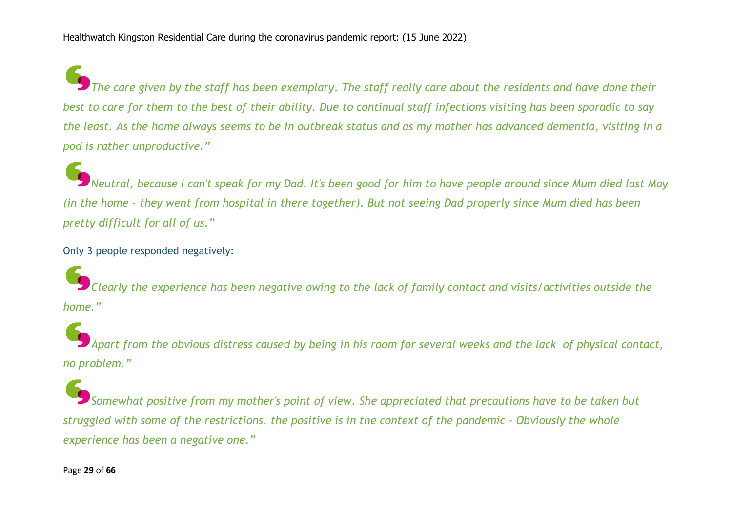*"The care given by the staff has been exemplary. The staff really care about the residents and have done their best to care for them to the best of their ability. Due to continual staff infections visiting has been sporadic to say the least. As the home always seems to be in outbreak status and as my mother has advanced dementia, visiting in a pod is rather unproductive."*

*"Neutral, because I can't speak for my Dad. It's been good for him to have people around since Mum died last May (in the home - they went from hospital in there together). But not seeing Dad properly since Mum died has been pretty difficult for all of us."*

Only 3 people responded negatively:

*"Clearly the experience has been negative owing to the lack of family contact and visits/activities outside the home."*

*"Apart from the obvious distress caused by being in his room for several weeks and the lack of physical contact, no problem."*

*"Somewhat positive from my mother's point of view. She appreciated that precautions have to be taken but struggled with some of the restrictions. the positive is in the context of the pandemic - Obviously the whole experience has been a negative one."*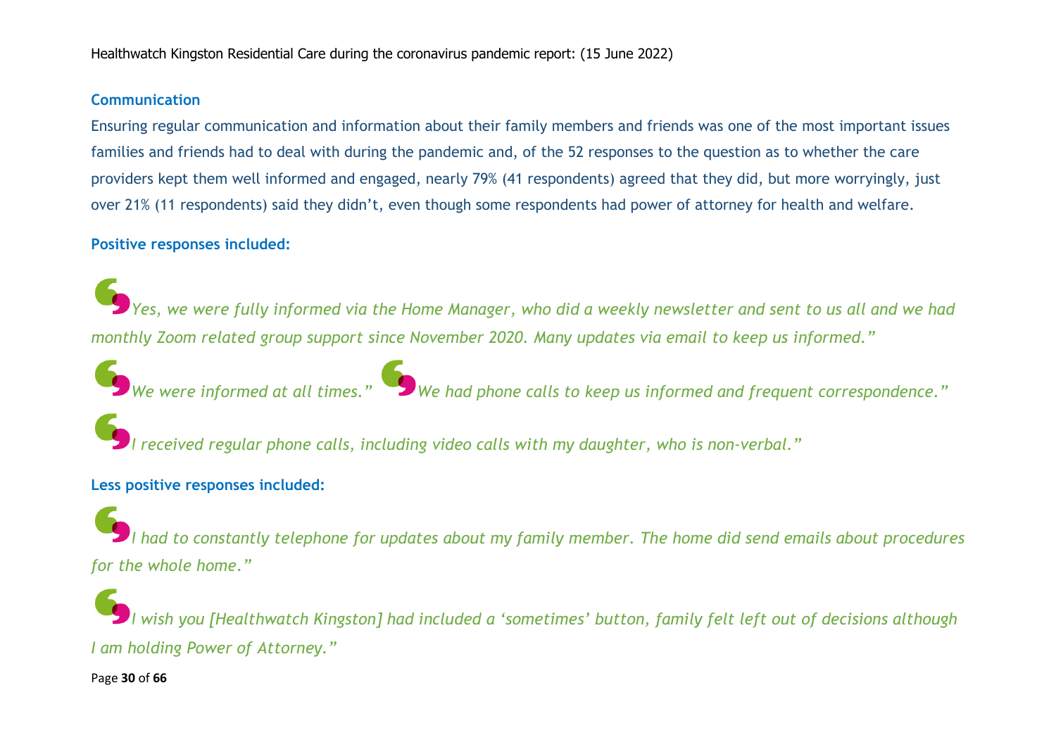### Communication

Ensuring regular communication and information about their family members and friends was one of the most important issues families and friends had to deal with during the pandemic and, of the 52 responses to the question as to whether the care providers kept them well informed and engaged, nearly 79% (41 respondents) agreed that they did, but more worryingly, just over 21% (11 respondents) said they didn't, even though some respondents had power of attorney for health and welfare.

**Positive responses included:**

*"Yes, we were fully informed via the Home Manager, who did a weekly newsletter and sent to us all and we had monthly Zoom related group support since November 2020. Many updates via email to keep us informed."*

*"We were informed at all times."*

*"We had phone calls to keep us informed and frequent correspondence."*

*"I received regular phone calls, including video calls with my daughter, who is non-verbal."*

**Less positive responses included:**

*"I had to constantly telephone for updates about my family member. The home did send emails about procedures for the whole home."*

*"I wish you [Healthwatch Kingston] had included a 'sometimes' button, family felt left out of decisions although I am holding Power of Attorney."*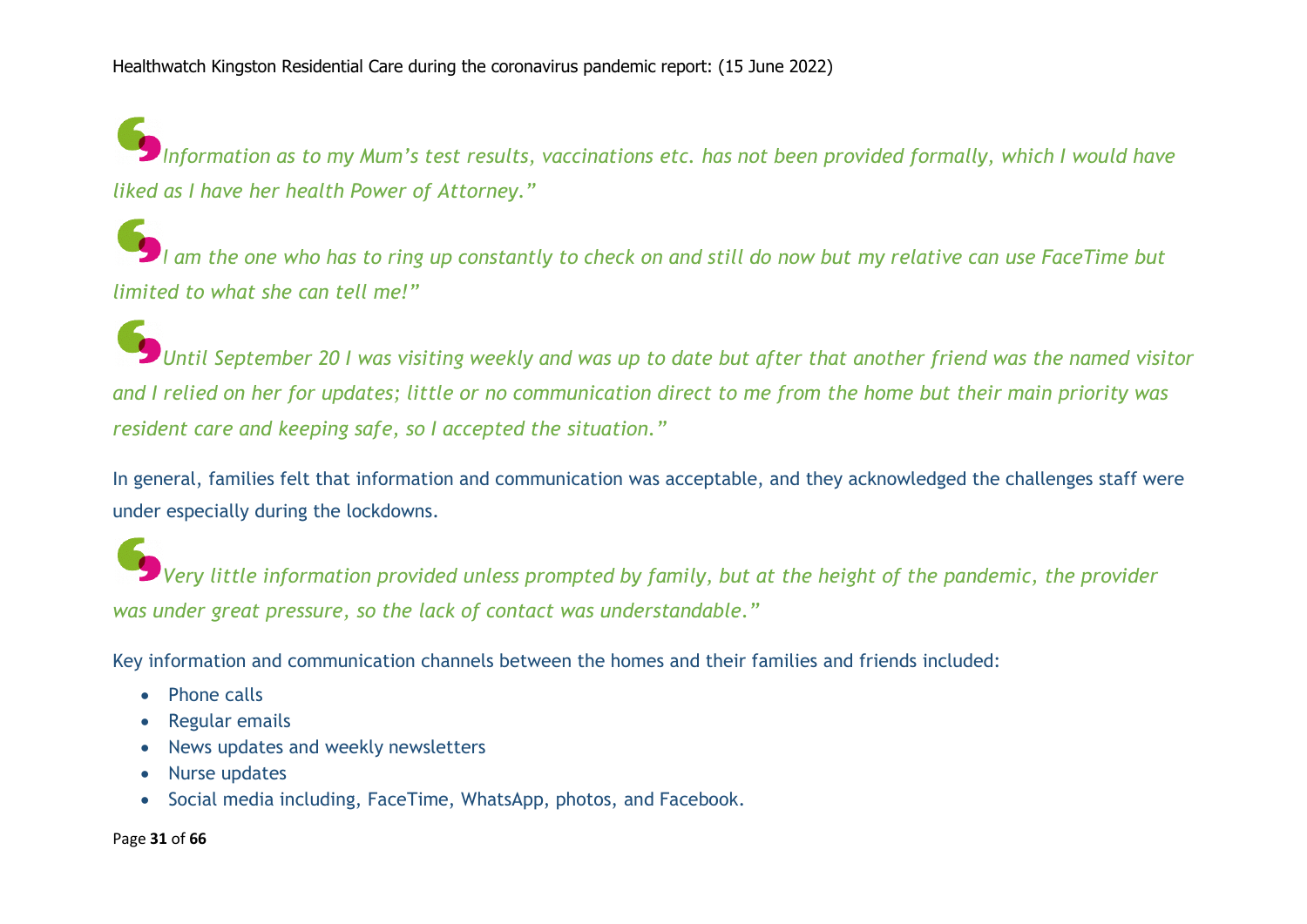*"Information as to my Mum's test results, vaccinations etc. has not been provided formally, which I would have liked as I have her health Power of Attorney."*

*"I am the one who has to ring up constantly to check on and still do now but my relative can use FaceTime but limited to what she can tell me!"*

*"Until September 20 I was visiting weekly and was up to date but after that another friend was the named visitor and I relied on her for updates; little or no communication direct to me from the home but their main priority was resident care and keeping safe, so I accepted the situation."*

In general, families felt that information and communication was acceptable, and they acknowledged the challenges staff were under especially during the lockdowns.

*"Very little information provided unless prompted by family, but at the height of the pandemic, the provider was under great pressure, so the lack of contact was understandable."*

Key information and communication channels between the homes and their families and friends included:

- Phone calls
- Regular emails
- News updates and weekly newsletters
- Nurse updates
- Social media including, FaceTime, WhatsApp, photos, and Facebook.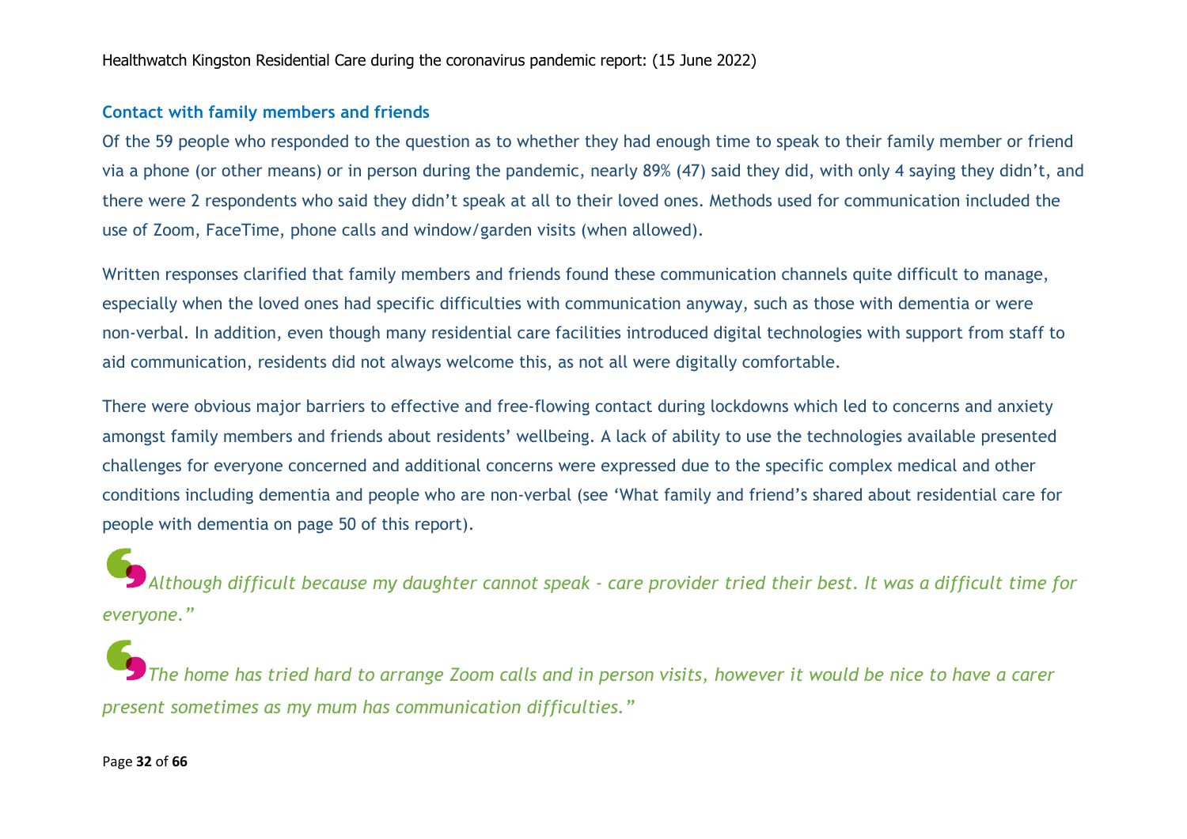### Contact with family members and friends

Of the 59 people who responded to the question as to whether they had enough time to speak to their family member or friend via a phone (or other means) or in person during the pandemic, nearly 89% (47) said they did, with only 4 saying they didn't, and there were 2 respondents who said they didn't speak at all to their loved ones. Methods used for communication included the use of Zoom, FaceTime, phone calls and window/garden visits (when allowed).

Written responses clarified that family members and friends found these communication channels quite difficult to manage, especially when the loved ones had specific difficulties with communication anyway, such as those with dementia or were non-verbal. In addition, even though many residential care facilities introduced digital technologies with support from staff to aid communication, residents did not always welcome this, as not all were digitally comfortable.

There were obvious major barriers to effective and free-flowing contact during lockdowns which led to concerns and anxiety amongst family members and friends about residents' wellbeing. A lack of ability to use the technologies available presented challenges for everyone concerned and additional concerns were expressed due to the specific complex medical and other conditions including dementia and people who are non-verbal (see 'What family and friend's shared about residential care for people with dementia on page 50 of this report).

*"Although difficult because my daughter cannot speak - care provider tried their best. It was a difficult time for everyone."*

*"The home has tried hard to arrange Zoom calls and in person visits, however it would be nice to have a carer present sometimes as my mum has communication difficulties."*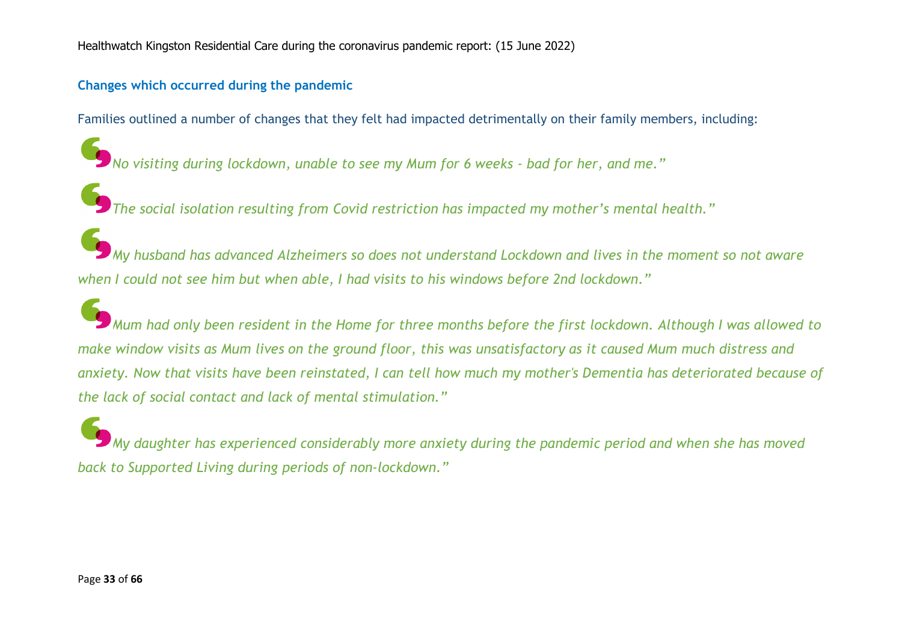### Changes which occurred during the pandemic

Families outlined a number of changes that they felt had impacted detrimentally on their family members, including:

*No visiting during lockdown, unable to see my Mum for 6 weeks - bad for her, and me."*

*The social isolation resulting from Covid restriction has impacted my mother's mental health."*

*My husband has advanced Alzheimers so does not understand Lockdown and lives in the moment so not aware when I could not see him but when able, I had visits to his windows before 2nd lockdown."*

*Mum had only been resident in the Home for three months before the first lockdown. Although I was allowed to make window visits as Mum lives on the ground floor, this was unsatisfactory as it caused Mum much distress and anxiety. Now that visits have been reinstated, I can tell how much my mother's Dementia has deteriorated because of the lack of social contact and lack of mental stimulation."*

*My daughter has experienced considerably more anxiety during the pandemic period and when she has moved back to Supported Living during periods of non-lockdown."*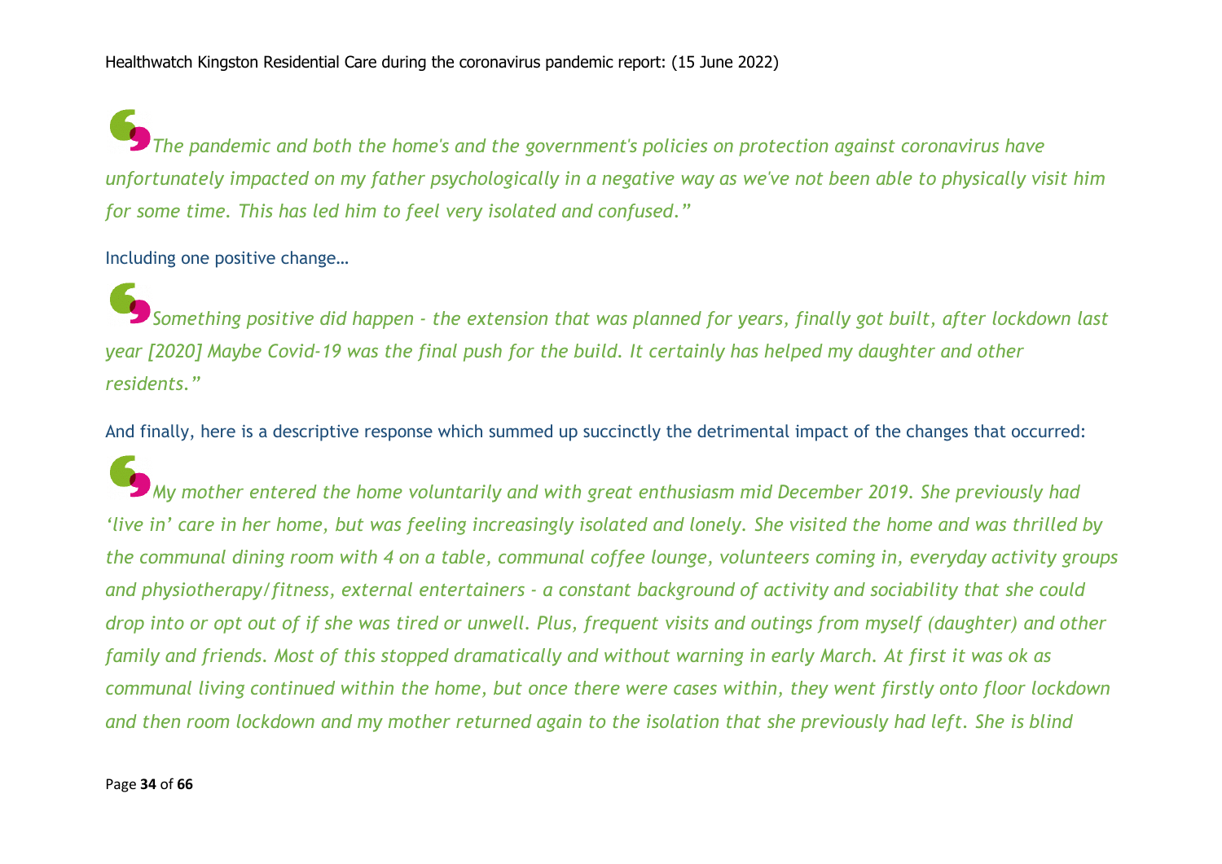*The pandemic and both the home's and the government's policies on protection against coronavirus have unfortunately impacted on my father psychologically in a negative way as we've not been able to physically visit him for some time. This has led him to feel very isolated and confused."*

Including one positive change…

*Something positive did happen - the extension that was planned for years, finally got built, after lockdown last year [2020] Maybe Covid-19 was the final push for the build. It certainly has helped my daughter and other residents."*

And finally, here is a descriptive response which summed up succinctly the detrimental impact of the changes that occurred:

*My mother entered the home voluntarily and with great enthusiasm mid December 2019. She previously had 'live in' care in her home, but was feeling increasingly isolated and lonely. She visited the home and was thrilled by the communal dining room with 4 on a table, communal coffee lounge, volunteers coming in, everyday activity groups and physiotherapy/fitness, external entertainers - a constant background of activity and sociability that she could drop into or opt out of if she was tired or unwell. Plus, frequent visits and outings from myself (daughter) and other family and friends. Most of this stopped dramatically and without warning in early March. At first it was ok as communal living continued within the home, but once there were cases within, they went firstly onto floor lockdown and then room lockdown and my mother returned again to the isolation that she previously had left. She is blind*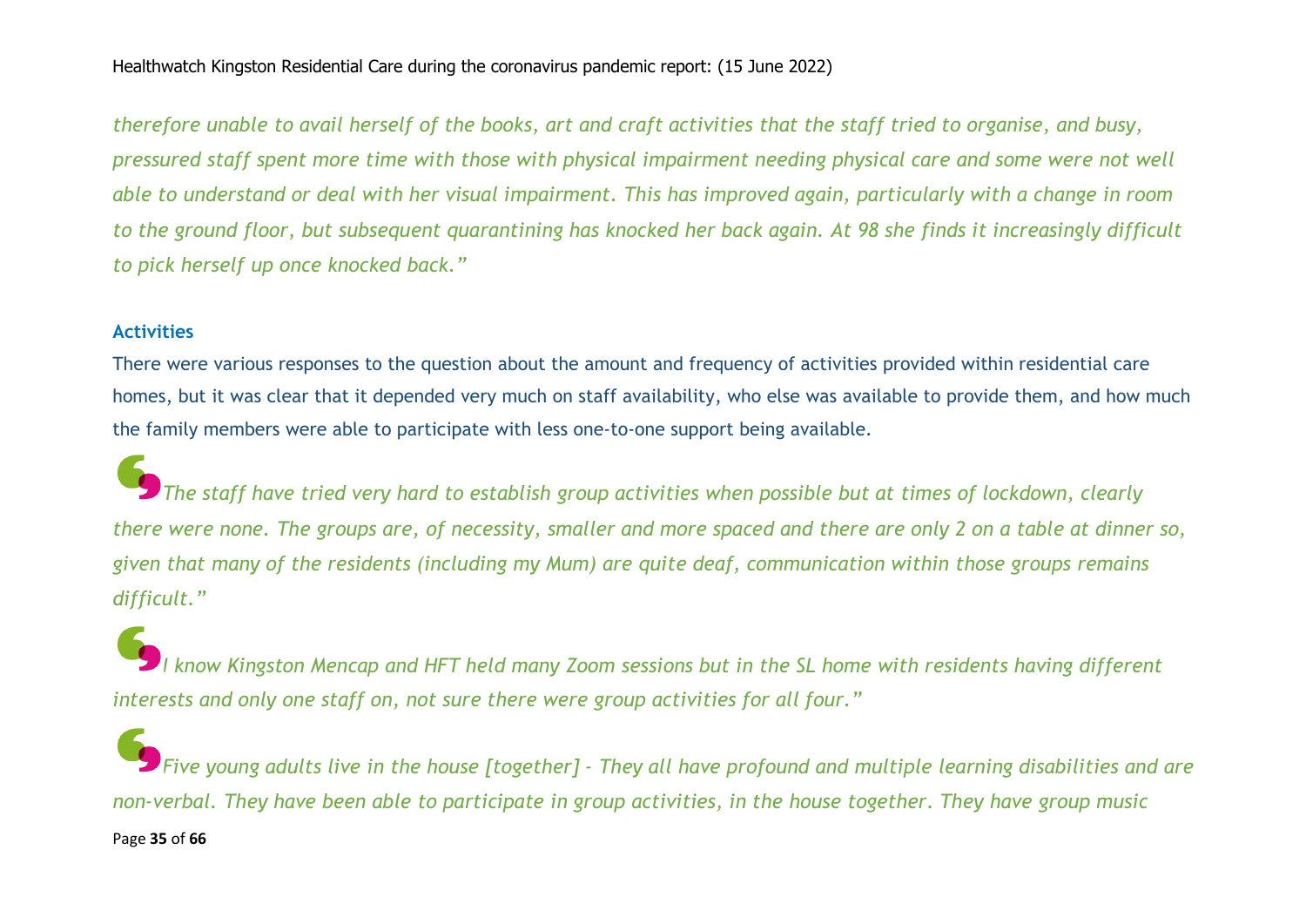*therefore unable to avail herself of the books, art and craft activities that the staff tried to organise, and busy, pressured staff spent more time with those with physical impairment needing physical care and some were not well able to understand or deal with her visual impairment. This has improved again, particularly with a change in room to the ground floor, but subsequent quarantining has knocked her back again. At 98 she finds it increasingly difficult to pick herself up once knocked back."*

### Activities

There were various responses to the question about the amount and frequency of activities provided within residential care homes, but it was clear that it depended very much on staff availability, who else was available to provide them, and how much the family members were able to participate with less one-to-one support being available.

> *"The staff have tried very hard to establish group activities when possible but at times of lockdown, clearly there were none. The groups are, of necessity, smaller and more spaced and there are only 2 on a table at dinner so, given that many of the residents (including my Mum) are quite deaf, communication within those groups remains difficult."*

> *"I know Kingston Mencap and HFT held many Zoom sessions but in the SL home with residents having different interests and only one staff on, not sure there were group activities for all four."*

> *"Five young adults live in the house [together] - They all have profound and multiple learning disabilities and are non-verbal. They have been able to participate in group activities, in the house together. They have group music*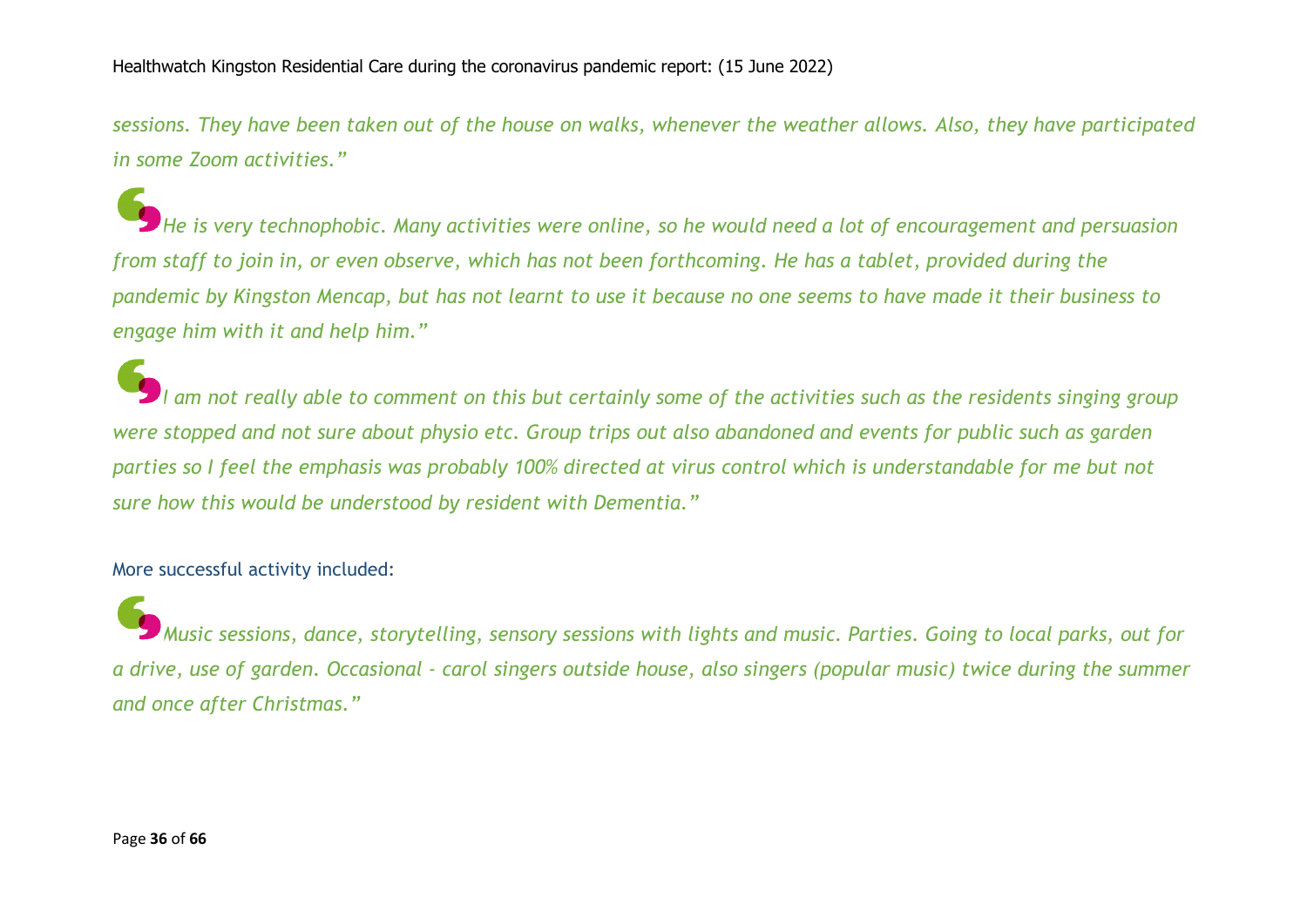*sessions. They have been taken out of the house on walks, whenever the weather allows. Also, they have participated in some Zoom activities."*

*"He is very technophobic. Many activities were online, so he would need a lot of encouragement and persuasion from staff to join in, or even observe, which has not been forthcoming. He has a tablet, provided during the pandemic by Kingston Mencap, but has not learnt to use it because no one seems to have made it their business to engage him with it and help him."*

*"I am not really able to comment on this but certainly some of the activities such as the residents singing group were stopped and not sure about physio etc. Group trips out also abandoned and events for public such as garden parties so I feel the emphasis was probably 100% directed at virus control which is understandable for me but not sure how this would be understood by resident with Dementia."*

More successful activity included:

*"Music sessions, dance, storytelling, sensory sessions with lights and music. Parties. Going to local parks, out for a drive, use of garden. Occasional - carol singers outside house, also singers (popular music) twice during the summer and once after Christmas."*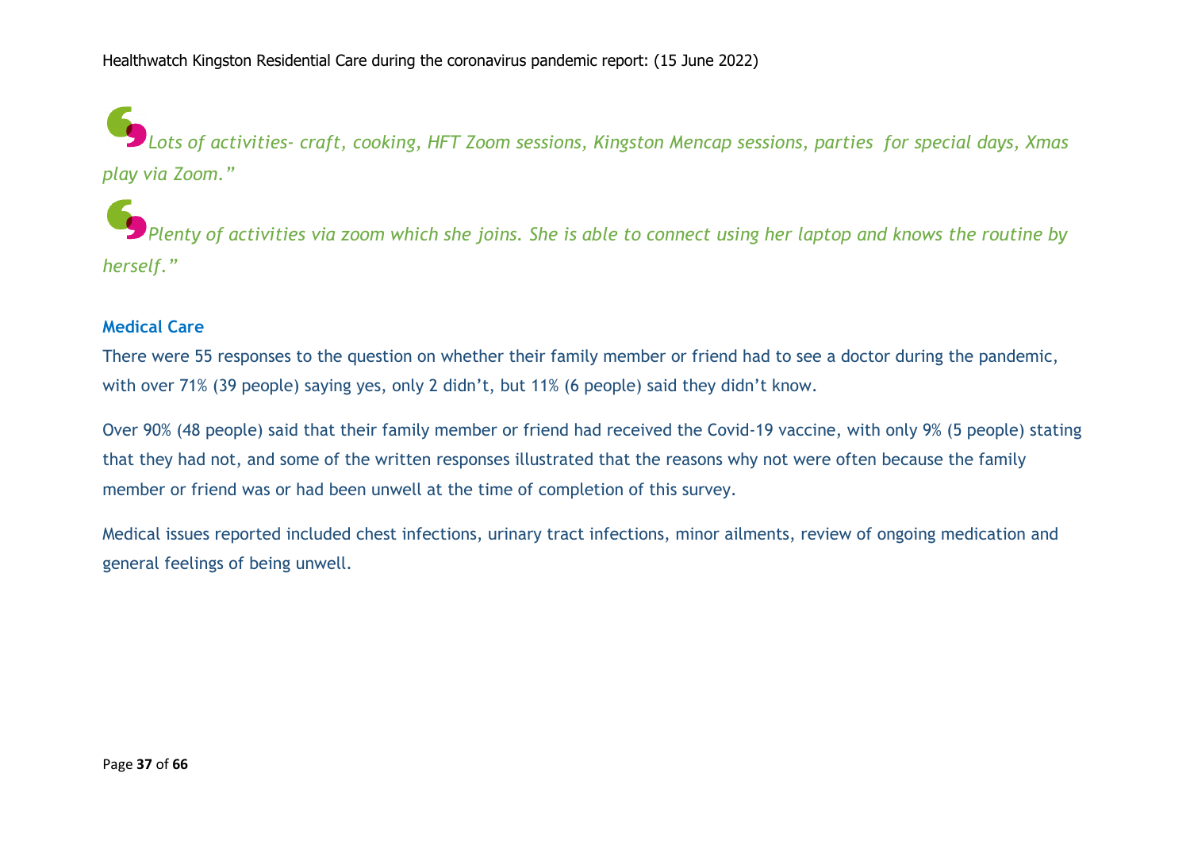*Lots of activities- craft, cooking, HFT Zoom sessions, Kingston Mencap sessions, parties for special days, Xmas play via Zoom."*

*Plenty of activities via zoom which she joins. She is able to connect using her laptop and knows the routine by herself."*

### Medical Care

There were 55 responses to the question on whether their family member or friend had to see a doctor during the pandemic, with over 71% (39 people) saying yes, only 2 didn't, but 11% (6 people) said they didn't know.

Over 90% (48 people) said that their family member or friend had received the Covid-19 vaccine, with only 9% (5 people) stating that they had not, and some of the written responses illustrated that the reasons why not were often because the family member or friend was or had been unwell at the time of completion of this survey.

Medical issues reported included chest infections, urinary tract infections, minor ailments, review of ongoing medication and general feelings of being unwell.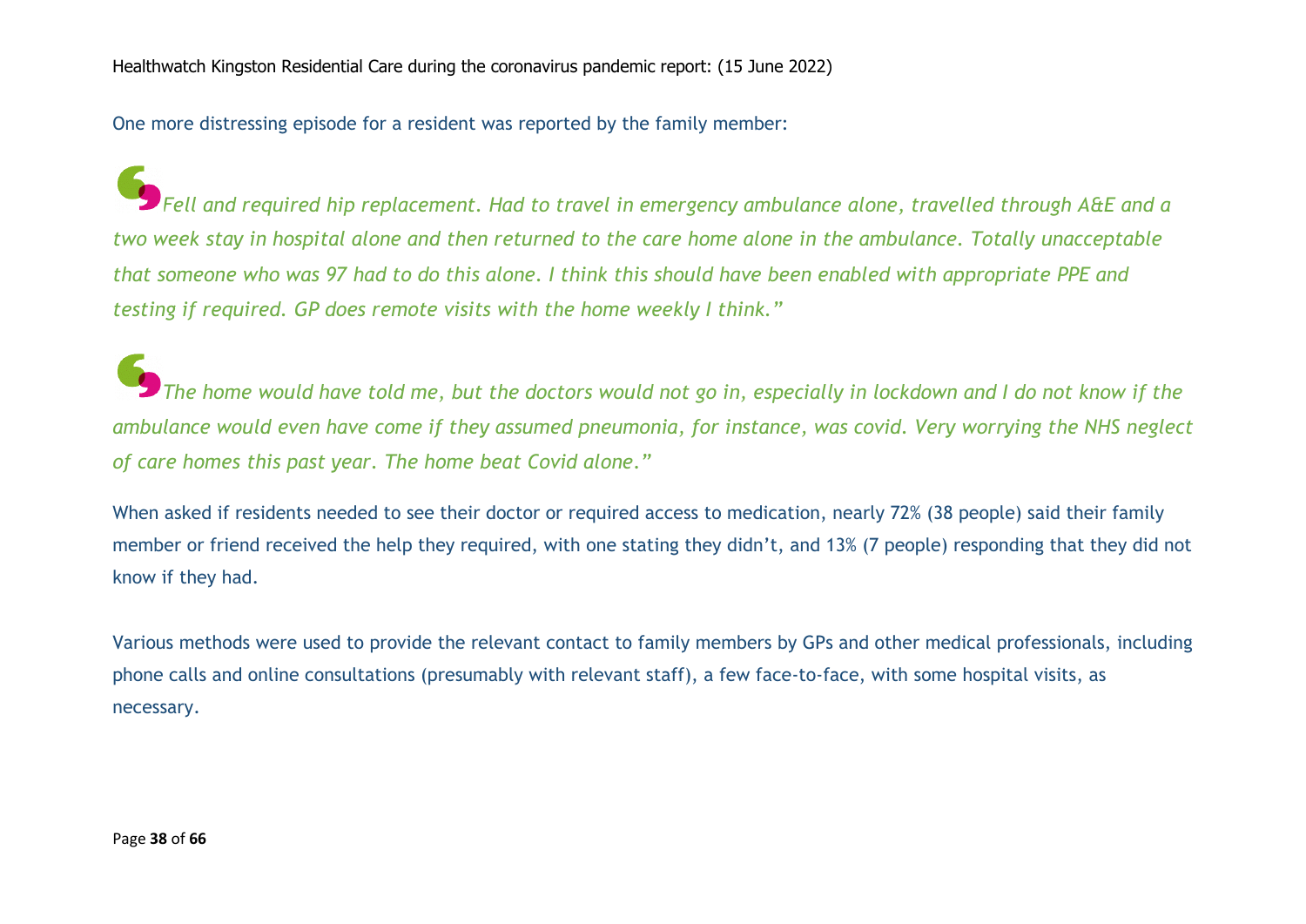One more distressing episode for a resident was reported by the family member:

> *Fell and required hip replacement. Had to travel in emergency ambulance alone, travelled through A&E and a two week stay in hospital alone and then returned to the care home alone in the ambulance. Totally unacceptable that someone who was 97 had to do this alone. I think this should have been enabled with appropriate PPE and testing if required. GP does remote visits with the home weekly I think."*

> *The home would have told me, but the doctors would not go in, especially in lockdown and I do not know if the ambulance would even have come if they assumed pneumonia, for instance, was covid. Very worrying the NHS neglect of care homes this past year. The home beat Covid alone."*

When asked if residents needed to see their doctor or required access to medication, nearly 72% (38 people) said their family member or friend received the help they required, with one stating they didn't, and 13% (7 people) responding that they did not know if they had.

Various methods were used to provide the relevant contact to family members by GPs and other medical professionals, including phone calls and online consultations (presumably with relevant staff), a few face-to-face, with some hospital visits, as necessary.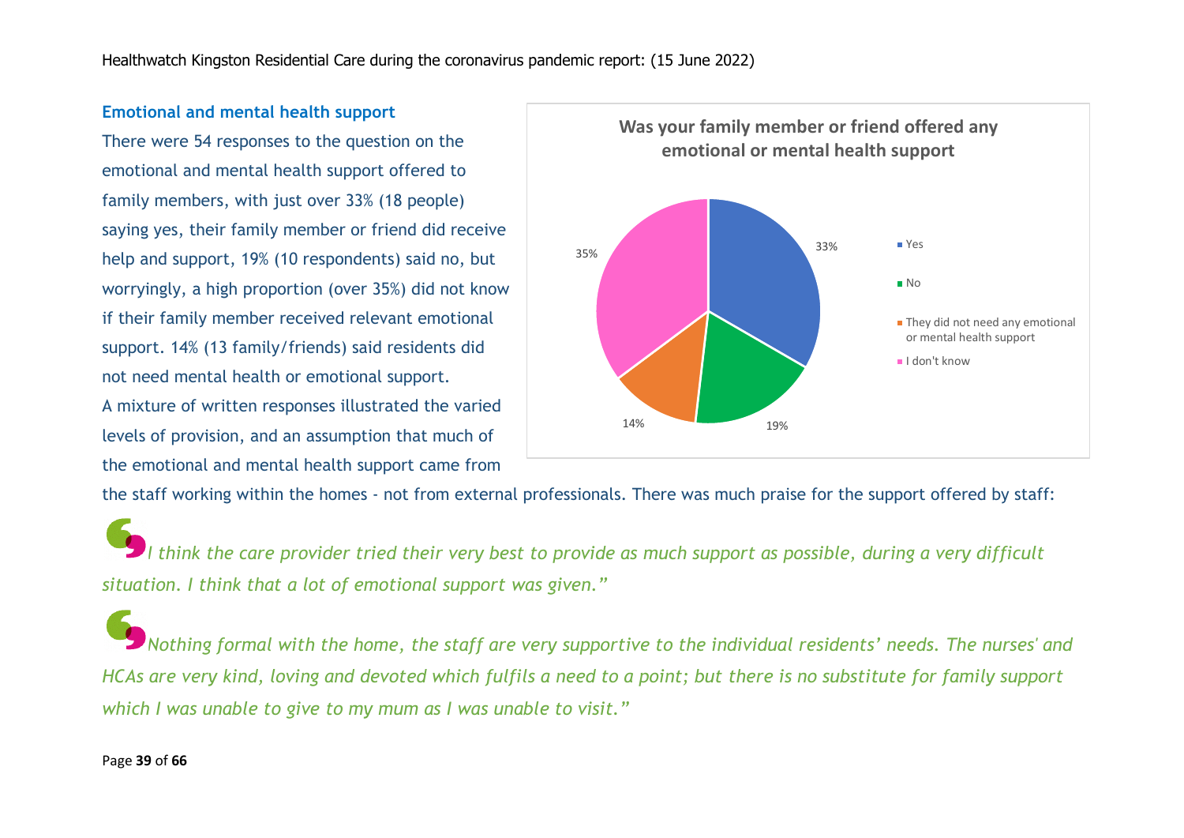### Emotional and mental health support

There were 54 responses to the question on the emotional and mental health support offered to family members, with just over 33% (18 people) saying yes, their family member or friend did receive help and support, 19% (10 respondents) said no, but worryingly, a high proportion (over 35%) did not know if their family member received relevant emotional support. 14% (13 family/friends) said residents did not need mental health or emotional support.

**Was your family member or friend offered any emotional or mental health support**

| Response | Percentage |
|---|---|
| Yes | 33% |
| No | 19% |
| They did not need any emotional or mental health support | 14% |
| I don't know | 35% |

A mixture of written responses illustrated the varied levels of provision, and an assumption that much of the emotional and mental health support came from the staff working within the homes - not from external professionals. There was much praise for the support offered by staff:

*I think the care provider tried their very best to provide as much support as possible, during a very difficult situation. I think that a lot of emotional support was given."*

*Nothing formal with the home, the staff are very supportive to the individual residents' needs. The nurses' and HCAs are very kind, loving and devoted which fulfils a need to a point; but there is no substitute for family support which I was unable to give to my mum as I was unable to visit."*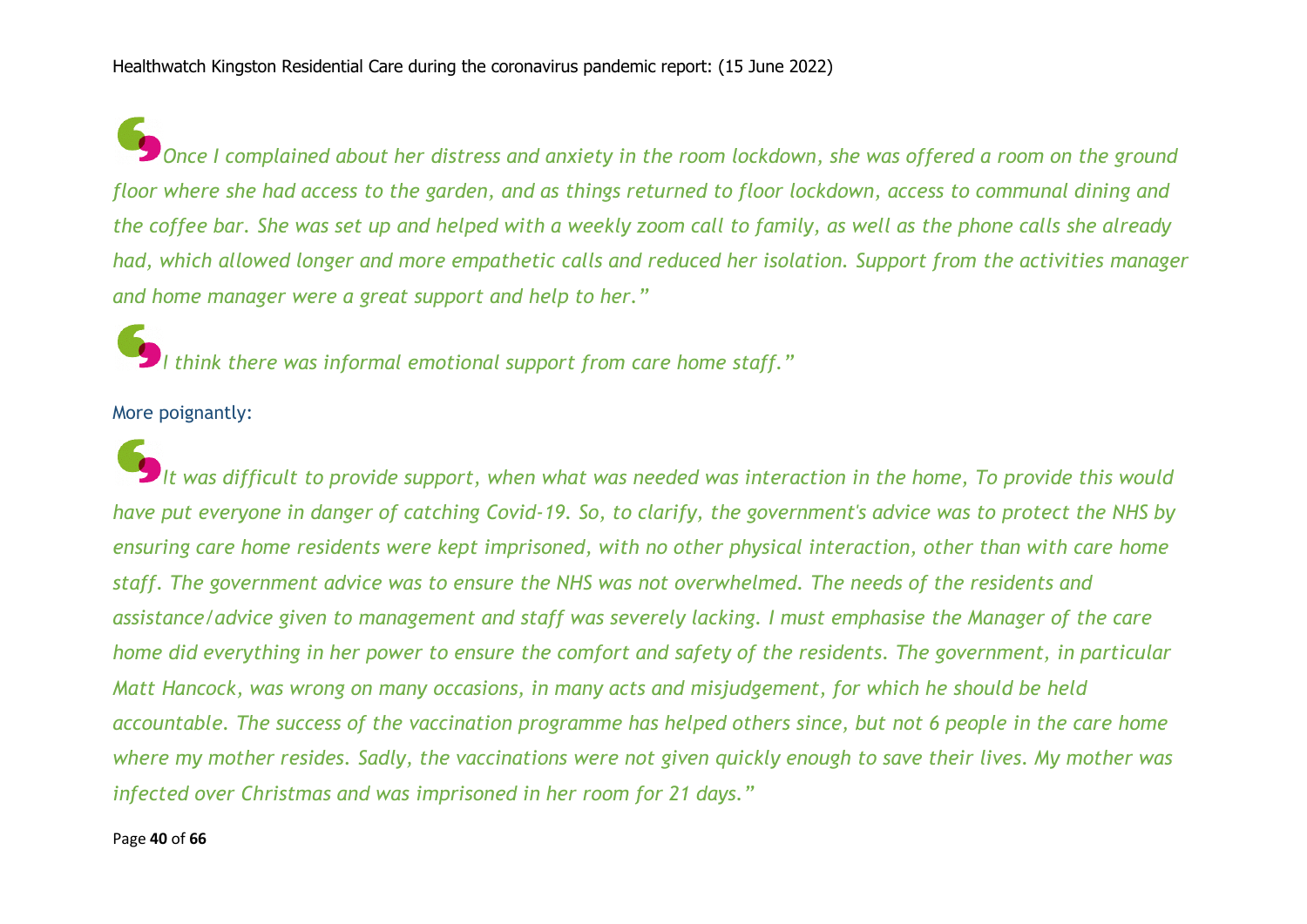*Once I complained about her distress and anxiety in the room lockdown, she was offered a room on the ground floor where she had access to the garden, and as things returned to floor lockdown, access to communal dining and the coffee bar. She was set up and helped with a weekly zoom call to family, as well as the phone calls she already had, which allowed longer and more empathetic calls and reduced her isolation. Support from the activities manager and home manager were a great support and help to her."*

*I think there was informal emotional support from care home staff."*

More poignantly:

*It was difficult to provide support, when what was needed was interaction in the home, To provide this would have put everyone in danger of catching Covid-19. So, to clarify, the government's advice was to protect the NHS by ensuring care home residents were kept imprisoned, with no other physical interaction, other than with care home staff. The government advice was to ensure the NHS was not overwhelmed. The needs of the residents and assistance/advice given to management and staff was severely lacking. I must emphasise the Manager of the care home did everything in her power to ensure the comfort and safety of the residents. The government, in particular Matt Hancock, was wrong on many occasions, in many acts and misjudgement, for which he should be held accountable. The success of the vaccination programme has helped others since, but not 6 people in the care home where my mother resides. Sadly, the vaccinations were not given quickly enough to save their lives. My mother was infected over Christmas and was imprisoned in her room for 21 days."*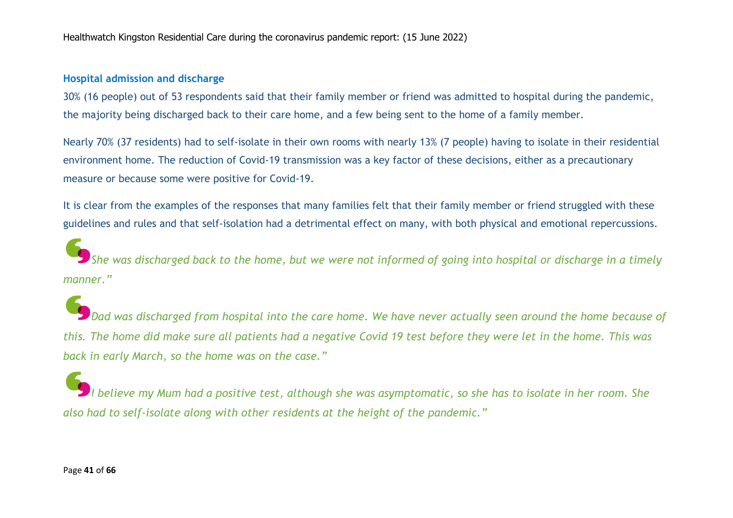### Hospital admission and discharge

30% (16 people) out of 53 respondents said that their family member or friend was admitted to hospital during the pandemic, the majority being discharged back to their care home, and a few being sent to the home of a family member.

Nearly 70% (37 residents) had to self-isolate in their own rooms with nearly 13% (7 people) having to isolate in their residential environment home. The reduction of Covid-19 transmission was a key factor of these decisions, either as a precautionary measure or because some were positive for Covid-19.

It is clear from the examples of the responses that many families felt that their family member or friend struggled with these guidelines and rules and that self-isolation had a detrimental effect on many, with both physical and emotional repercussions.

*She was discharged back to the home, but we were not informed of going into hospital or discharge in a timely manner."*

*Dad was discharged from hospital into the care home. We have never actually seen around the home because of this. The home did make sure all patients had a negative Covid 19 test before they were let in the home. This was back in early March, so the home was on the case."*

*I believe my Mum had a positive test, although she was asymptomatic, so she has to isolate in her room. She also had to self-isolate along with other residents at the height of the pandemic."*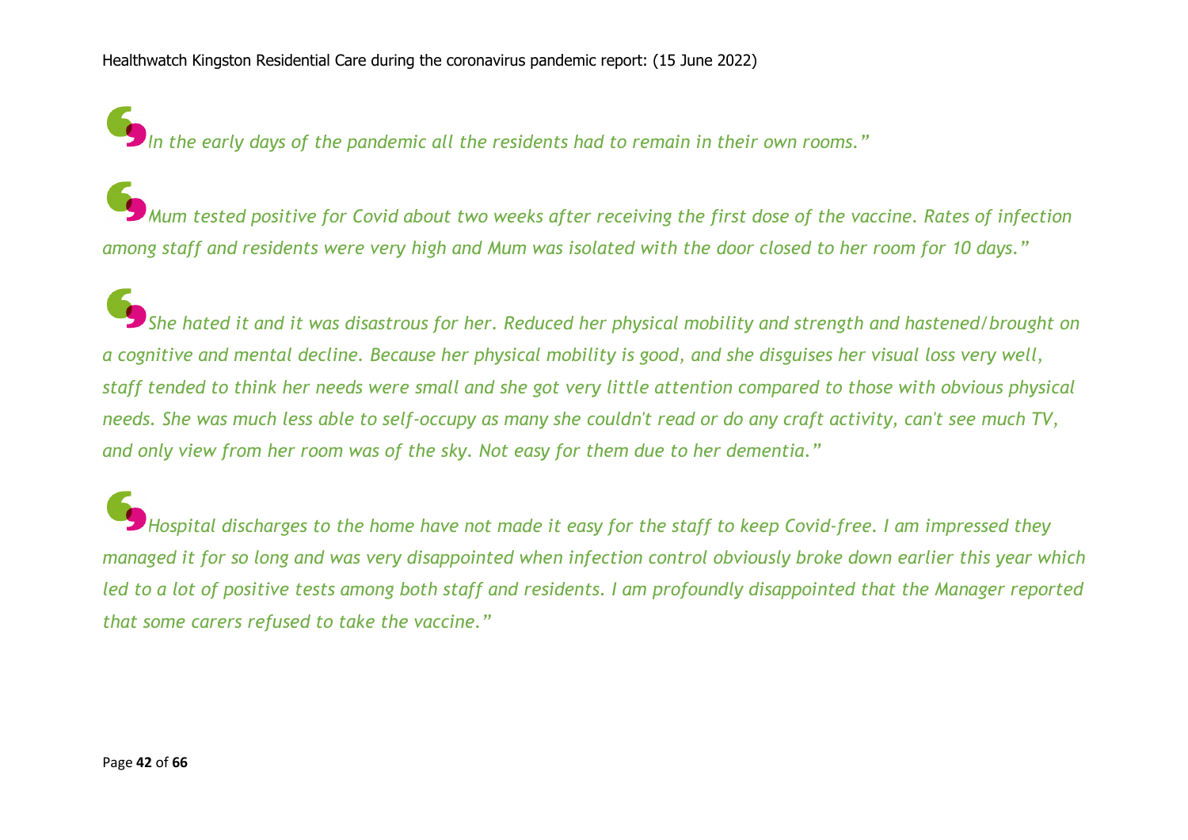*In the early days of the pandemic all the residents had to remain in their own rooms."*

*Mum tested positive for Covid about two weeks after receiving the first dose of the vaccine. Rates of infection among staff and residents were very high and Mum was isolated with the door closed to her room for 10 days."*

*She hated it and it was disastrous for her. Reduced her physical mobility and strength and hastened/brought on a cognitive and mental decline. Because her physical mobility is good, and she disguises her visual loss very well, staff tended to think her needs were small and she got very little attention compared to those with obvious physical needs. She was much less able to self-occupy as many she couldn't read or do any craft activity, can't see much TV, and only view from her room was of the sky. Not easy for them due to her dementia."*

*Hospital discharges to the home have not made it easy for the staff to keep Covid-free. I am impressed they managed it for so long and was very disappointed when infection control obviously broke down earlier this year which led to a lot of positive tests among both staff and residents. I am profoundly disappointed that the Manager reported that some carers refused to take the vaccine."*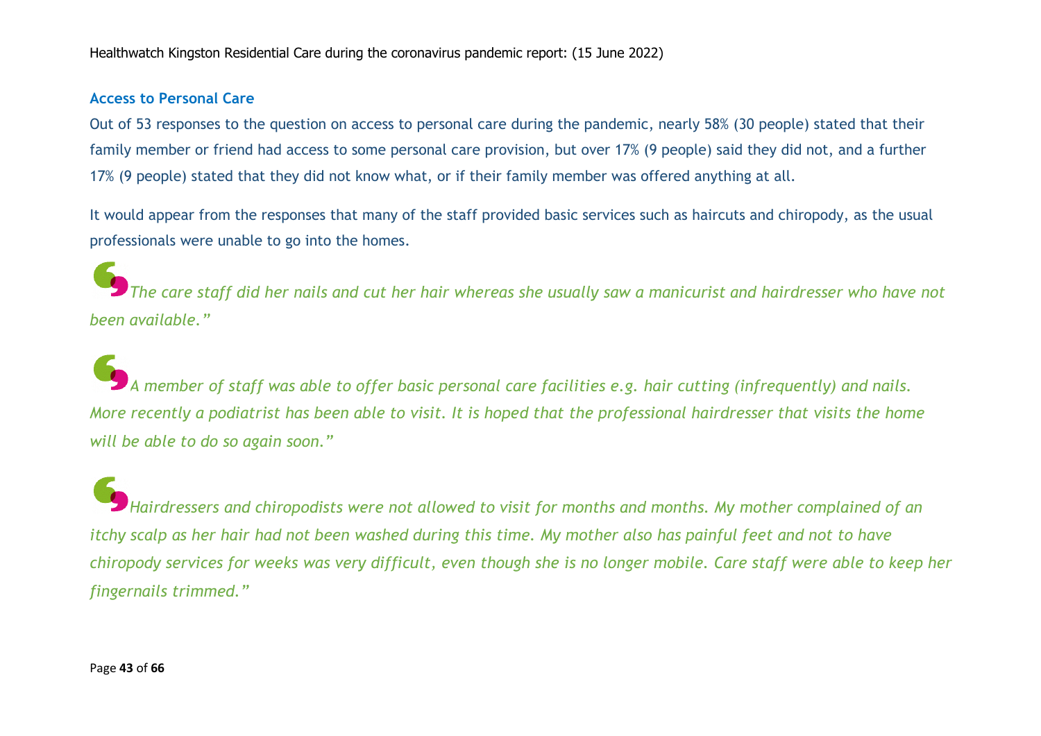### Access to Personal Care

Out of 53 responses to the question on access to personal care during the pandemic, nearly 58% (30 people) stated that their family member or friend had access to some personal care provision, but over 17% (9 people) said they did not, and a further 17% (9 people) stated that they did not know what, or if their family member was offered anything at all.

It would appear from the responses that many of the staff provided basic services such as haircuts and chiropody, as the usual professionals were unable to go into the homes.

*"The care staff did her nails and cut her hair whereas she usually saw a manicurist and hairdresser who have not been available."*

*"A member of staff was able to offer basic personal care facilities e.g. hair cutting (infrequently) and nails. More recently a podiatrist has been able to visit. It is hoped that the professional hairdresser that visits the home will be able to do so again soon."*

*"Hairdressers and chiropodists were not allowed to visit for months and months. My mother complained of an itchy scalp as her hair had not been washed during this time. My mother also has painful feet and not to have chiropody services for weeks was very difficult, even though she is no longer mobile. Care staff were able to keep her fingernails trimmed."*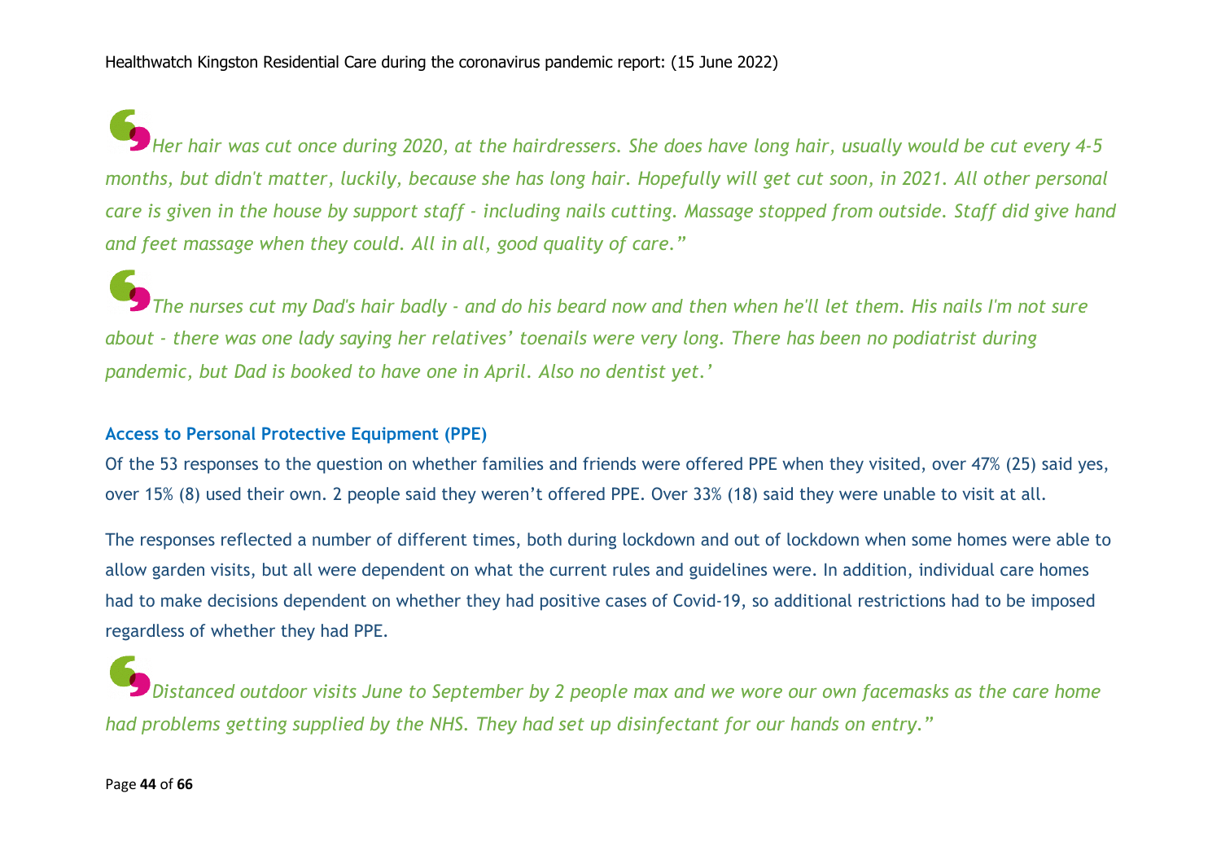*Her hair was cut once during 2020, at the hairdressers. She does have long hair, usually would be cut every 4-5 months, but didn't matter, luckily, because she has long hair. Hopefully will get cut soon, in 2021. All other personal care is given in the house by support staff - including nails cutting. Massage stopped from outside. Staff did give hand and feet massage when they could. All in all, good quality of care."*

*The nurses cut my Dad's hair badly - and do his beard now and then when he'll let them. His nails I'm not sure about - there was one lady saying her relatives' toenails were very long. There has been no podiatrist during pandemic, but Dad is booked to have one in April. Also no dentist yet.'*

### Access to Personal Protective Equipment (PPE)

Of the 53 responses to the question on whether families and friends were offered PPE when they visited, over 47% (25) said yes, over 15% (8) used their own. 2 people said they weren't offered PPE. Over 33% (18) said they were unable to visit at all.

The responses reflected a number of different times, both during lockdown and out of lockdown when some homes were able to allow garden visits, but all were dependent on what the current rules and guidelines were. In addition, individual care homes had to make decisions dependent on whether they had positive cases of Covid-19, so additional restrictions had to be imposed regardless of whether they had PPE.

*Distanced outdoor visits June to September by 2 people max and we wore our own facemasks as the care home had problems getting supplied by the NHS. They had set up disinfectant for our hands on entry."*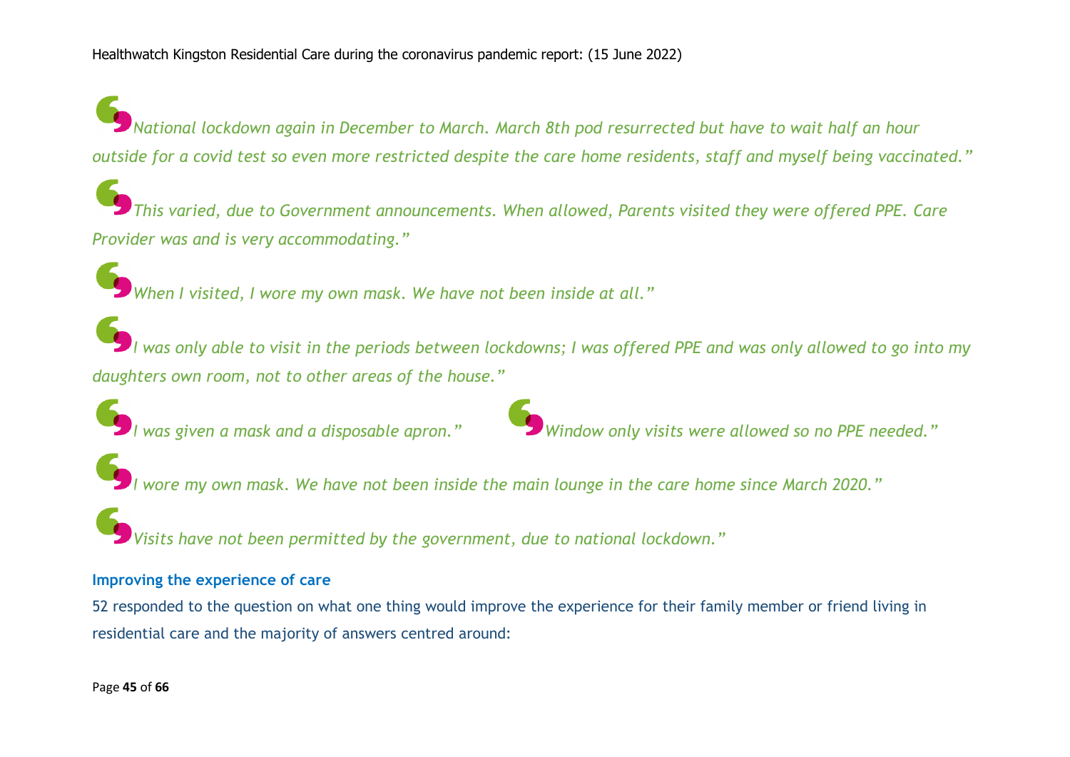*National lockdown again in December to March. March 8th pod resurrected but have to wait half an hour outside for a covid test so even more restricted despite the care home residents, staff and myself being vaccinated."*

*This varied, due to Government announcements. When allowed, Parents visited they were offered PPE. Care Provider was and is very accommodating."*

*When I visited, I wore my own mask. We have not been inside at all."*

*I was only able to visit in the periods between lockdowns; I was offered PPE and was only allowed to go into my daughters own room, not to other areas of the house."*

*I was given a mask and a disposable apron."*

*Window only visits were allowed so no PPE needed."*

*I wore my own mask. We have not been inside the main lounge in the care home since March 2020."*

*Visits have not been permitted by the government, due to national lockdown."*

### Improving the experience of care

52 responded to the question on what one thing would improve the experience for their family member or friend living in residential care and the majority of answers centred around: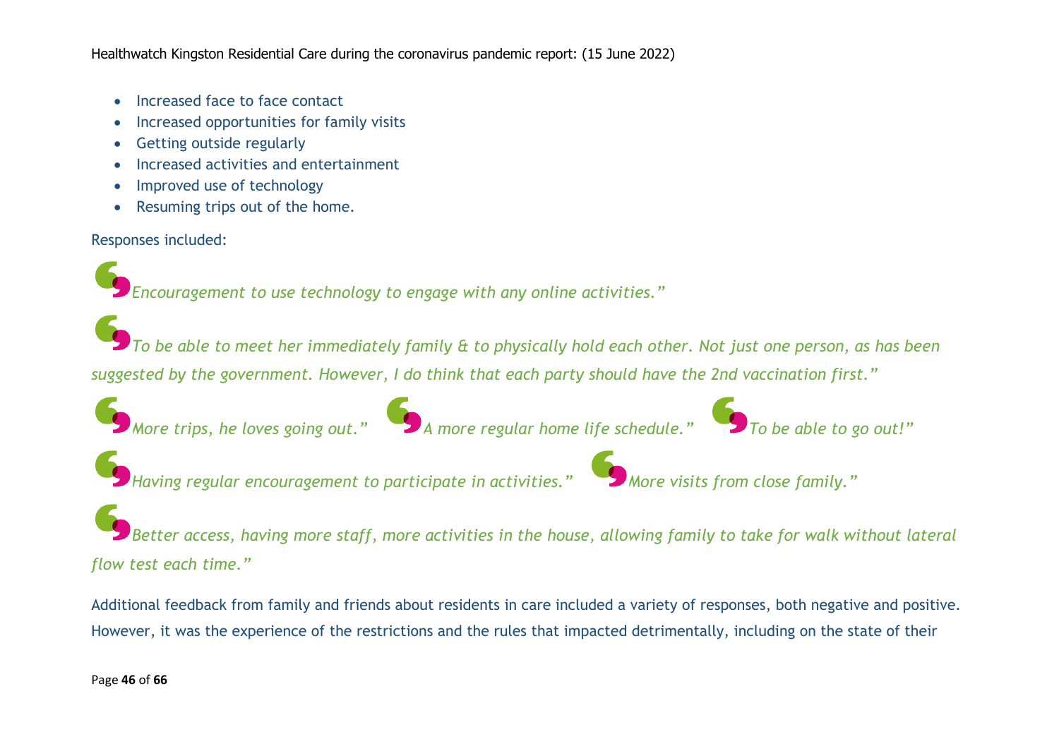- Increased face to face contact
- Increased opportunities for family visits
- Getting outside regularly
- Increased activities and entertainment
- Improved use of technology
- Resuming trips out of the home.

Responses included:

*"Encouragement to use technology to engage with any online activities."*

*"To be able to meet her immediately family & to physically hold each other. Not just one person, as has been suggested by the government. However, I do think that each party should have the 2nd vaccination first."*

*"More trips, he loves going out."*

*"A more regular home life schedule."*

*"To be able to go out!"*

*"Having regular encouragement to participate in activities."*

*"More visits from close family."*

*"Better access, having more staff, more activities in the house, allowing family to take for walk without lateral flow test each time."*

Additional feedback from family and friends about residents in care included a variety of responses, both negative and positive. However, it was the experience of the restrictions and the rules that impacted detrimentally, including on the state of their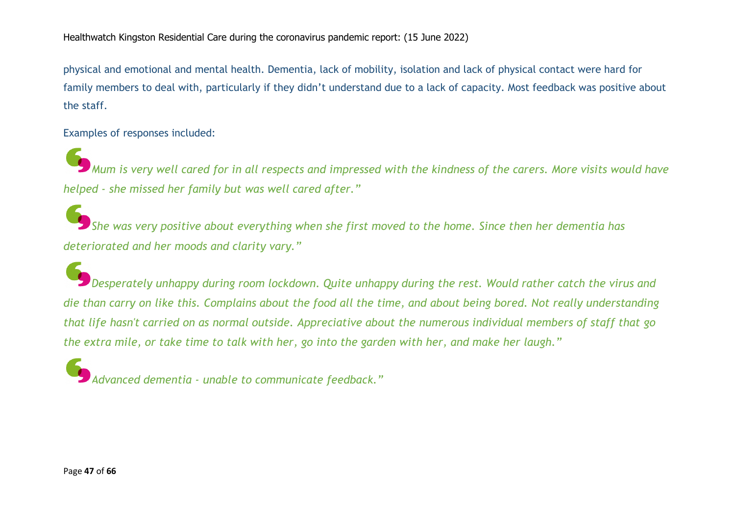physical and emotional and mental health. Dementia, lack of mobility, isolation and lack of physical contact were hard for family members to deal with, particularly if they didn't understand due to a lack of capacity. Most feedback was positive about the staff.

Examples of responses included:

> *"Mum is very well cared for in all respects and impressed with the kindness of the carers. More visits would have helped - she missed her family but was well cared after."*

> *"She was very positive about everything when she first moved to the home. Since then her dementia has deteriorated and her moods and clarity vary."*

> *"Desperately unhappy during room lockdown. Quite unhappy during the rest. Would rather catch the virus and die than carry on like this. Complains about the food all the time, and about being bored. Not really understanding that life hasn't carried on as normal outside. Appreciative about the numerous individual members of staff that go the extra mile, or take time to talk with her, go into the garden with her, and make her laugh."*

> *"Advanced dementia - unable to communicate feedback."*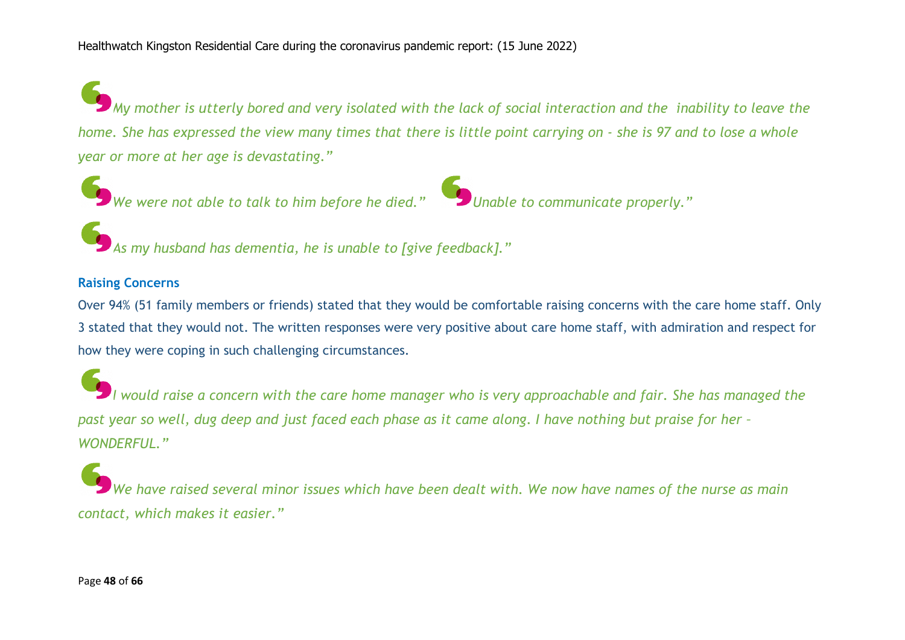*My mother is utterly bored and very isolated with the lack of social interaction and the inability to leave the home. She has expressed the view many times that there is little point carrying on - she is 97 and to lose a whole year or more at her age is devastating."*

*We were not able to talk to him before he died."*

*Unable to communicate properly."*

*As my husband has dementia, he is unable to [give feedback]."*

### Raising Concerns

Over 94% (51 family members or friends) stated that they would be comfortable raising concerns with the care home staff. Only 3 stated that they would not. The written responses were very positive about care home staff, with admiration and respect for how they were coping in such challenging circumstances.

*I would raise a concern with the care home manager who is very approachable and fair. She has managed the past year so well, dug deep and just faced each phase as it came along. I have nothing but praise for her – WONDERFUL."*

*We have raised several minor issues which have been dealt with. We now have names of the nurse as main contact, which makes it easier."*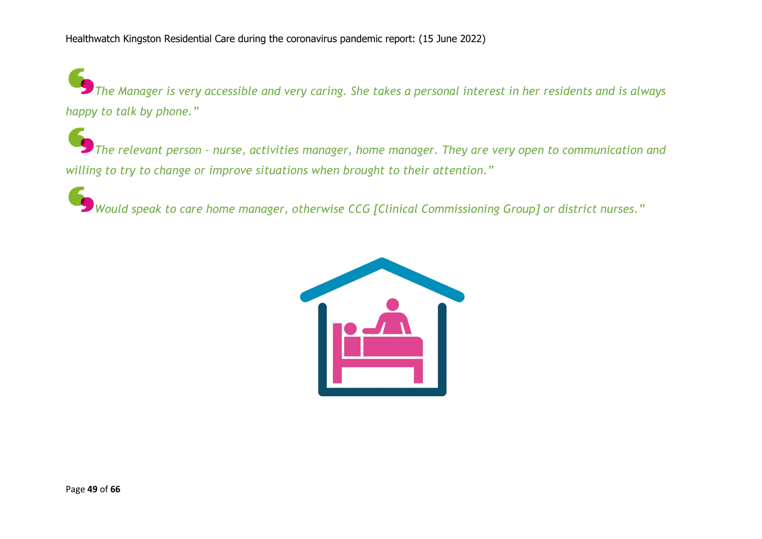*"The Manager is very accessible and very caring. She takes a personal interest in her residents and is always happy to talk by phone."*

*"The relevant person - nurse, activities manager, home manager. They are very open to communication and willing to try to change or improve situations when brought to their attention."*

*"Would speak to care home manager, otherwise CCG [Clinical Commissioning Group] or district nurses."*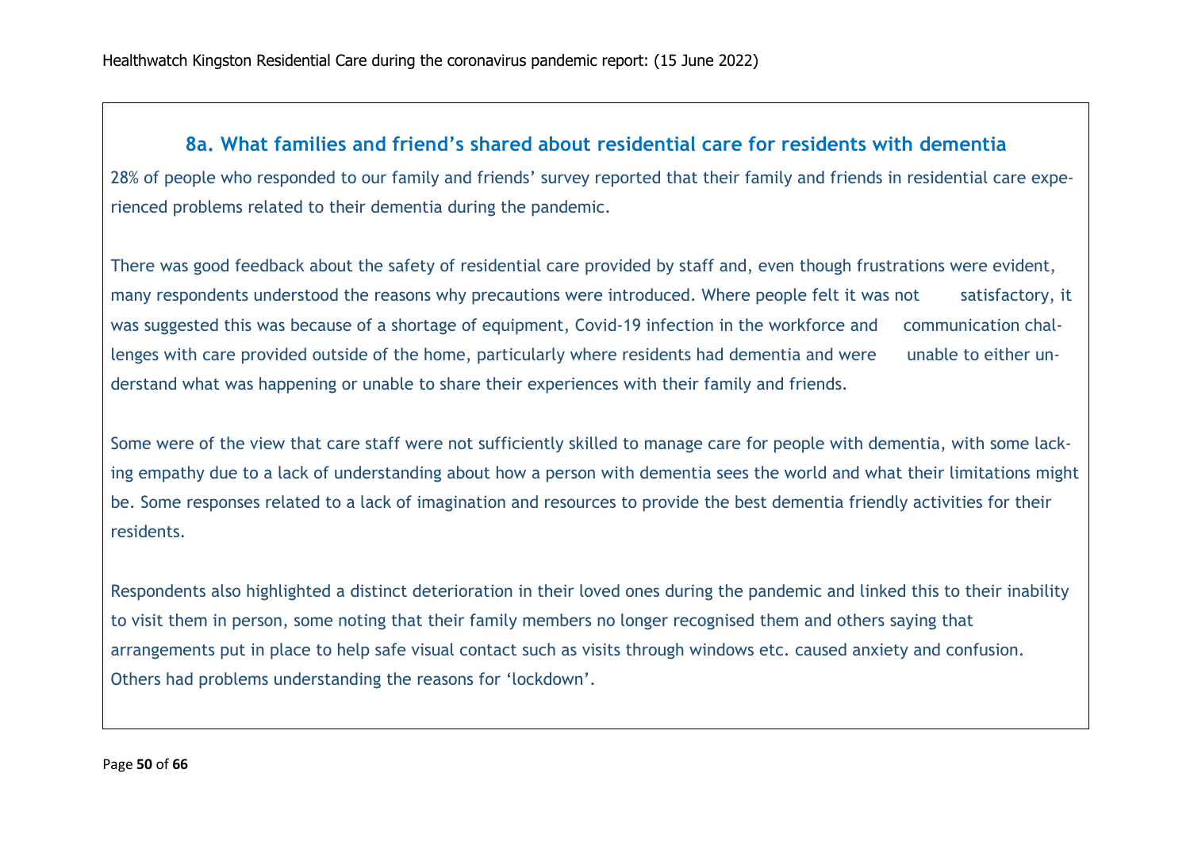## 8a. What families and friend's shared about residential care for residents with dementia

28% of people who responded to our family and friends' survey reported that their family and friends in residential care experienced problems related to their dementia during the pandemic.

There was good feedback about the safety of residential care provided by staff and, even though frustrations were evident, many respondents understood the reasons why precautions were introduced. Where people felt it was not satisfactory, it was suggested this was because of a shortage of equipment, Covid-19 infection in the workforce and communication challenges with care provided outside of the home, particularly where residents had dementia and were unable to either understand what was happening or unable to share their experiences with their family and friends.

Some were of the view that care staff were not sufficiently skilled to manage care for people with dementia, with some lacking empathy due to a lack of understanding about how a person with dementia sees the world and what their limitations might be. Some responses related to a lack of imagination and resources to provide the best dementia friendly activities for their residents.

Respondents also highlighted a distinct deterioration in their loved ones during the pandemic and linked this to their inability to visit them in person, some noting that their family members no longer recognised them and others saying that arrangements put in place to help safe visual contact such as visits through windows etc. caused anxiety and confusion. Others had problems understanding the reasons for 'lockdown'.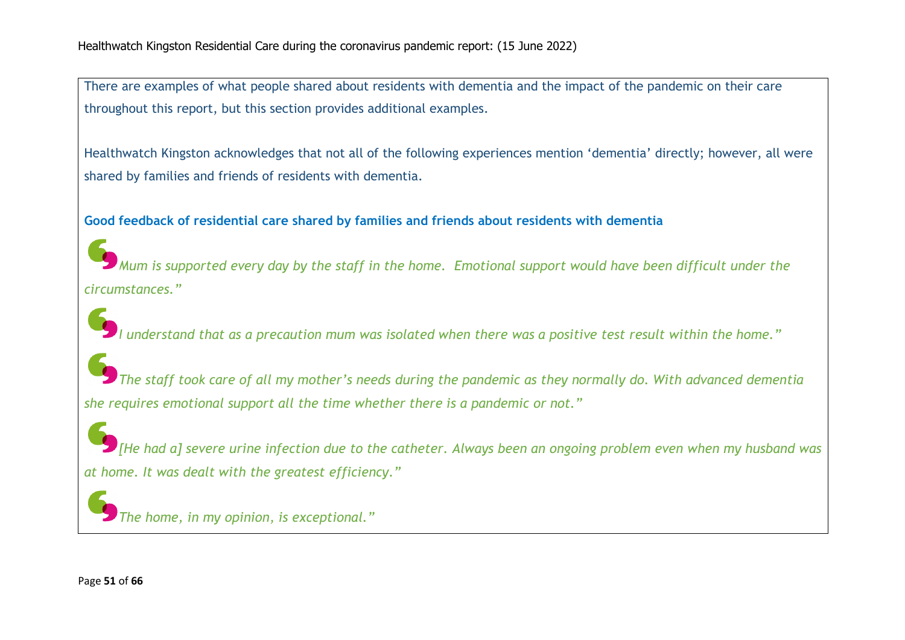There are examples of what people shared about residents with dementia and the impact of the pandemic on their care throughout this report, but this section provides additional examples.

Healthwatch Kingston acknowledges that not all of the following experiences mention 'dementia' directly; however, all were shared by families and friends of residents with dementia.

**Good feedback of residential care shared by families and friends about residents with dementia**

*"Mum is supported every day by the staff in the home. Emotional support would have been difficult under the circumstances."*

*"I understand that as a precaution mum was isolated when there was a positive test result within the home."*

*"The staff took care of all my mother's needs during the pandemic as they normally do. With advanced dementia she requires emotional support all the time whether there is a pandemic or not."*

*"[He had a] severe urine infection due to the catheter. Always been an ongoing problem even when my husband was at home. It was dealt with the greatest efficiency."*

*"The home, in my opinion, is exceptional."*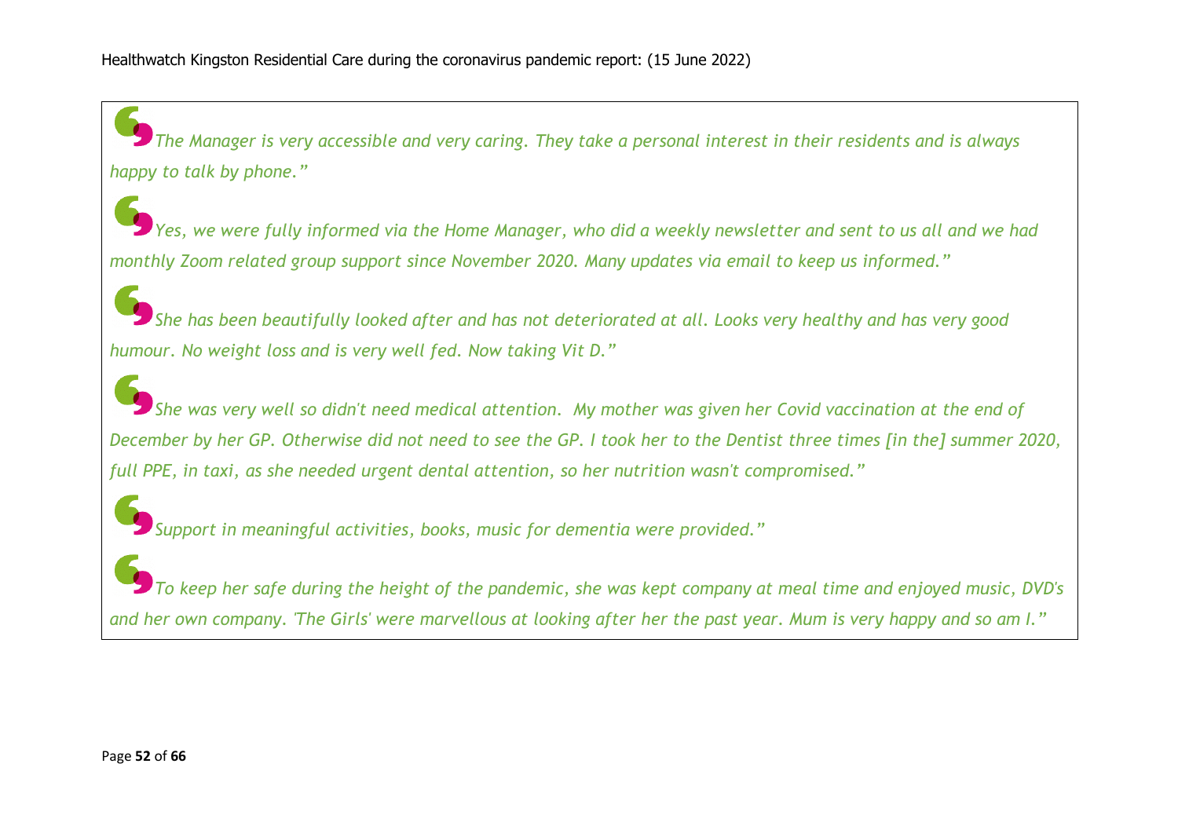*"The Manager is very accessible and very caring. They take a personal interest in their residents and is always happy to talk by phone."*

*"Yes, we were fully informed via the Home Manager, who did a weekly newsletter and sent to us all and we had monthly Zoom related group support since November 2020. Many updates via email to keep us informed."*

*"She has been beautifully looked after and has not deteriorated at all. Looks very healthy and has very good humour. No weight loss and is very well fed. Now taking Vit D."*

*"She was very well so didn't need medical attention. My mother was given her Covid vaccination at the end of December by her GP. Otherwise did not need to see the GP. I took her to the Dentist three times [in the] summer 2020, full PPE, in taxi, as she needed urgent dental attention, so her nutrition wasn't compromised."*

*"Support in meaningful activities, books, music for dementia were provided."*

*"To keep her safe during the height of the pandemic, she was kept company at meal time and enjoyed music, DVD's and her own company. 'The Girls' were marvellous at looking after her the past year. Mum is very happy and so am I."*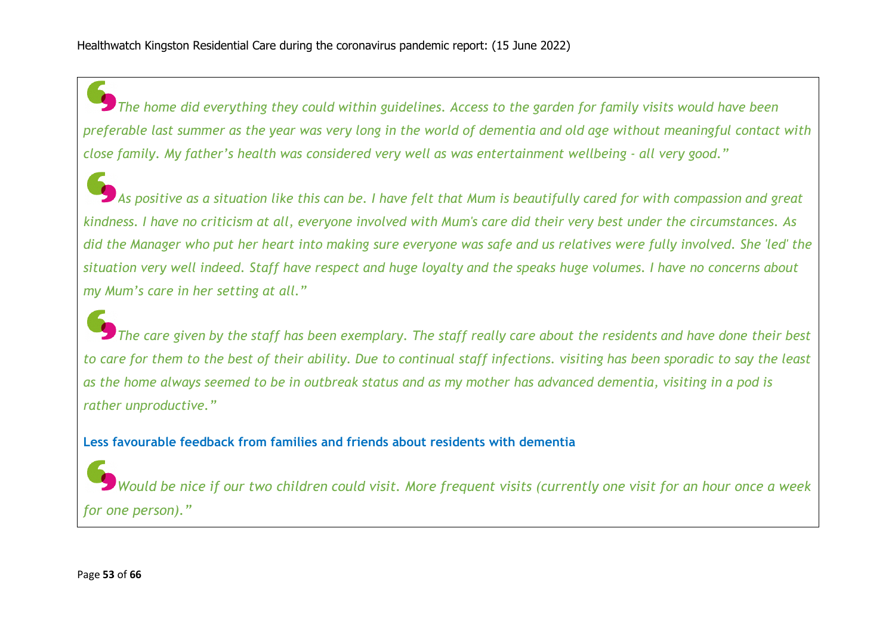*The home did everything they could within guidelines. Access to the garden for family visits would have been preferable last summer as the year was very long in the world of dementia and old age without meaningful contact with close family. My father's health was considered very well as was entertainment wellbeing - all very good."*

*As positive as a situation like this can be. I have felt that Mum is beautifully cared for with compassion and great kindness. I have no criticism at all, everyone involved with Mum's care did their very best under the circumstances. As did the Manager who put her heart into making sure everyone was safe and us relatives were fully involved. She 'led' the situation very well indeed. Staff have respect and huge loyalty and the speaks huge volumes. I have no concerns about my Mum's care in her setting at all."*

*The care given by the staff has been exemplary. The staff really care about the residents and have done their best to care for them to the best of their ability. Due to continual staff infections. visiting has been sporadic to say the least as the home always seemed to be in outbreak status and as my mother has advanced dementia, visiting in a pod is rather unproductive."*

**Less favourable feedback from families and friends about residents with dementia**

*Would be nice if our two children could visit. More frequent visits (currently one visit for an hour once a week for one person)."*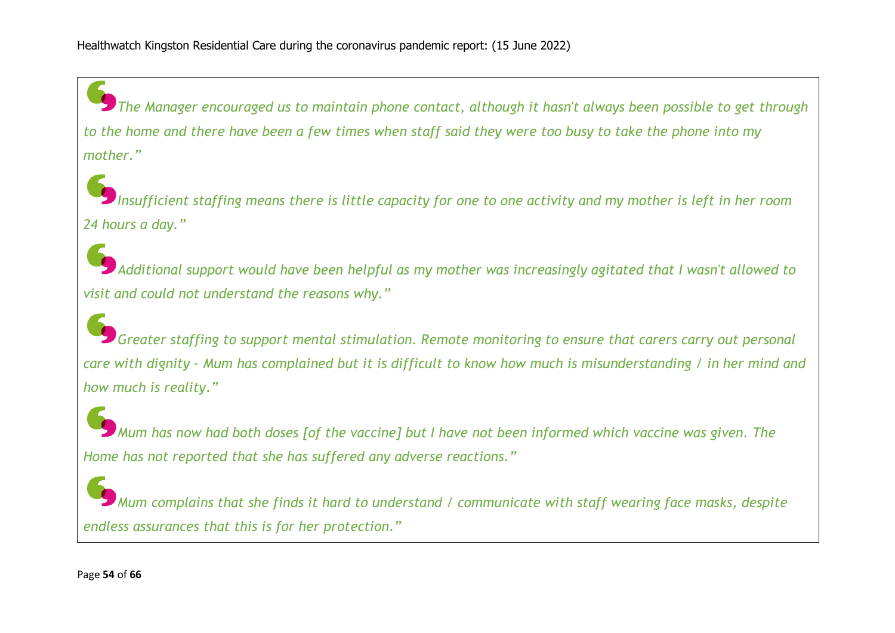*"The Manager encouraged us to maintain phone contact, although it hasn't always been possible to get through to the home and there have been a few times when staff said they were too busy to take the phone into my mother."*

*"Insufficient staffing means there is little capacity for one to one activity and my mother is left in her room 24 hours a day."*

*"Additional support would have been helpful as my mother was increasingly agitated that I wasn't allowed to visit and could not understand the reasons why."*

*"Greater staffing to support mental stimulation. Remote monitoring to ensure that carers carry out personal care with dignity - Mum has complained but it is difficult to know how much is misunderstanding / in her mind and how much is reality."*

*"Mum has now had both doses [of the vaccine] but I have not been informed which vaccine was given. The Home has not reported that she has suffered any adverse reactions."*

*"Mum complains that she finds it hard to understand / communicate with staff wearing face masks, despite endless assurances that this is for her protection."*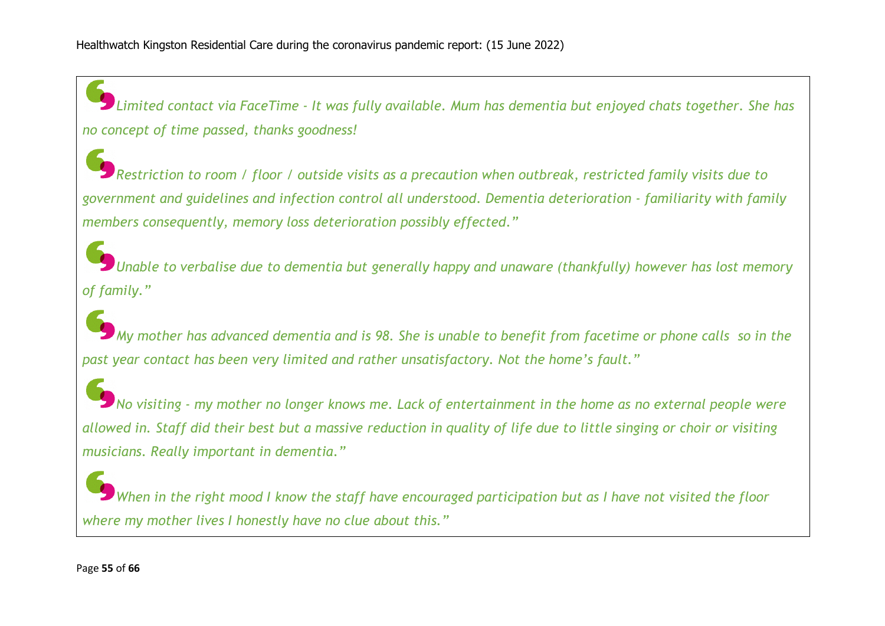*Limited contact via FaceTime - It was fully available. Mum has dementia but enjoyed chats together. She has no concept of time passed, thanks goodness!*

*Restriction to room / floor / outside visits as a precaution when outbreak, restricted family visits due to government and guidelines and infection control all understood. Dementia deterioration - familiarity with family members consequently, memory loss deterioration possibly effected."*

*Unable to verbalise due to dementia but generally happy and unaware (thankfully) however has lost memory of family."*

*My mother has advanced dementia and is 98. She is unable to benefit from facetime or phone calls so in the past year contact has been very limited and rather unsatisfactory. Not the home's fault."*

*No visiting - my mother no longer knows me. Lack of entertainment in the home as no external people were allowed in. Staff did their best but a massive reduction in quality of life due to little singing or choir or visiting musicians. Really important in dementia."*

*When in the right mood I know the staff have encouraged participation but as I have not visited the floor where my mother lives I honestly have no clue about this."*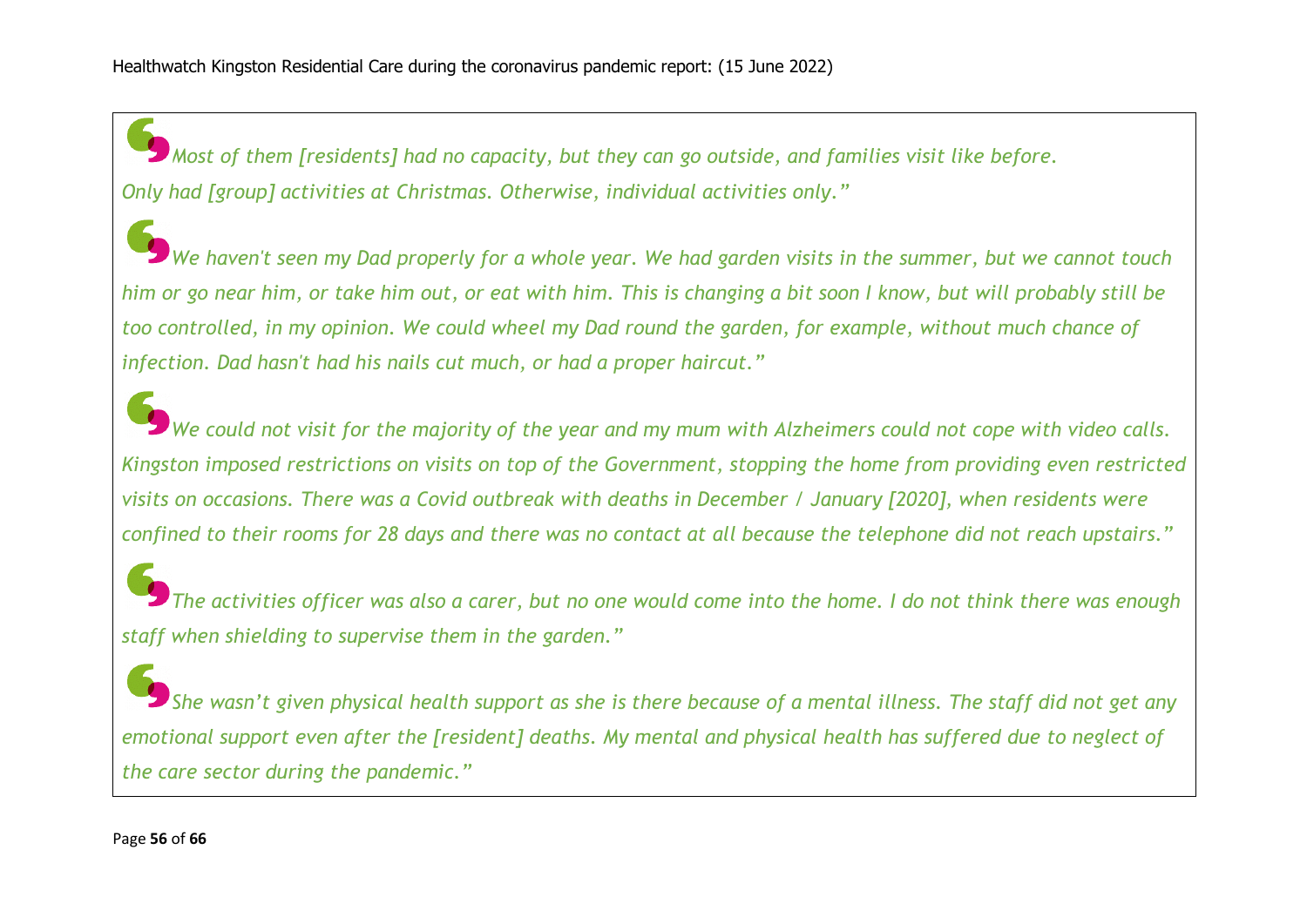*Most of them [residents] had no capacity, but they can go outside, and families visit like before. Only had [group] activities at Christmas. Otherwise, individual activities only."*

*We haven't seen my Dad properly for a whole year. We had garden visits in the summer, but we cannot touch him or go near him, or take him out, or eat with him. This is changing a bit soon I know, but will probably still be too controlled, in my opinion. We could wheel my Dad round the garden, for example, without much chance of infection. Dad hasn't had his nails cut much, or had a proper haircut."*

*We could not visit for the majority of the year and my mum with Alzheimers could not cope with video calls. Kingston imposed restrictions on visits on top of the Government, stopping the home from providing even restricted visits on occasions. There was a Covid outbreak with deaths in December / January [2020], when residents were confined to their rooms for 28 days and there was no contact at all because the telephone did not reach upstairs."*

*The activities officer was also a carer, but no one would come into the home. I do not think there was enough staff when shielding to supervise them in the garden."*

*She wasn't given physical health support as she is there because of a mental illness. The staff did not get any emotional support even after the [resident] deaths. My mental and physical health has suffered due to neglect of the care sector during the pandemic."*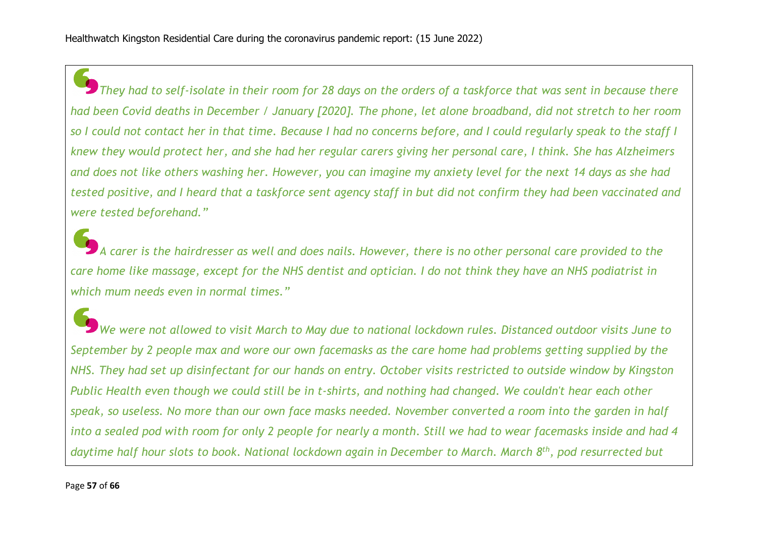*They had to self-isolate in their room for 28 days on the orders of a taskforce that was sent in because there had been Covid deaths in December / January [2020]. The phone, let alone broadband, did not stretch to her room so I could not contact her in that time. Because I had no concerns before, and I could regularly speak to the staff I knew they would protect her, and she had her regular carers giving her personal care, I think. She has Alzheimers and does not like others washing her. However, you can imagine my anxiety level for the next 14 days as she had tested positive, and I heard that a taskforce sent agency staff in but did not confirm they had been vaccinated and were tested beforehand."*

*A carer is the hairdresser as well and does nails. However, there is no other personal care provided to the care home like massage, except for the NHS dentist and optician. I do not think they have an NHS podiatrist in which mum needs even in normal times."*

*We were not allowed to visit March to May due to national lockdown rules. Distanced outdoor visits June to September by 2 people max and wore our own facemasks as the care home had problems getting supplied by the NHS. They had set up disinfectant for our hands on entry. October visits restricted to outside window by Kingston Public Health even though we could still be in t-shirts, and nothing had changed. We couldn't hear each other speak, so useless. No more than our own face masks needed. November converted a room into the garden in half into a sealed pod with room for only 2 people for nearly a month. Still we had to wear facemasks inside and had 4 daytime half hour slots to book. National lockdown again in December to March. March 8th, pod resurrected but*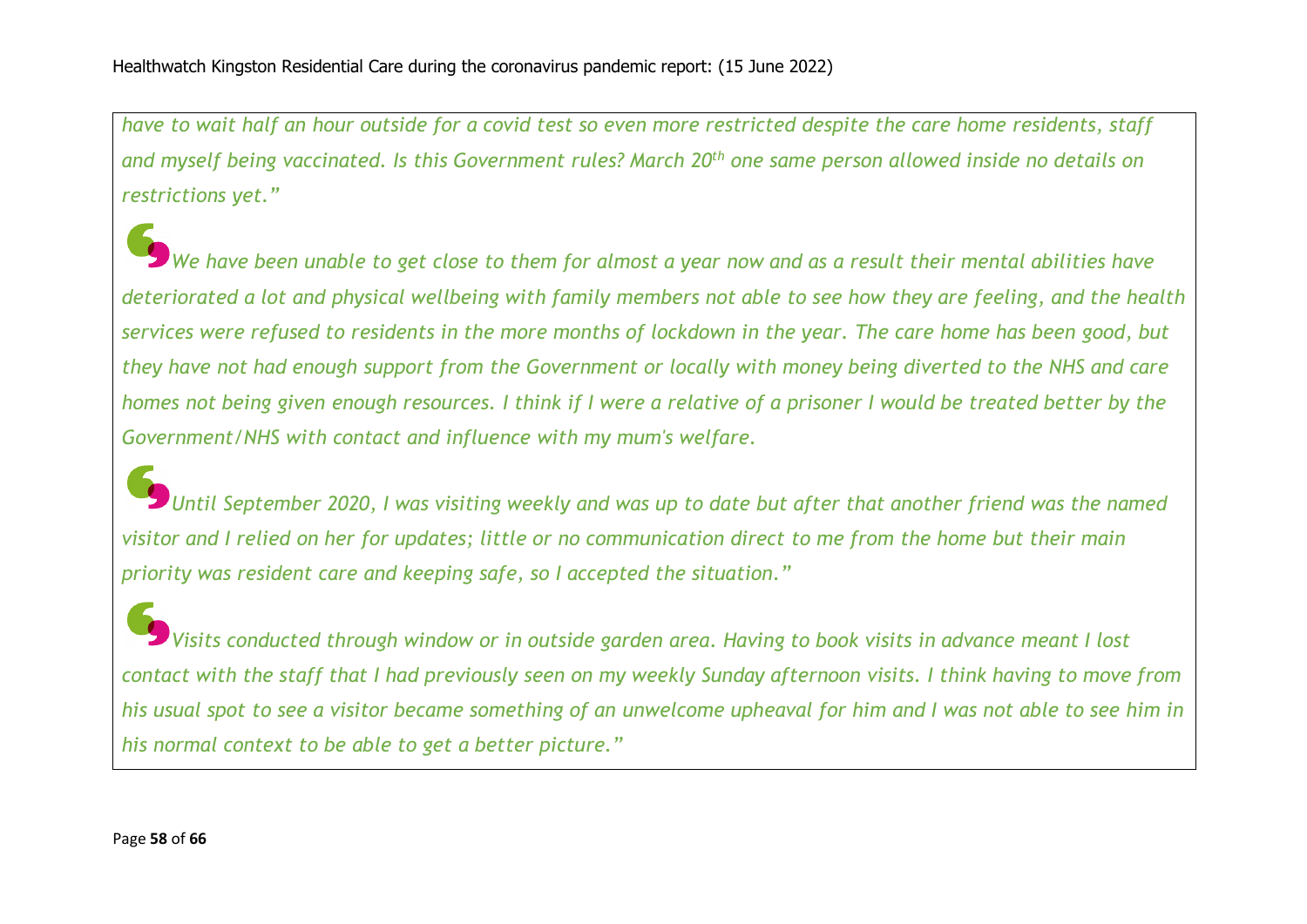*have to wait half an hour outside for a covid test so even more restricted despite the care home residents, staff and myself being vaccinated. Is this Government rules? March 20th one same person allowed inside no details on restrictions yet."*

*We have been unable to get close to them for almost a year now and as a result their mental abilities have deteriorated a lot and physical wellbeing with family members not able to see how they are feeling, and the health services were refused to residents in the more months of lockdown in the year. The care home has been good, but they have not had enough support from the Government or locally with money being diverted to the NHS and care homes not being given enough resources. I think if I were a relative of a prisoner I would be treated better by the Government/NHS with contact and influence with my mum's welfare.*

*Until September 2020, I was visiting weekly and was up to date but after that another friend was the named visitor and I relied on her for updates; little or no communication direct to me from the home but their main priority was resident care and keeping safe, so I accepted the situation."*

*Visits conducted through window or in outside garden area. Having to book visits in advance meant I lost contact with the staff that I had previously seen on my weekly Sunday afternoon visits. I think having to move from his usual spot to see a visitor became something of an unwelcome upheaval for him and I was not able to see him in his normal context to be able to get a better picture."*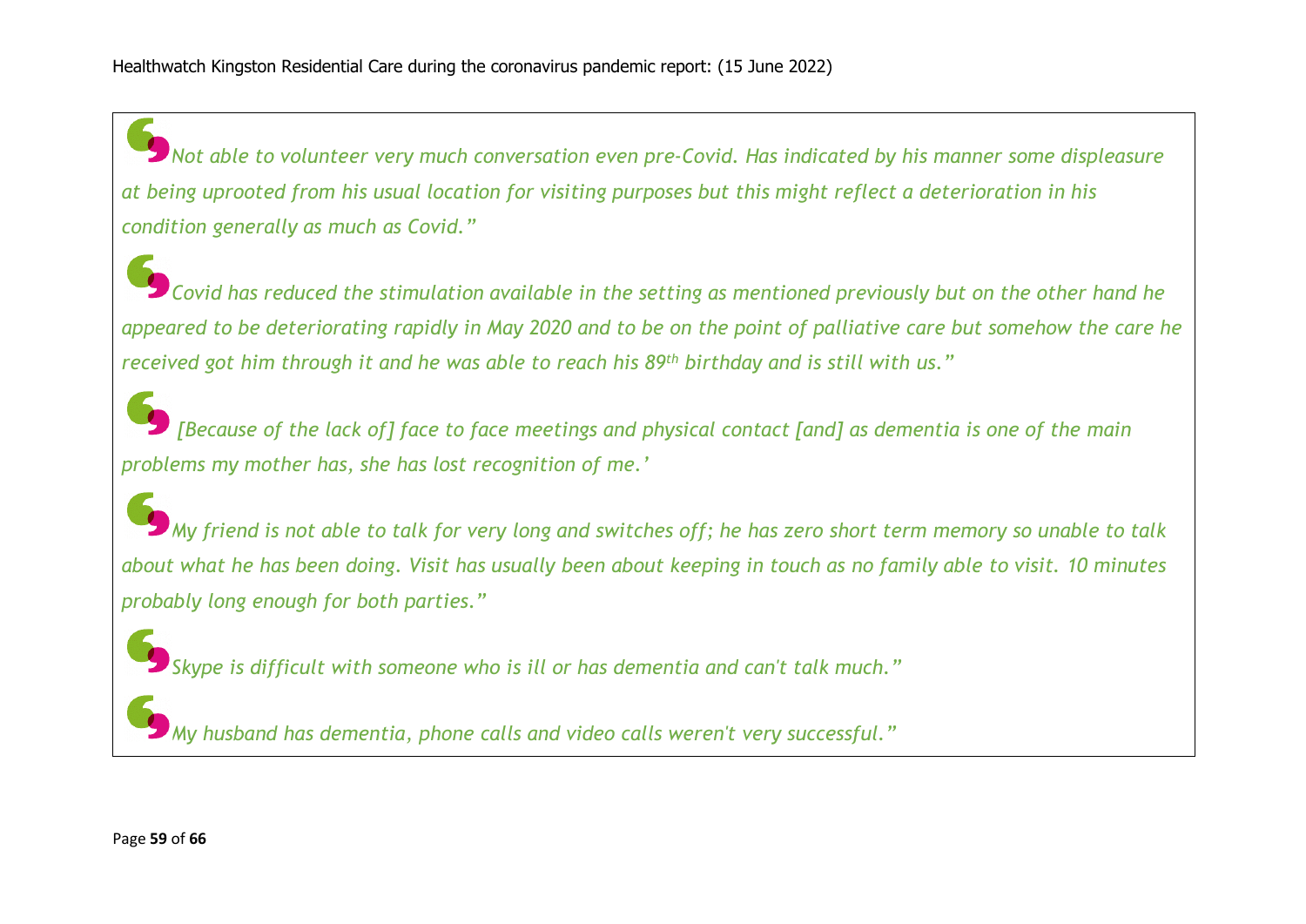*Not able to volunteer very much conversation even pre-Covid. Has indicated by his manner some displeasure at being uprooted from his usual location for visiting purposes but this might reflect a deterioration in his condition generally as much as Covid."*

*Covid has reduced the stimulation available in the setting as mentioned previously but on the other hand he appeared to be deteriorating rapidly in May 2020 and to be on the point of palliative care but somehow the care he received got him through it and he was able to reach his 89th birthday and is still with us."*

*[Because of the lack of] face to face meetings and physical contact [and] as dementia is one of the main problems my mother has, she has lost recognition of me.'*

*My friend is not able to talk for very long and switches off; he has zero short term memory so unable to talk about what he has been doing. Visit has usually been about keeping in touch as no family able to visit. 10 minutes probably long enough for both parties."*

*Skype is difficult with someone who is ill or has dementia and can't talk much."*

*My husband has dementia, phone calls and video calls weren't very successful."*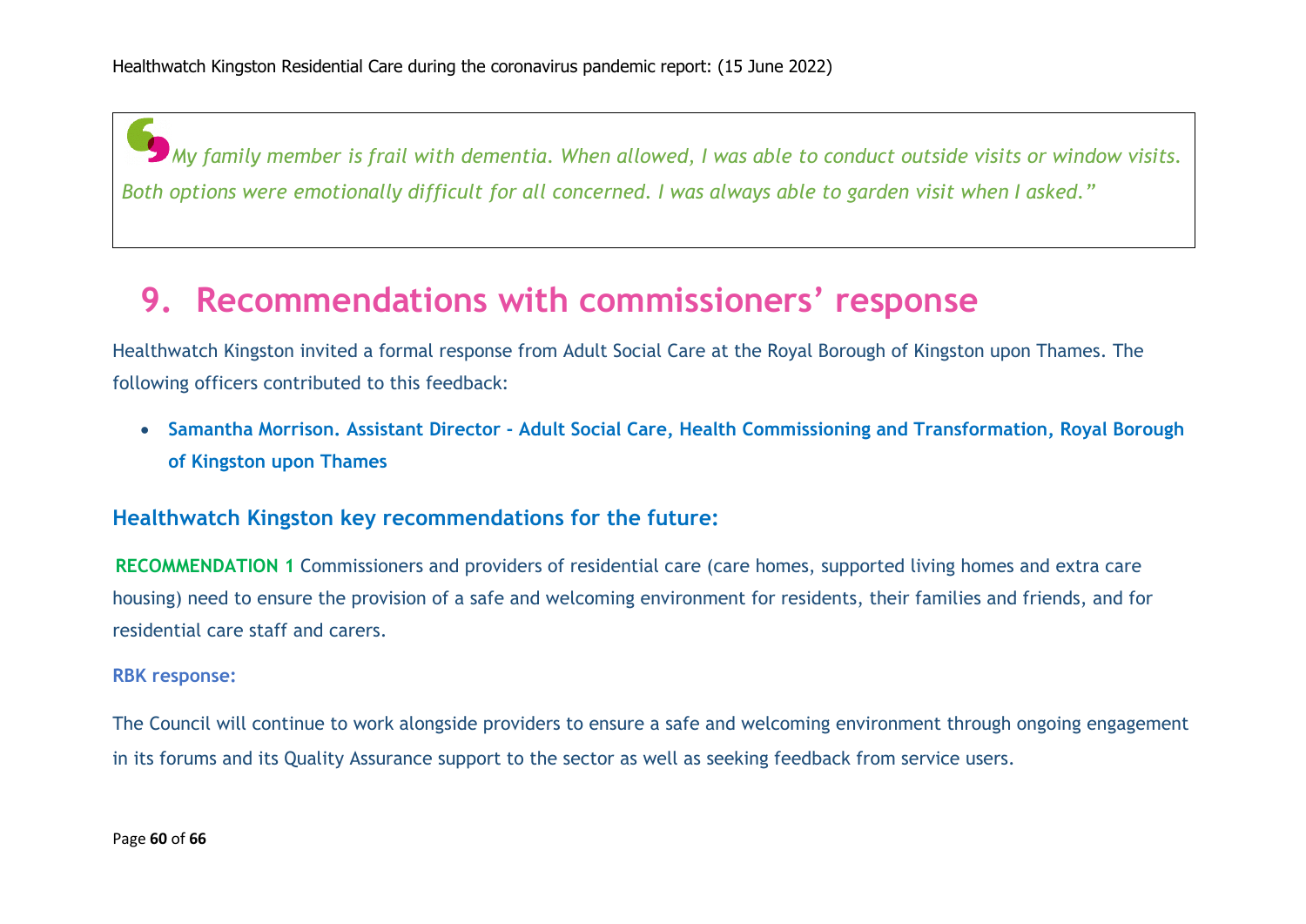> *My family member is frail with dementia. When allowed, I was able to conduct outside visits or window visits. Both options were emotionally difficult for all concerned. I was always able to garden visit when I asked."*

# 9. Recommendations with commissioners' response

Healthwatch Kingston invited a formal response from Adult Social Care at the Royal Borough of Kingston upon Thames. The following officers contributed to this feedback:

- **Samantha Morrison. Assistant Director - Adult Social Care, Health Commissioning and Transformation, Royal Borough of Kingston upon Thames**

## Healthwatch Kingston key recommendations for the future:

**RECOMMENDATION 1** Commissioners and providers of residential care (care homes, supported living homes and extra care housing) need to ensure the provision of a safe and welcoming environment for residents, their families and friends, and for residential care staff and carers.

**RBK response:**

The Council will continue to work alongside providers to ensure a safe and welcoming environment through ongoing engagement in its forums and its Quality Assurance support to the sector as well as seeking feedback from service users.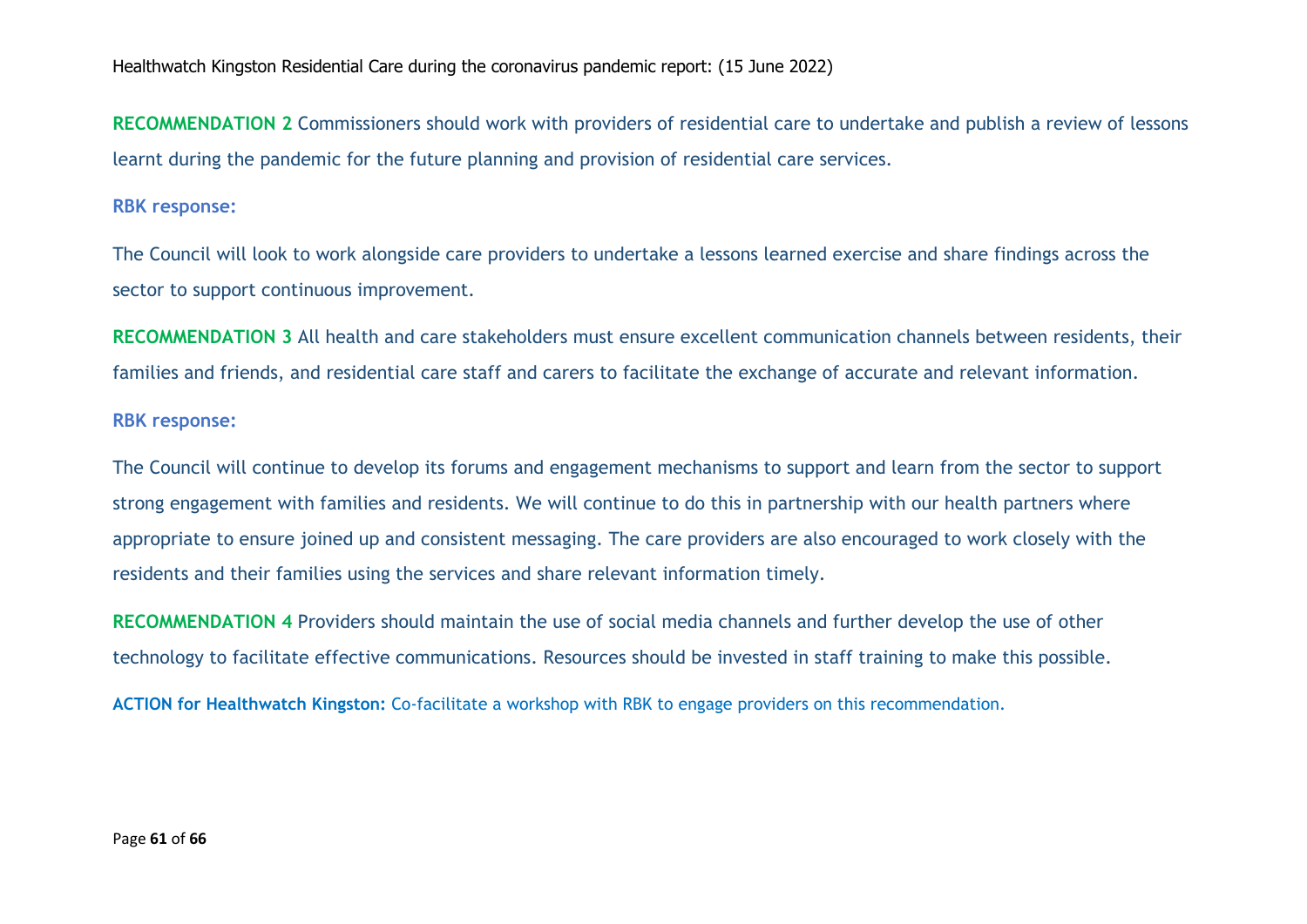**RECOMMENDATION 2** Commissioners should work with providers of residential care to undertake and publish a review of lessons learnt during the pandemic for the future planning and provision of residential care services.

**RBK response:**

The Council will look to work alongside care providers to undertake a lessons learned exercise and share findings across the sector to support continuous improvement.

**RECOMMENDATION 3** All health and care stakeholders must ensure excellent communication channels between residents, their families and friends, and residential care staff and carers to facilitate the exchange of accurate and relevant information.

**RBK response:**

The Council will continue to develop its forums and engagement mechanisms to support and learn from the sector to support strong engagement with families and residents. We will continue to do this in partnership with our health partners where appropriate to ensure joined up and consistent messaging. The care providers are also encouraged to work closely with the residents and their families using the services and share relevant information timely.

**RECOMMENDATION 4** Providers should maintain the use of social media channels and further develop the use of other technology to facilitate effective communications. Resources should be invested in staff training to make this possible.

**ACTION for Healthwatch Kingston:** Co-facilitate a workshop with RBK to engage providers on this recommendation.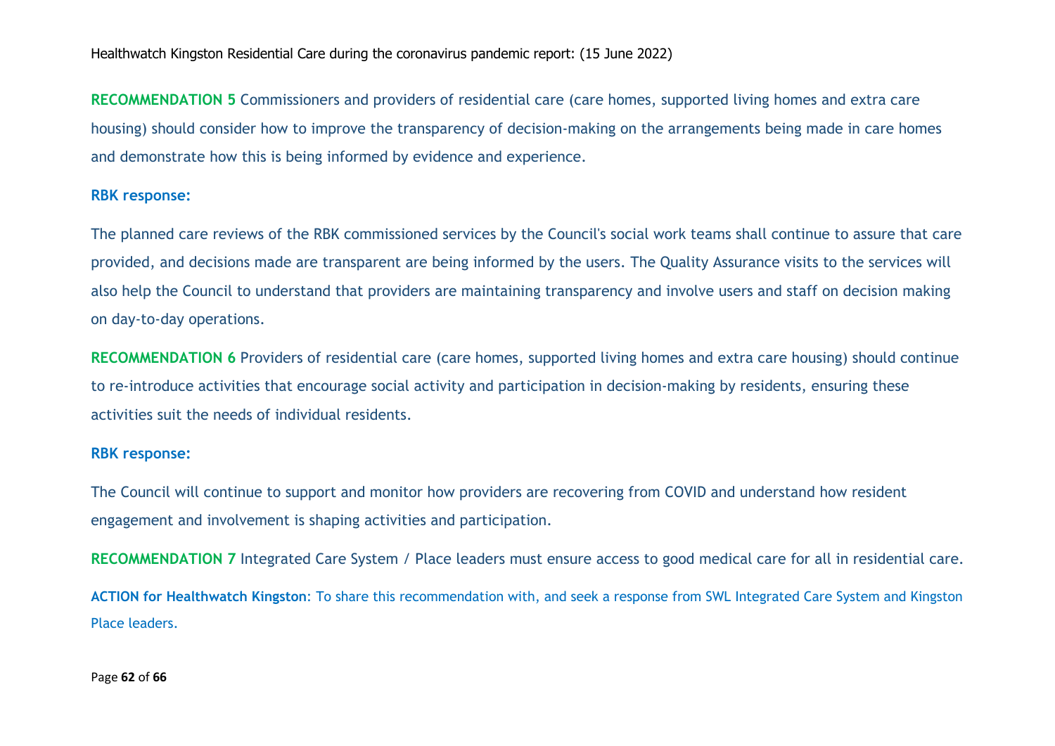**RECOMMENDATION 5** Commissioners and providers of residential care (care homes, supported living homes and extra care housing) should consider how to improve the transparency of decision-making on the arrangements being made in care homes and demonstrate how this is being informed by evidence and experience.

**RBK response:**

The planned care reviews of the RBK commissioned services by the Council's social work teams shall continue to assure that care provided, and decisions made are transparent are being informed by the users. The Quality Assurance visits to the services will also help the Council to understand that providers are maintaining transparency and involve users and staff on decision making on day-to-day operations.

**RECOMMENDATION 6** Providers of residential care (care homes, supported living homes and extra care housing) should continue to re-introduce activities that encourage social activity and participation in decision-making by residents, ensuring these activities suit the needs of individual residents.

**RBK response:**

The Council will continue to support and monitor how providers are recovering from COVID and understand how resident engagement and involvement is shaping activities and participation.

**RECOMMENDATION 7** Integrated Care System / Place leaders must ensure access to good medical care for all in residential care.

**ACTION for Healthwatch Kingston**: To share this recommendation with, and seek a response from SWL Integrated Care System and Kingston Place leaders.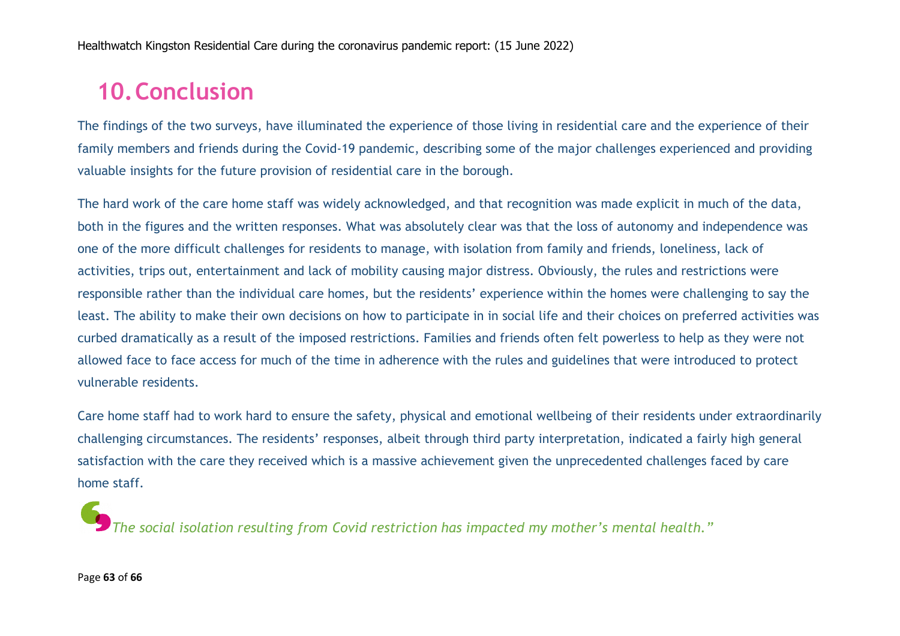# 10. Conclusion

The findings of the two surveys, have illuminated the experience of those living in residential care and the experience of their family members and friends during the Covid-19 pandemic, describing some of the major challenges experienced and providing valuable insights for the future provision of residential care in the borough.

The hard work of the care home staff was widely acknowledged, and that recognition was made explicit in much of the data, both in the figures and the written responses. What was absolutely clear was that the loss of autonomy and independence was one of the more difficult challenges for residents to manage, with isolation from family and friends, loneliness, lack of activities, trips out, entertainment and lack of mobility causing major distress. Obviously, the rules and restrictions were responsible rather than the individual care homes, but the residents' experience within the homes were challenging to say the least. The ability to make their own decisions on how to participate in in social life and their choices on preferred activities was curbed dramatically as a result of the imposed restrictions. Families and friends often felt powerless to help as they were not allowed face to face access for much of the time in adherence with the rules and guidelines that were introduced to protect vulnerable residents.

Care home staff had to work hard to ensure the safety, physical and emotional wellbeing of their residents under extraordinarily challenging circumstances. The residents' responses, albeit through third party interpretation, indicated a fairly high general satisfaction with the care they received which is a massive achievement given the unprecedented challenges faced by care home staff.

*"The social isolation resulting from Covid restriction has impacted my mother's mental health."*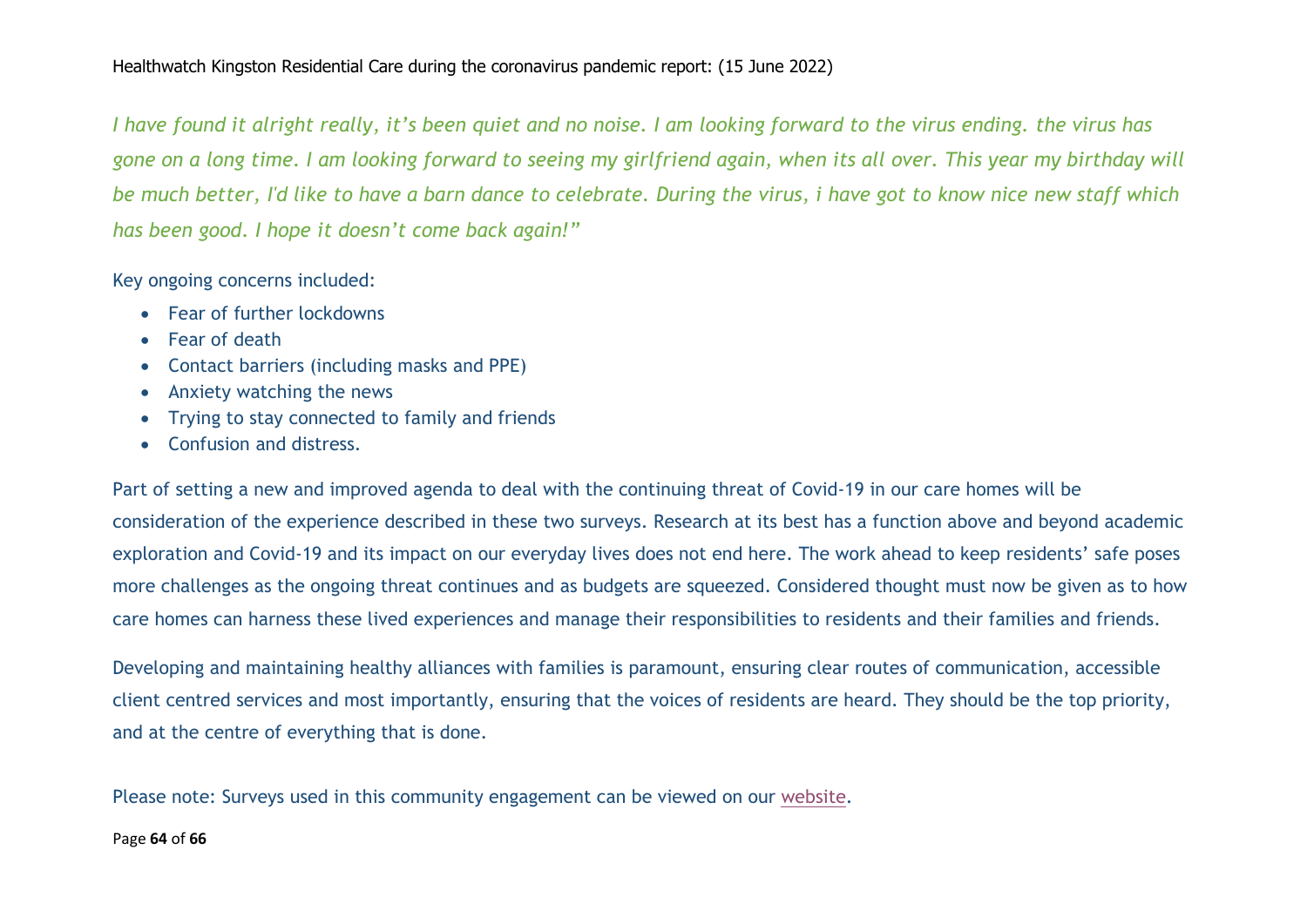*I have found it alright really, it's been quiet and no noise. I am looking forward to the virus ending. the virus has gone on a long time. I am looking forward to seeing my girlfriend again, when its all over. This year my birthday will be much better, I'd like to have a barn dance to celebrate. During the virus, i have got to know nice new staff which has been good. I hope it doesn't come back again!"*

Key ongoing concerns included:

- Fear of further lockdowns
- Fear of death
- Contact barriers (including masks and PPE)
- Anxiety watching the news
- Trying to stay connected to family and friends
- Confusion and distress.

Part of setting a new and improved agenda to deal with the continuing threat of Covid-19 in our care homes will be consideration of the experience described in these two surveys. Research at its best has a function above and beyond academic exploration and Covid-19 and its impact on our everyday lives does not end here. The work ahead to keep residents' safe poses more challenges as the ongoing threat continues and as budgets are squeezed. Considered thought must now be given as to how care homes can harness these lived experiences and manage their responsibilities to residents and their families and friends.

Developing and maintaining healthy alliances with families is paramount, ensuring clear routes of communication, accessible client centred services and most importantly, ensuring that the voices of residents are heard. They should be the top priority, and at the centre of everything that is done.

Please note: Surveys used in this community engagement can be viewed on our website.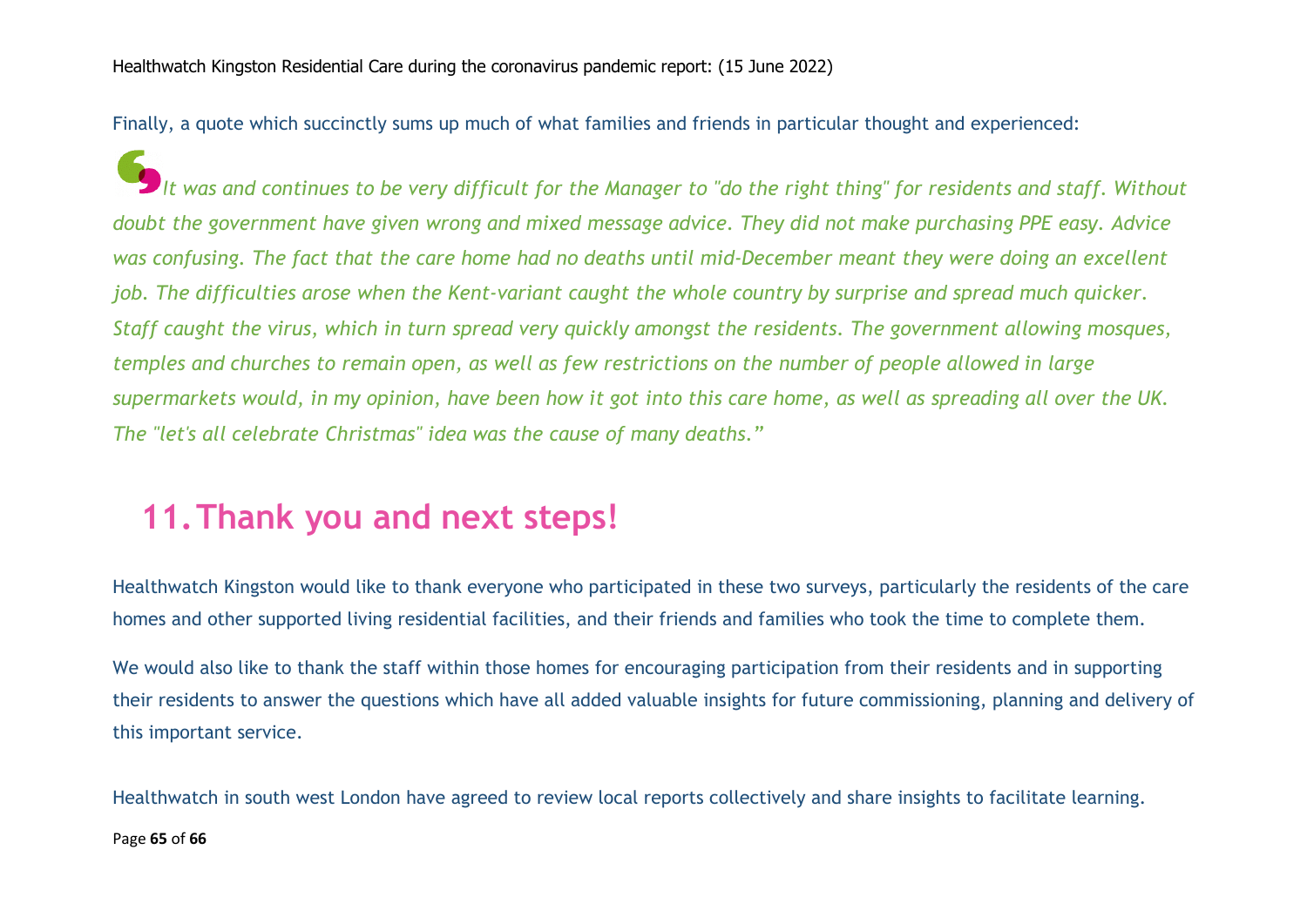Finally, a quote which succinctly sums up much of what families and friends in particular thought and experienced:

> *"It was and continues to be very difficult for the Manager to "do the right thing" for residents and staff. Without doubt the government have given wrong and mixed message advice. They did not make purchasing PPE easy. Advice was confusing. The fact that the care home had no deaths until mid-December meant they were doing an excellent job. The difficulties arose when the Kent-variant caught the whole country by surprise and spread much quicker. Staff caught the virus, which in turn spread very quickly amongst the residents. The government allowing mosques, temples and churches to remain open, as well as few restrictions on the number of people allowed in large supermarkets would, in my opinion, have been how it got into this care home, as well as spreading all over the UK. The "let's all celebrate Christmas" idea was the cause of many deaths."*

# 11. Thank you and next steps!

Healthwatch Kingston would like to thank everyone who participated in these two surveys, particularly the residents of the care homes and other supported living residential facilities, and their friends and families who took the time to complete them.

We would also like to thank the staff within those homes for encouraging participation from their residents and in supporting their residents to answer the questions which have all added valuable insights for future commissioning, planning and delivery of this important service.

Healthwatch in south west London have agreed to review local reports collectively and share insights to facilitate learning.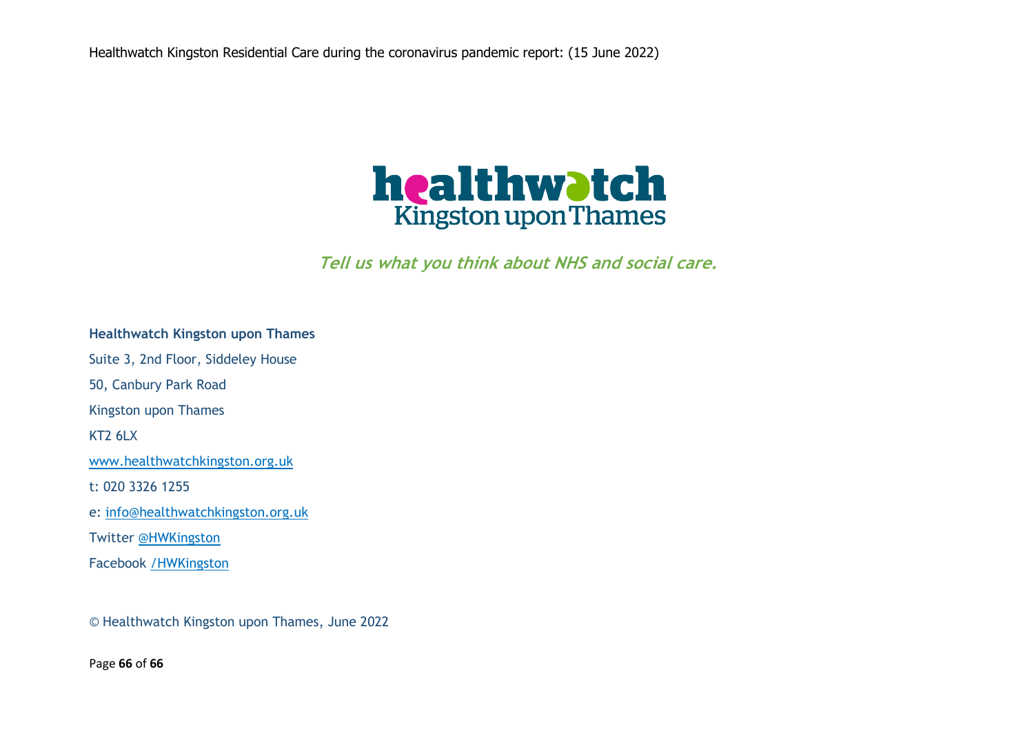healthwatch
Kingston upon Thames

*Tell us what you think about NHS and social care.*

**Healthwatch Kingston upon Thames**

Suite 3, 2nd Floor, Siddeley House

50, Canbury Park Road

Kingston upon Thames

KT2 6LX

[www.healthwatchkingston.org.uk](http://www.healthwatchkingston.org.uk)

t: 020 3326 1255

e: info@healthwatchkingston.org.uk

Twitter @HWKingston

Facebook /HWKingston

© Healthwatch Kingston upon Thames, June 2022